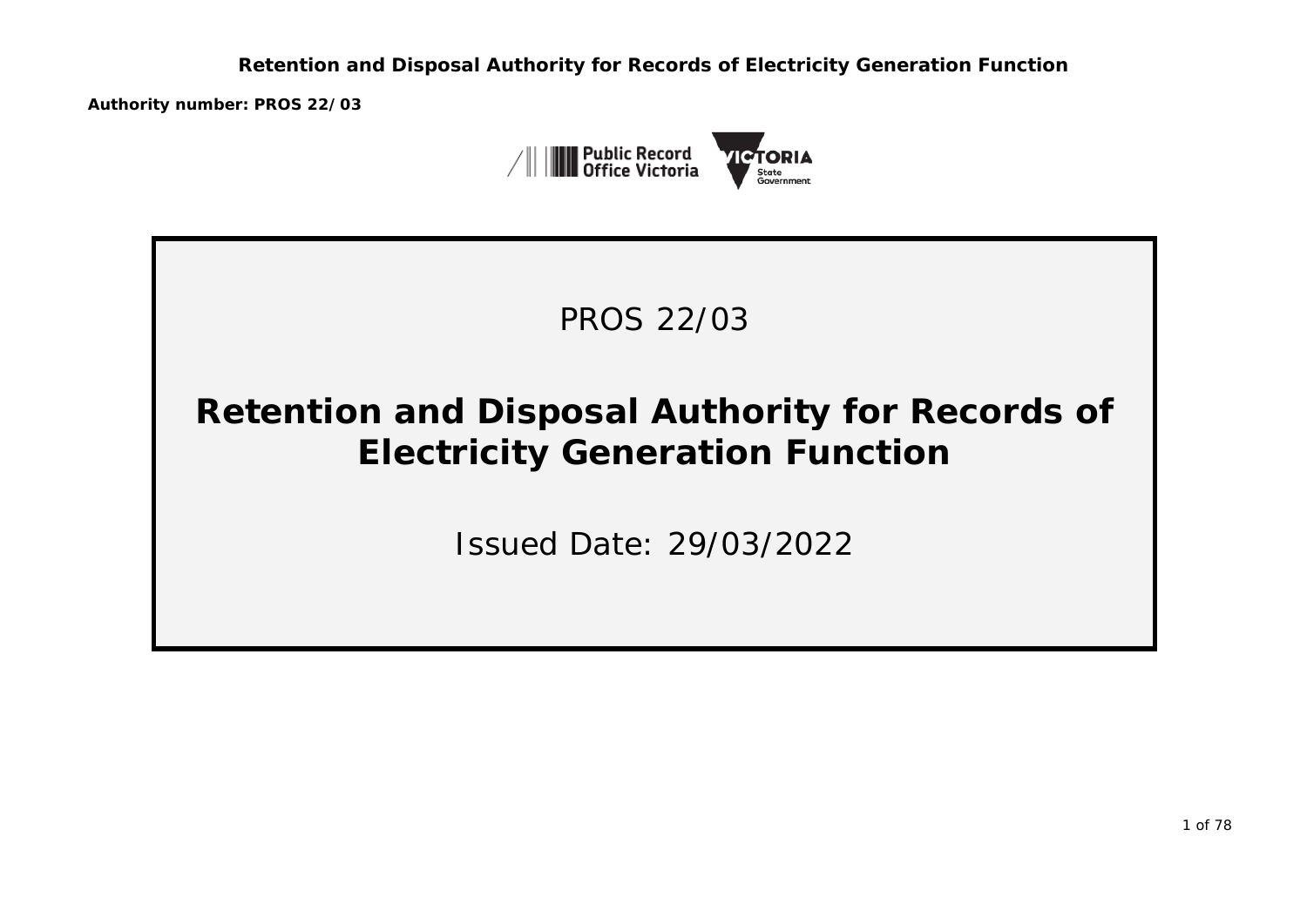**Authority number: PROS 22/03**

PROS 22/03

# Retention and Disposal Authority for Records of Electricity Generation Function

Issued Date: 29/03/2022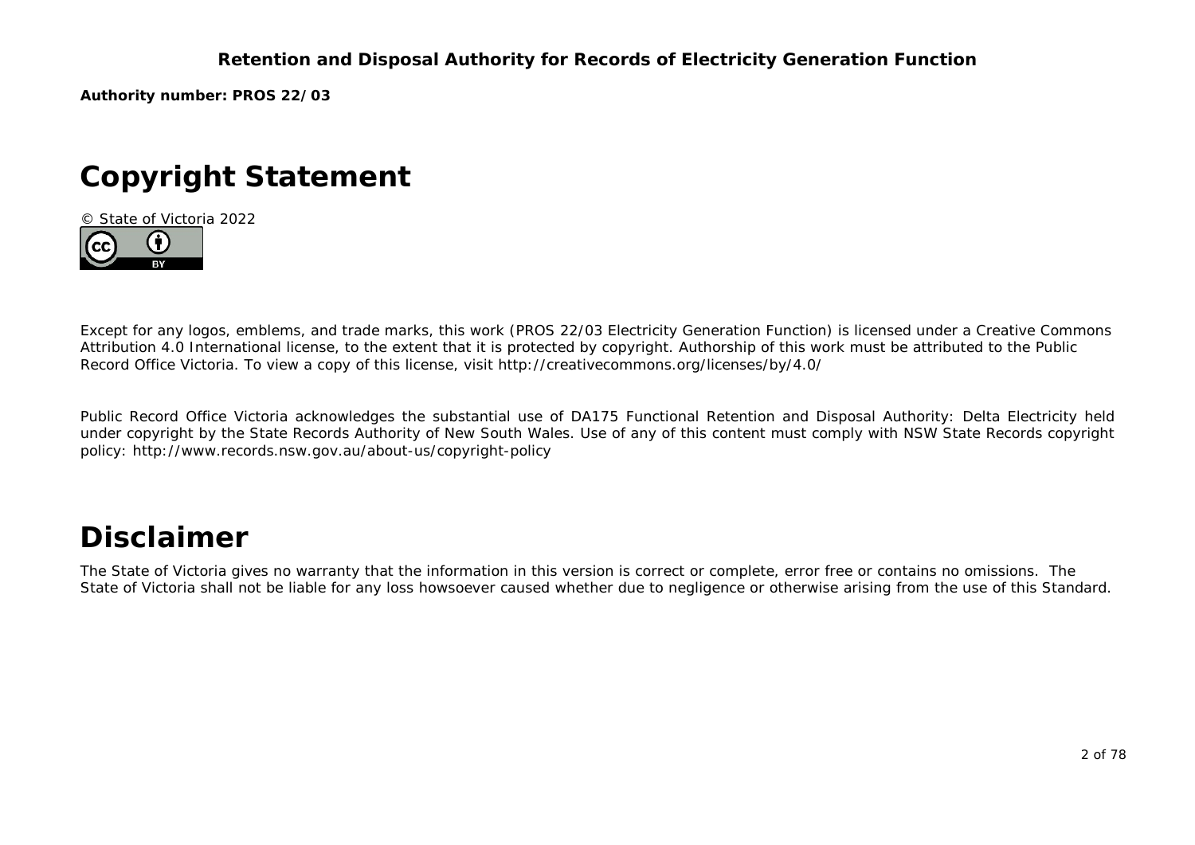**Authority number: PROS 22/03**

# Copyright Statement

© State of Victoria 2022

Except for any logos, emblems, and trade marks, this work (PROS 22/03 Electricity Generation Function) is licensed under a Creative Commons Attribution 4.0 International license, to the extent that it is protected by copyright. Authorship of this work must be attributed to the Public Record Office Victoria. To view a copy of this license, visit http://creativecommons.org/licenses/by/4.0/

Public Record Office Victoria acknowledges the substantial use of DA175 Functional Retention and Disposal Authority: Delta Electricity held under copyright by the State Records Authority of New South Wales. Use of any of this content must comply with NSW State Records copyright policy: http://www.records.nsw.gov.au/about-us/copyright-policy

# Disclaimer

The State of Victoria gives no warranty that the information in this version is correct or complete, error free or contains no omissions. The State of Victoria shall not be liable for any loss howsoever caused whether due to negligence or otherwise arising from the use of this Standard.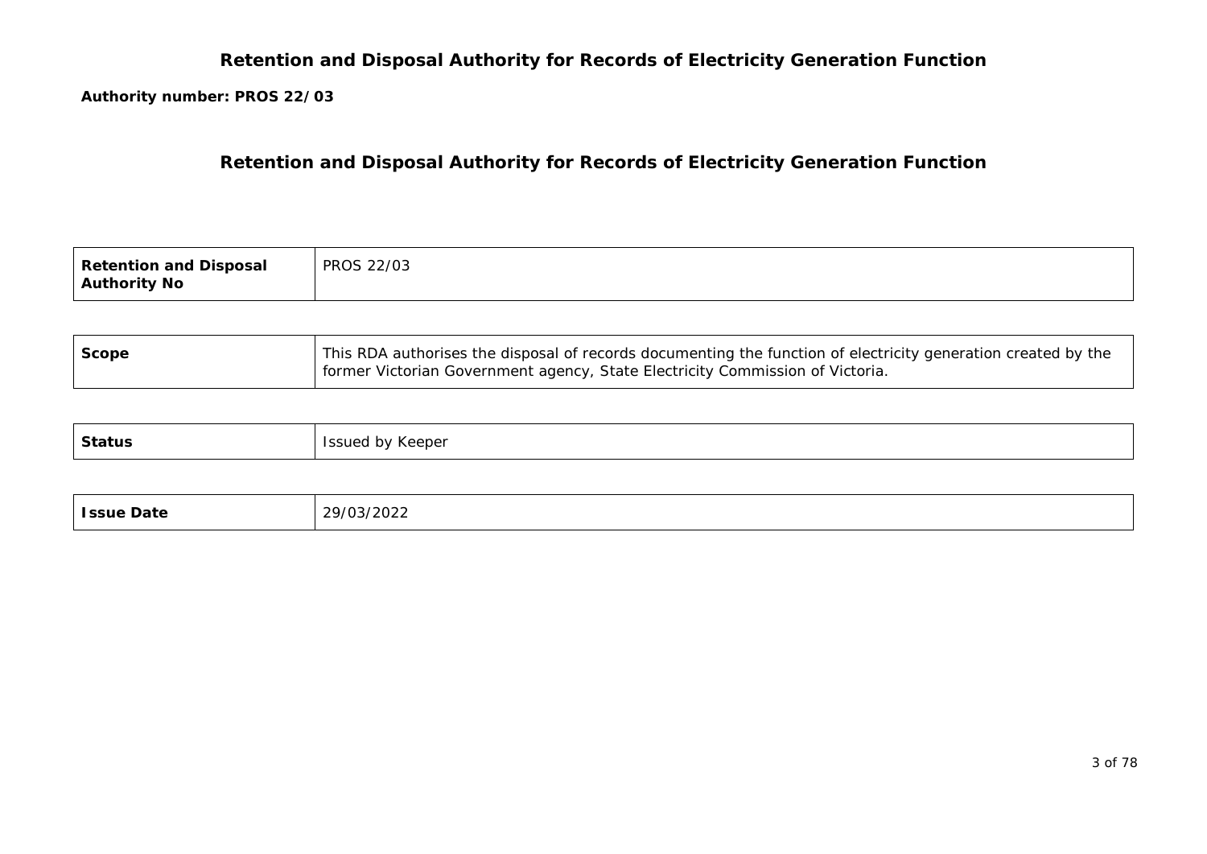# Retention and Disposal Authority for Records of Electricity Generation Function

**Authority number: PROS 22/03**

## Retention and Disposal Authority for Records of Electricity Generation Function

| **Retention and Disposal Authority No** | PROS 22/03 |
|---|---|

| **Scope** | This RDA authorises the disposal of records documenting the function of electricity generation created by the former Victorian Government agency, State Electricity Commission of Victoria. |
|---|---|

| **Status** | Issued by Keeper |
|---|---|

| **Issue Date** | 29/03/2022 |
|---|---|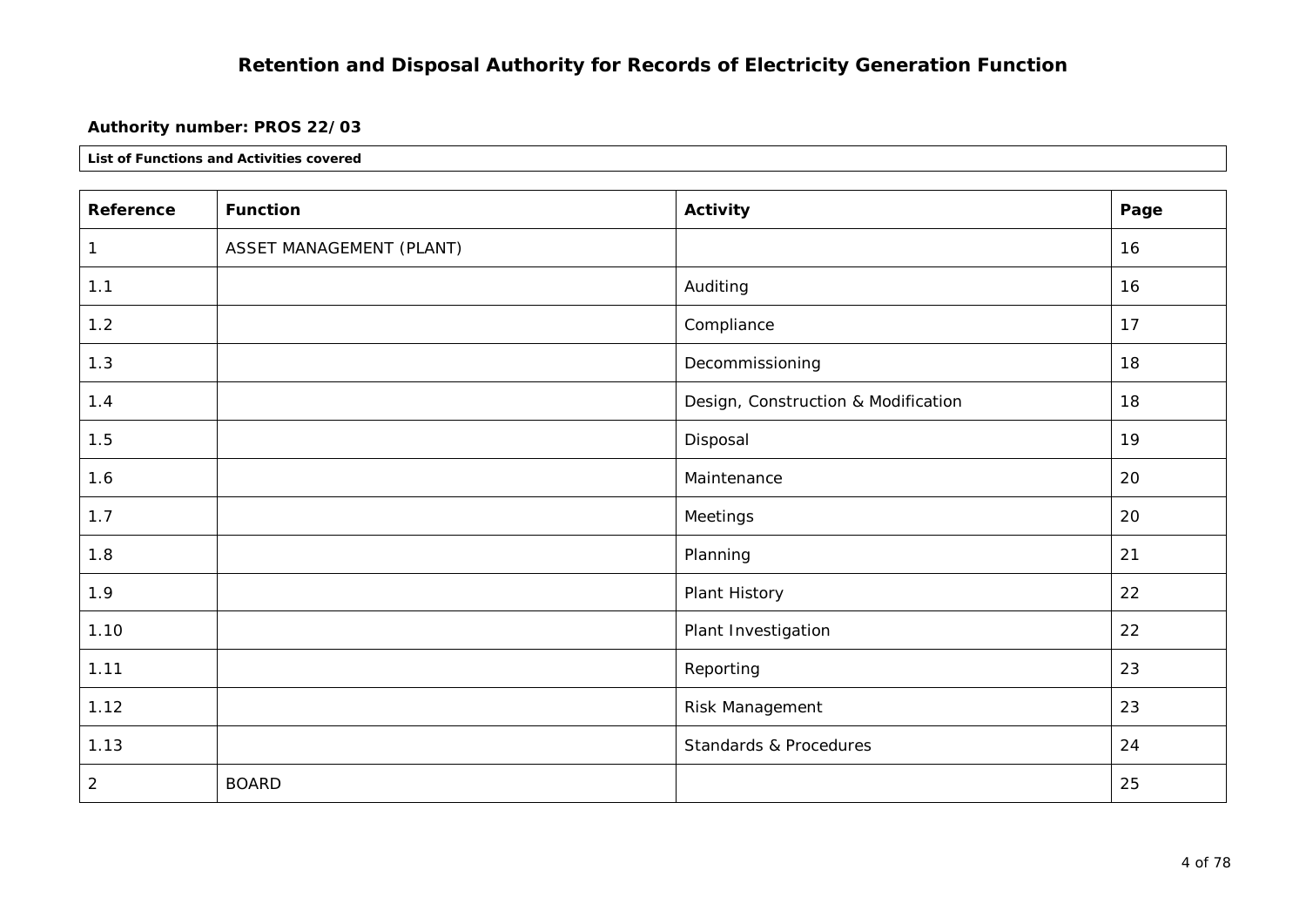# Retention and Disposal Authority for Records of Electricity Generation Function

**Authority number: PROS 22/03**

**List of Functions and Activities covered**

| Reference | Function | Activity | Page |
|---|---|---|---|
| 1 | ASSET MANAGEMENT (PLANT) | | 16 |
| 1.1 | | Auditing | 16 |
| 1.2 | | Compliance | 17 |
| 1.3 | | Decommissioning | 18 |
| 1.4 | | Design, Construction & Modification | 18 |
| 1.5 | | Disposal | 19 |
| 1.6 | | Maintenance | 20 |
| 1.7 | | Meetings | 20 |
| 1.8 | | Planning | 21 |
| 1.9 | | Plant History | 22 |
| 1.10 | | Plant Investigation | 22 |
| 1.11 | | Reporting | 23 |
| 1.12 | | Risk Management | 23 |
| 1.13 | | Standards & Procedures | 24 |
| 2 | BOARD | | 25 |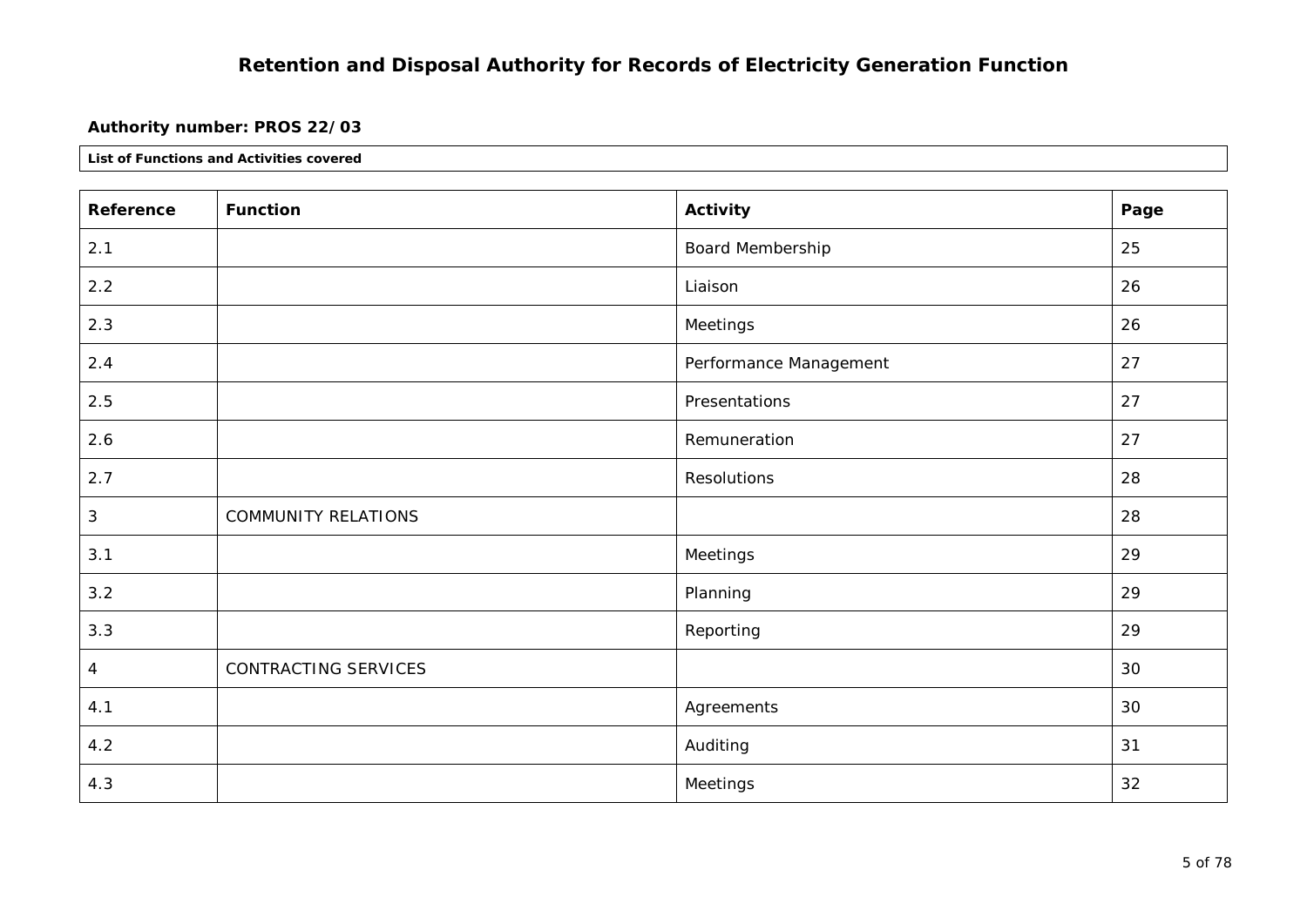# Retention and Disposal Authority for Records of Electricity Generation Function

**Authority number: PROS 22/03**

**List of Functions and Activities covered**

| Reference | Function | Activity | Page |
|---|---|---|---|
| 2.1 | | Board Membership | 25 |
| 2.2 | | Liaison | 26 |
| 2.3 | | Meetings | 26 |
| 2.4 | | Performance Management | 27 |
| 2.5 | | Presentations | 27 |
| 2.6 | | Remuneration | 27 |
| 2.7 | | Resolutions | 28 |
| 3 | COMMUNITY RELATIONS | | 28 |
| 3.1 | | Meetings | 29 |
| 3.2 | | Planning | 29 |
| 3.3 | | Reporting | 29 |
| 4 | CONTRACTING SERVICES | | 30 |
| 4.1 | | Agreements | 30 |
| 4.2 | | Auditing | 31 |
| 4.3 | | Meetings | 32 |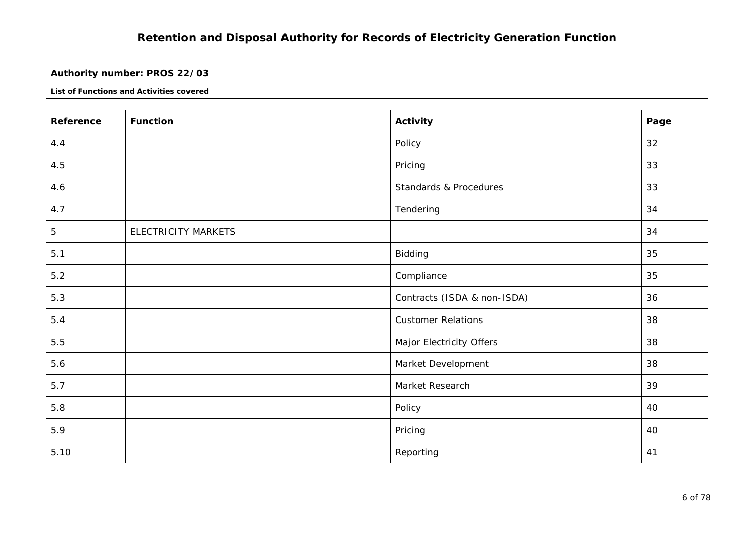# Retention and Disposal Authority for Records of Electricity Generation Function

**Authority number: PROS 22/03**

**List of Functions and Activities covered**

| Reference | Function | Activity | Page |
|---|---|---|---|
| 4.4 | | Policy | 32 |
| 4.5 | | Pricing | 33 |
| 4.6 | | Standards & Procedures | 33 |
| 4.7 | | Tendering | 34 |
| 5 | ELECTRICITY MARKETS | | 34 |
| 5.1 | | Bidding | 35 |
| 5.2 | | Compliance | 35 |
| 5.3 | | Contracts (ISDA & non-ISDA) | 36 |
| 5.4 | | Customer Relations | 38 |
| 5.5 | | Major Electricity Offers | 38 |
| 5.6 | | Market Development | 38 |
| 5.7 | | Market Research | 39 |
| 5.8 | | Policy | 40 |
| 5.9 | | Pricing | 40 |
| 5.10 | | Reporting | 41 |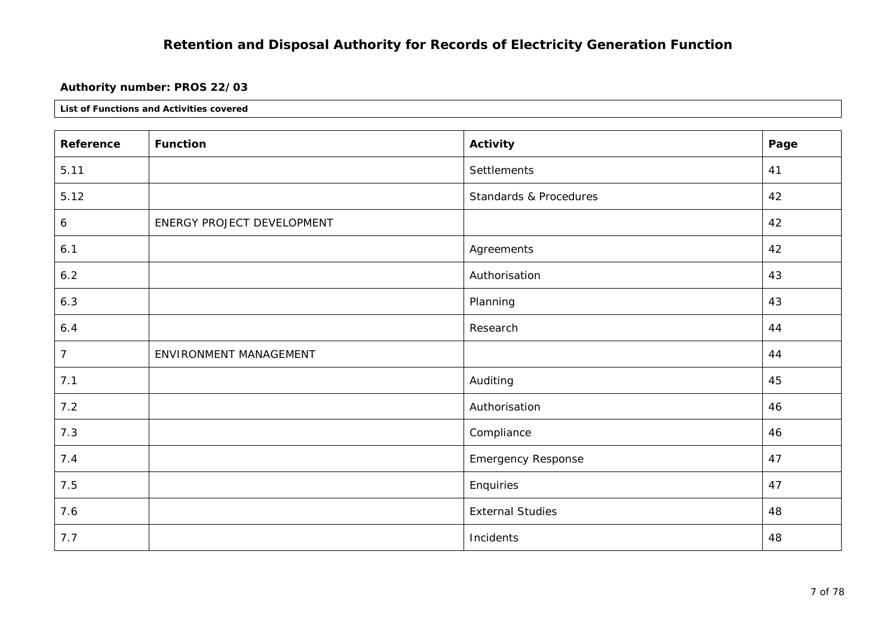# Retention and Disposal Authority for Records of Electricity Generation Function

**Authority number: PROS 22/03**

**List of Functions and Activities covered**

| Reference | Function | Activity | Page |
|---|---|---|---|
| 5.11 | | Settlements | 41 |
| 5.12 | | Standards & Procedures | 42 |
| 6 | ENERGY PROJECT DEVELOPMENT | | 42 |
| 6.1 | | Agreements | 42 |
| 6.2 | | Authorisation | 43 |
| 6.3 | | Planning | 43 |
| 6.4 | | Research | 44 |
| 7 | ENVIRONMENT MANAGEMENT | | 44 |
| 7.1 | | Auditing | 45 |
| 7.2 | | Authorisation | 46 |
| 7.3 | | Compliance | 46 |
| 7.4 | | Emergency Response | 47 |
| 7.5 | | Enquiries | 47 |
| 7.6 | | External Studies | 48 |
| 7.7 | | Incidents | 48 |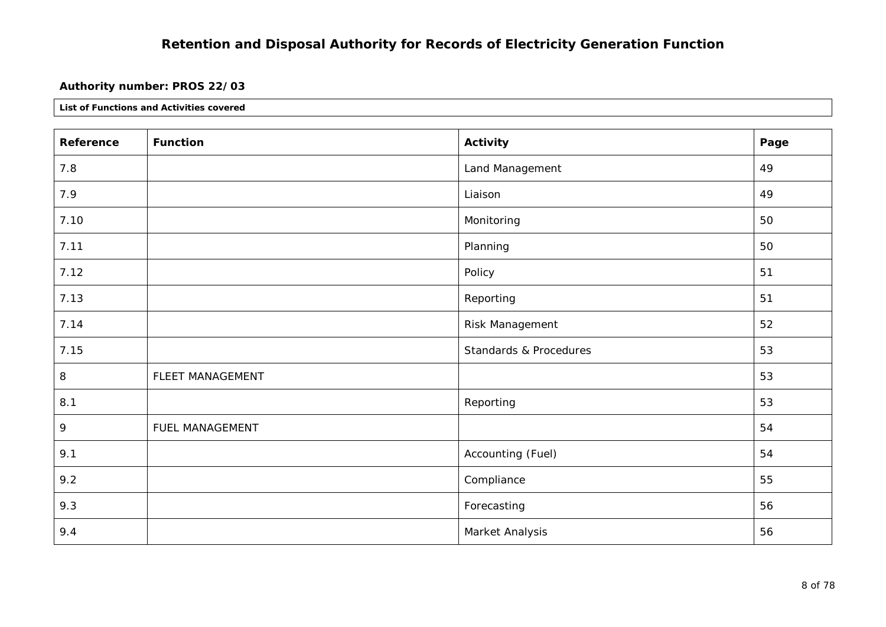# Retention and Disposal Authority for Records of Electricity Generation Function

**Authority number: PROS 22/03**

**List of Functions and Activities covered**

| Reference | Function | Activity | Page |
|---|---|---|---|
| 7.8 | | Land Management | 49 |
| 7.9 | | Liaison | 49 |
| 7.10 | | Monitoring | 50 |
| 7.11 | | Planning | 50 |
| 7.12 | | Policy | 51 |
| 7.13 | | Reporting | 51 |
| 7.14 | | Risk Management | 52 |
| 7.15 | | Standards & Procedures | 53 |
| 8 | FLEET MANAGEMENT | | 53 |
| 8.1 | | Reporting | 53 |
| 9 | FUEL MANAGEMENT | | 54 |
| 9.1 | | Accounting (Fuel) | 54 |
| 9.2 | | Compliance | 55 |
| 9.3 | | Forecasting | 56 |
| 9.4 | | Market Analysis | 56 |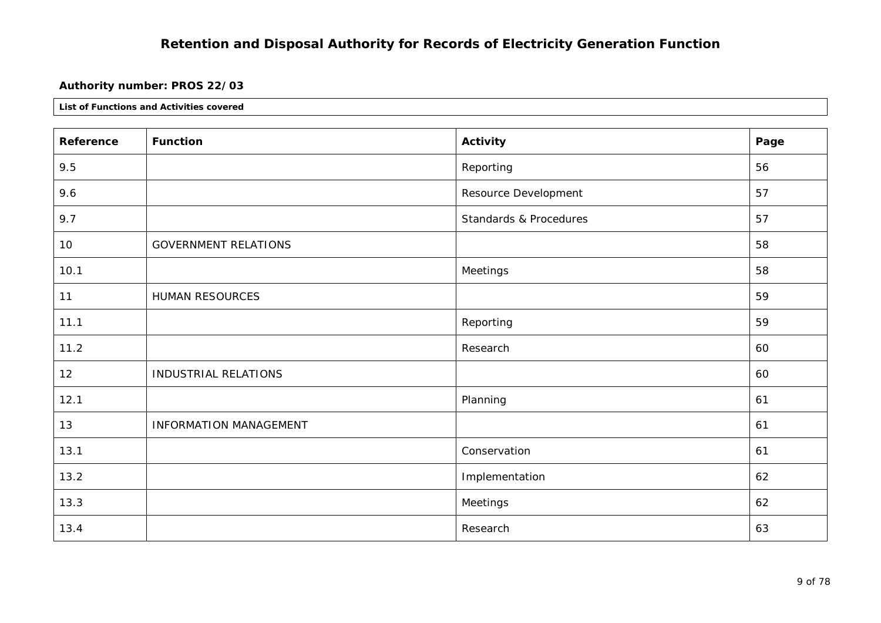# Retention and Disposal Authority for Records of Electricity Generation Function

**Authority number: PROS 22/03**

**List of Functions and Activities covered**

| Reference | Function | Activity | Page |
|---|---|---|---|
| 9.5 | | Reporting | 56 |
| 9.6 | | Resource Development | 57 |
| 9.7 | | Standards & Procedures | 57 |
| 10 | GOVERNMENT RELATIONS | | 58 |
| 10.1 | | Meetings | 58 |
| 11 | HUMAN RESOURCES | | 59 |
| 11.1 | | Reporting | 59 |
| 11.2 | | Research | 60 |
| 12 | INDUSTRIAL RELATIONS | | 60 |
| 12.1 | | Planning | 61 |
| 13 | INFORMATION MANAGEMENT | | 61 |
| 13.1 | | Conservation | 61 |
| 13.2 | | Implementation | 62 |
| 13.3 | | Meetings | 62 |
| 13.4 | | Research | 63 |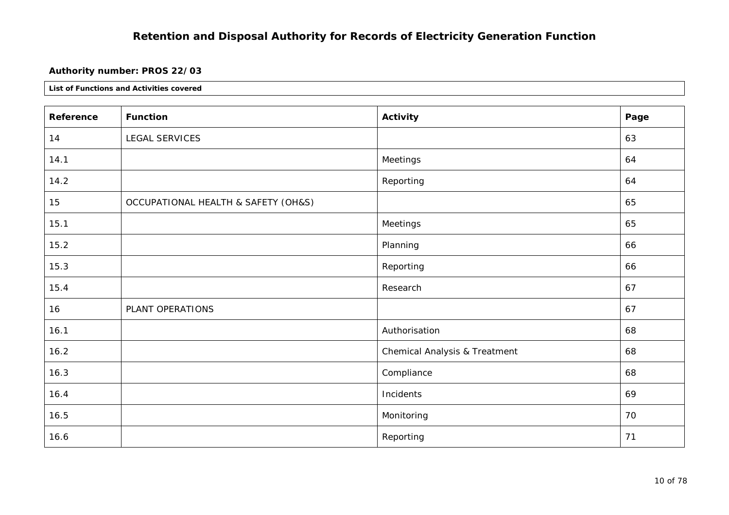# Retention and Disposal Authority for Records of Electricity Generation Function

**Authority number: PROS 22/03**

**List of Functions and Activities covered**

| Reference | Function | Activity | Page |
|---|---|---|---|
| 14 | LEGAL SERVICES | | 63 |
| 14.1 | | Meetings | 64 |
| 14.2 | | Reporting | 64 |
| 15 | OCCUPATIONAL HEALTH & SAFETY (OH&S) | | 65 |
| 15.1 | | Meetings | 65 |
| 15.2 | | Planning | 66 |
| 15.3 | | Reporting | 66 |
| 15.4 | | Research | 67 |
| 16 | PLANT OPERATIONS | | 67 |
| 16.1 | | Authorisation | 68 |
| 16.2 | | Chemical Analysis & Treatment | 68 |
| 16.3 | | Compliance | 68 |
| 16.4 | | Incidents | 69 |
| 16.5 | | Monitoring | 70 |
| 16.6 | | Reporting | 71 |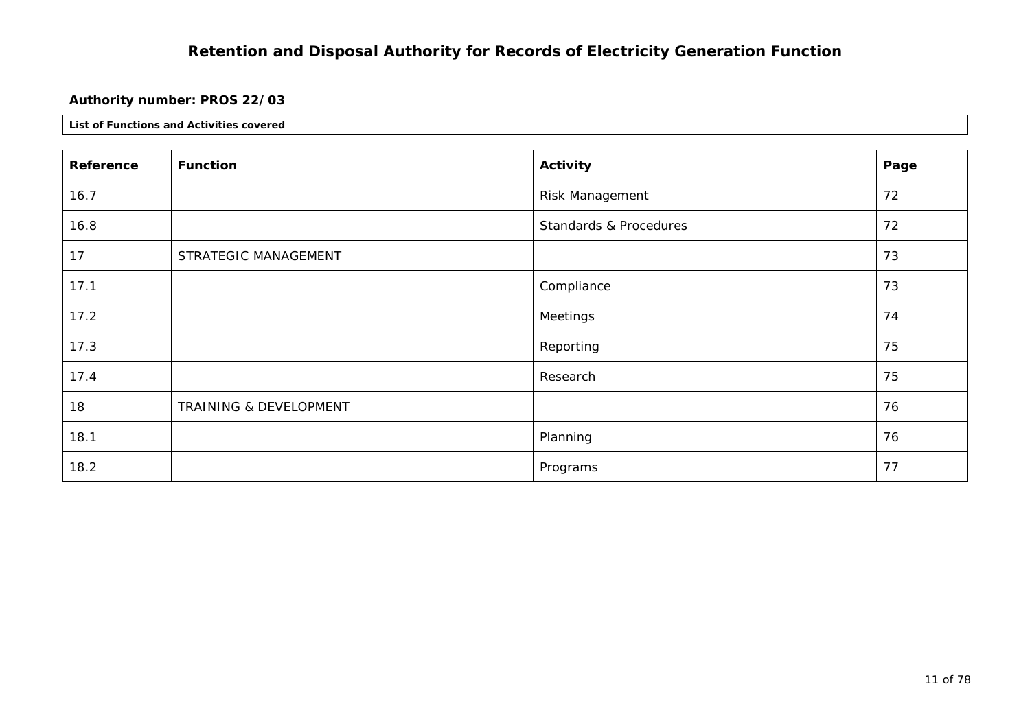# Retention and Disposal Authority for Records of Electricity Generation Function

**Authority number: PROS 22/03**

**List of Functions and Activities covered**

| Reference | Function | Activity | Page |
| --- | --- | --- | --- |
| 16.7 | | Risk Management | 72 |
| 16.8 | | Standards & Procedures | 72 |
| 17 | STRATEGIC MANAGEMENT | | 73 |
| 17.1 | | Compliance | 73 |
| 17.2 | | Meetings | 74 |
| 17.3 | | Reporting | 75 |
| 17.4 | | Research | 75 |
| 18 | TRAINING & DEVELOPMENT | | 76 |
| 18.1 | | Planning | 76 |
| 18.2 | | Programs | 77 |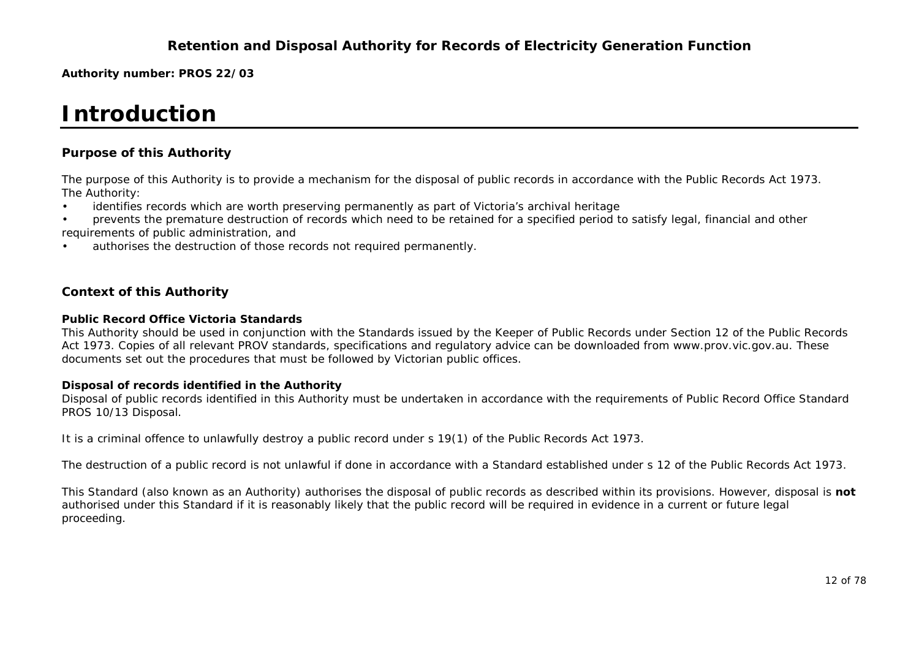**Authority number: PROS 22/03**

# Introduction

## Purpose of this Authority

The purpose of this Authority is to provide a mechanism for the disposal of public records in accordance with the Public Records Act 1973. The Authority:

- identifies records which are worth preserving permanently as part of Victoria's archival heritage
- prevents the premature destruction of records which need to be retained for a specified period to satisfy legal, financial and other requirements of public administration, and
- authorises the destruction of those records not required permanently.

## Context of this Authority

### Public Record Office Victoria Standards

This Authority should be used in conjunction with the Standards issued by the Keeper of Public Records under Section 12 of the Public Records Act 1973. Copies of all relevant PROV standards, specifications and regulatory advice can be downloaded from www.prov.vic.gov.au. These documents set out the procedures that must be followed by Victorian public offices.

### Disposal of records identified in the Authority

Disposal of public records identified in this Authority must be undertaken in accordance with the requirements of Public Record Office Standard PROS 10/13 Disposal.

It is a criminal offence to unlawfully destroy a public record under s 19(1) of the Public Records Act 1973.

The destruction of a public record is not unlawful if done in accordance with a Standard established under s 12 of the Public Records Act 1973.

This Standard (also known as an Authority) authorises the disposal of public records as described within its provisions. However, disposal is **not** authorised under this Standard if it is reasonably likely that the public record will be required in evidence in a current or future legal proceeding.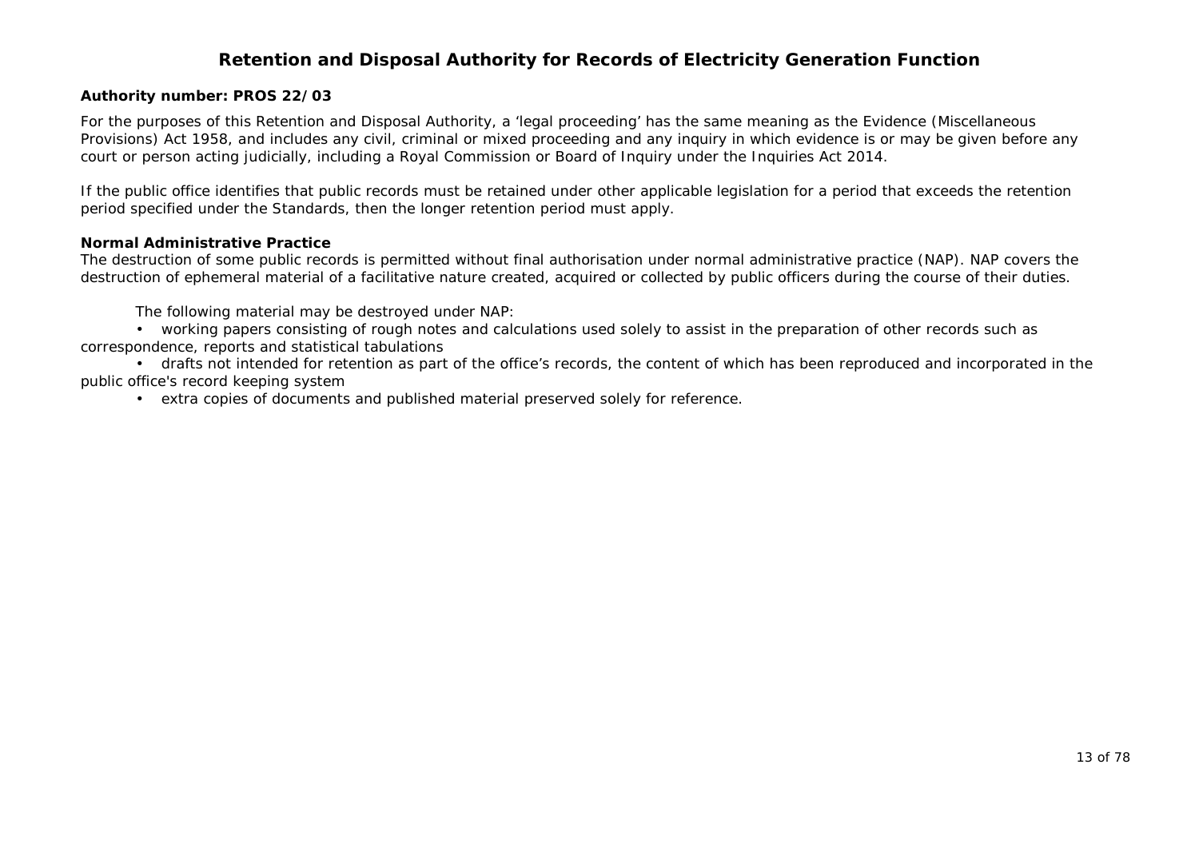# Retention and Disposal Authority for Records of Electricity Generation Function

**Authority number: PROS 22/03**

For the purposes of this Retention and Disposal Authority, a 'legal proceeding' has the same meaning as the Evidence (Miscellaneous Provisions) Act 1958, and includes any civil, criminal or mixed proceeding and any inquiry in which evidence is or may be given before any court or person acting judicially, including a Royal Commission or Board of Inquiry under the Inquiries Act 2014.

If the public office identifies that public records must be retained under other applicable legislation for a period that exceeds the retention period specified under the Standards, then the longer retention period must apply.

**Normal Administrative Practice**

The destruction of some public records is permitted without final authorisation under normal administrative practice (NAP). NAP covers the destruction of ephemeral material of a facilitative nature created, acquired or collected by public officers during the course of their duties.

The following material may be destroyed under NAP:

- working papers consisting of rough notes and calculations used solely to assist in the preparation of other records such as correspondence, reports and statistical tabulations
- drafts not intended for retention as part of the office's records, the content of which has been reproduced and incorporated in the public office's record keeping system
- extra copies of documents and published material preserved solely for reference.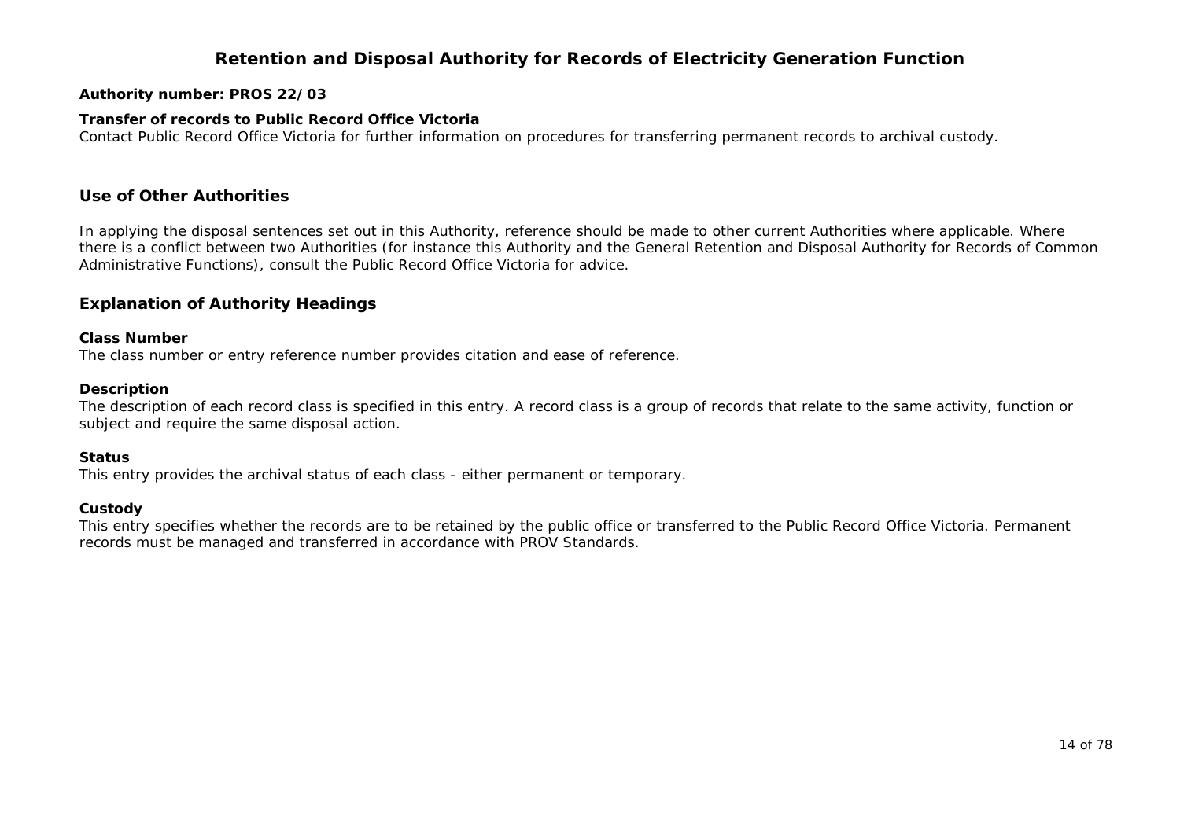**Authority number: PROS 22/03**

**Transfer of records to Public Record Office Victoria**

Contact Public Record Office Victoria for further information on procedures for transferring permanent records to archival custody.

## Use of Other Authorities

In applying the disposal sentences set out in this Authority, reference should be made to other current Authorities where applicable. Where there is a conflict between two Authorities (for instance this Authority and the General Retention and Disposal Authority for Records of Common Administrative Functions), consult the Public Record Office Victoria for advice.

## Explanation of Authority Headings

**Class Number**

The class number or entry reference number provides citation and ease of reference.

**Description**

The description of each record class is specified in this entry. A record class is a group of records that relate to the same activity, function or subject and require the same disposal action.

**Status**

This entry provides the archival status of each class - either permanent or temporary.

**Custody**

This entry specifies whether the records are to be retained by the public office or transferred to the Public Record Office Victoria. Permanent records must be managed and transferred in accordance with PROV Standards.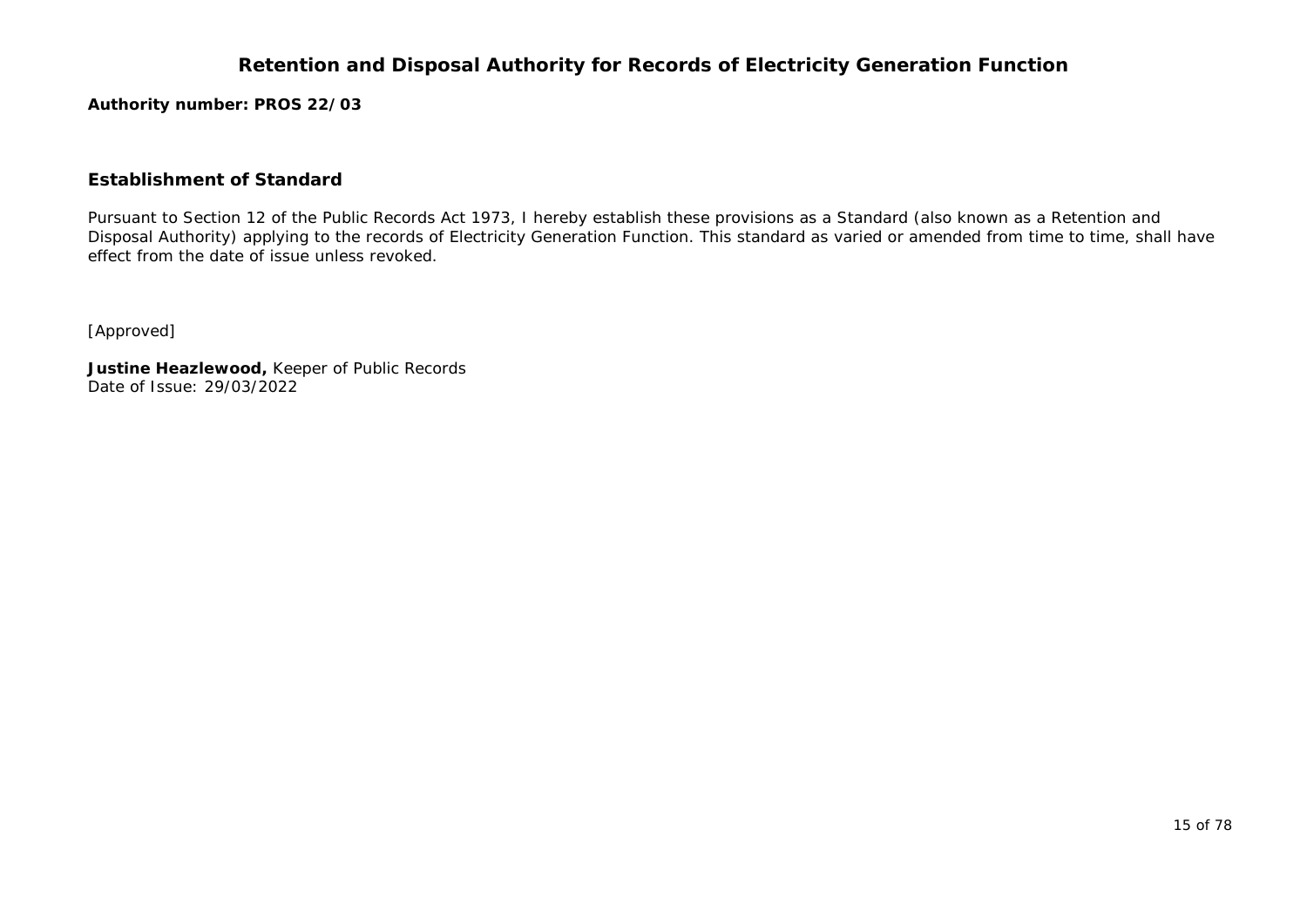# Retention and Disposal Authority for Records of Electricity Generation Function

**Authority number: PROS 22/03**

## Establishment of Standard

Pursuant to Section 12 of the Public Records Act 1973, I hereby establish these provisions as a Standard (also known as a Retention and Disposal Authority) applying to the records of Electricity Generation Function. This standard as varied or amended from time to time, shall have effect from the date of issue unless revoked.

[Approved]

**Justine Heazlewood,** Keeper of Public Records
Date of Issue: 29/03/2022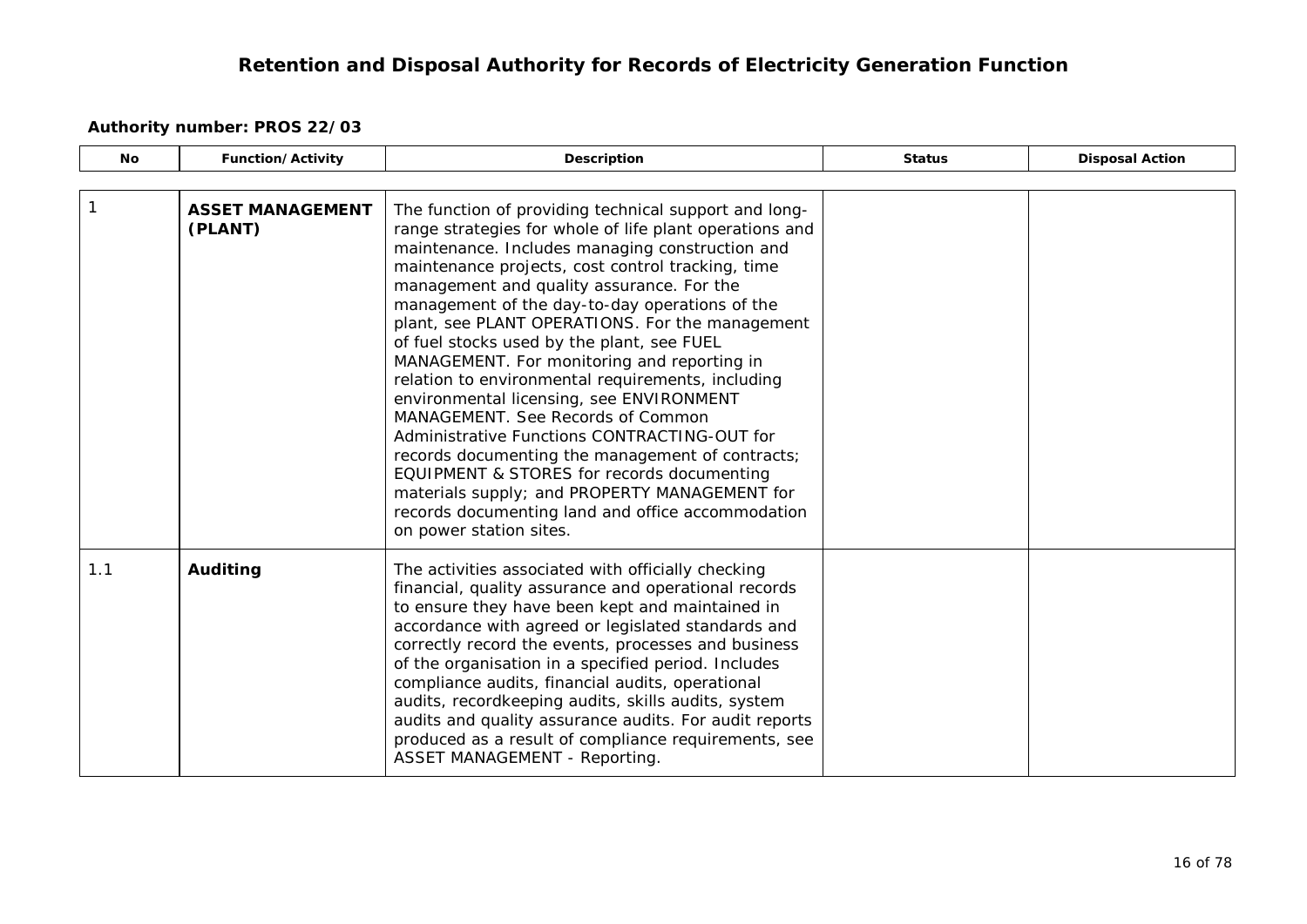# Retention and Disposal Authority for Records of Electricity Generation Function

**Authority number: PROS 22/03**

| No | Function/Activity | Description | Status | Disposal Action |
|---|---|---|---|---|
| 1 | **ASSET MANAGEMENT (PLANT)** | The function of providing technical support and long-range strategies for whole of life plant operations and maintenance. Includes managing construction and maintenance projects, cost control tracking, time management and quality assurance. For the management of the day-to-day operations of the plant, see PLANT OPERATIONS. For the management of fuel stocks used by the plant, see FUEL MANAGEMENT. For monitoring and reporting in relation to environmental requirements, including environmental licensing, see ENVIRONMENT MANAGEMENT. See Records of Common Administrative Functions CONTRACTING-OUT for records documenting the management of contracts; EQUIPMENT & STORES for records documenting materials supply; and PROPERTY MANAGEMENT for records documenting land and office accommodation on power station sites. | | |
| 1.1 | **Auditing** | The activities associated with officially checking financial, quality assurance and operational records to ensure they have been kept and maintained in accordance with agreed or legislated standards and correctly record the events, processes and business of the organisation in a specified period. Includes compliance audits, financial audits, operational audits, recordkeeping audits, skills audits, system audits and quality assurance audits. For audit reports produced as a result of compliance requirements, see ASSET MANAGEMENT - Reporting. | | |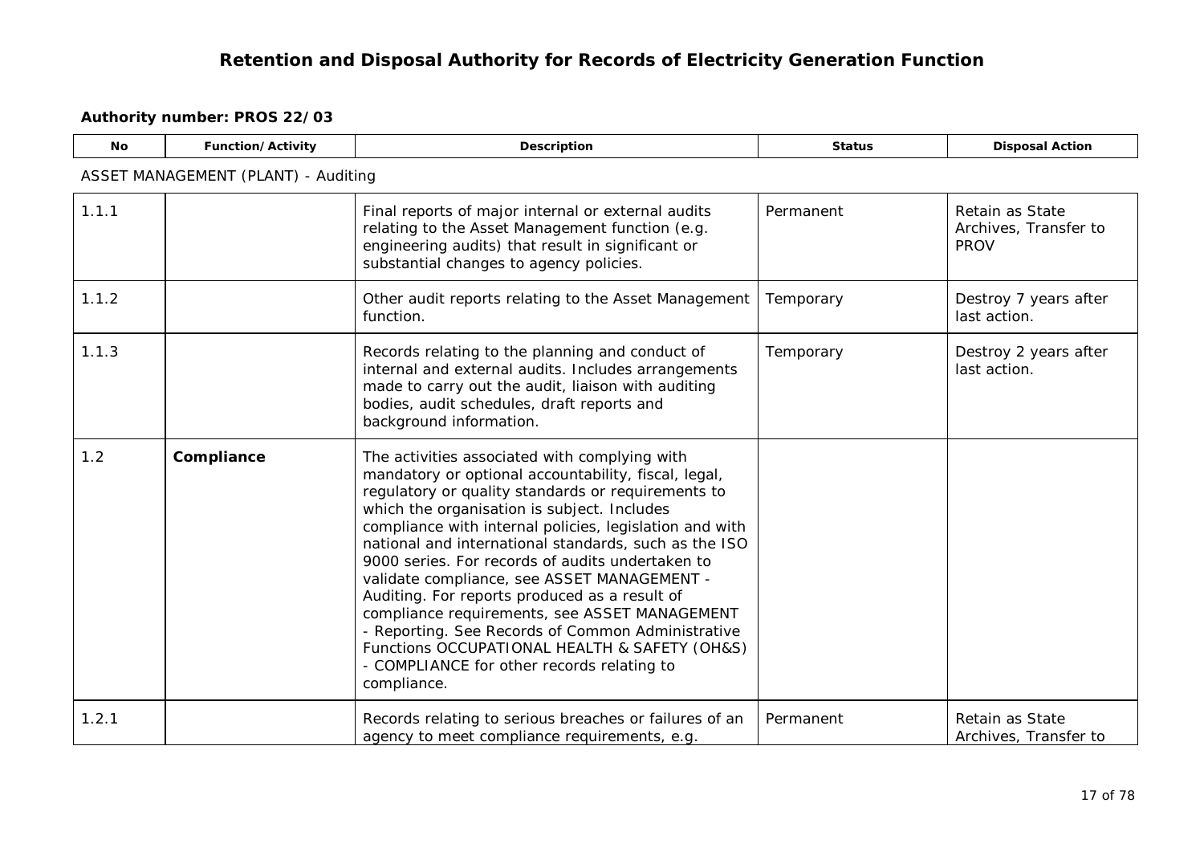# Retention and Disposal Authority for Records of Electricity Generation Function

**Authority number: PROS 22/03**

| No | Function/Activity | Description | Status | Disposal Action |
|---|---|---|---|---|
| ASSET MANAGEMENT (PLANT) - Auditing | | | | |
| 1.1.1 | | Final reports of major internal or external audits relating to the Asset Management function (e.g. engineering audits) that result in significant or substantial changes to agency policies. | Permanent | Retain as State Archives, Transfer to PROV |
| 1.1.2 | | Other audit reports relating to the Asset Management function. | Temporary | Destroy 7 years after last action. |
| 1.1.3 | | Records relating to the planning and conduct of internal and external audits. Includes arrangements made to carry out the audit, liaison with auditing bodies, audit schedules, draft reports and background information. | Temporary | Destroy 2 years after last action. |
| 1.2 | **Compliance** | The activities associated with complying with mandatory or optional accountability, fiscal, legal, regulatory or quality standards or requirements to which the organisation is subject. Includes compliance with internal policies, legislation and with national and international standards, such as the ISO 9000 series. For records of audits undertaken to validate compliance, see ASSET MANAGEMENT - Auditing. For reports produced as a result of compliance requirements, see ASSET MANAGEMENT - Reporting. See Records of Common Administrative Functions OCCUPATIONAL HEALTH & SAFETY (OH&S) - COMPLIANCE for other records relating to compliance. | | |
| 1.2.1 | | Records relating to serious breaches or failures of an agency to meet compliance requirements, e.g. | Permanent | Retain as State Archives, Transfer to |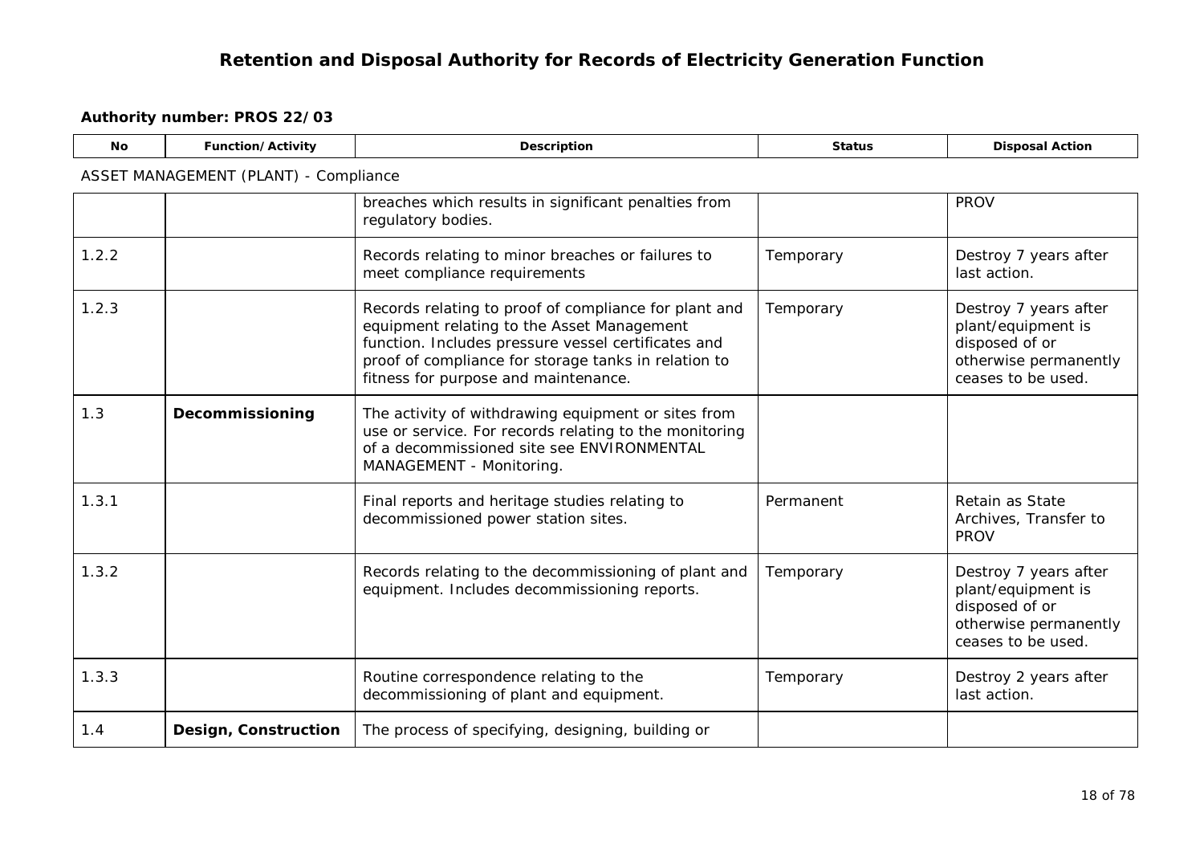# Retention and Disposal Authority for Records of Electricity Generation Function

**Authority number: PROS 22/03**

| No | Function/Activity | Description | Status | Disposal Action |
|---|---|---|---|---|
| ASSET MANAGEMENT (PLANT) - Compliance | | | | |
| | | breaches which results in significant penalties from regulatory bodies. | | PROV |
| 1.2.2 | | Records relating to minor breaches or failures to meet compliance requirements | Temporary | Destroy 7 years after last action. |
| 1.2.3 | | Records relating to proof of compliance for plant and equipment relating to the Asset Management function. Includes pressure vessel certificates and proof of compliance for storage tanks in relation to fitness for purpose and maintenance. | Temporary | Destroy 7 years after plant/equipment is disposed of or otherwise permanently ceases to be used. |
| 1.3 | **Decommissioning** | The activity of withdrawing equipment or sites from use or service. For records relating to the monitoring of a decommissioned site see ENVIRONMENTAL MANAGEMENT - Monitoring. | | |
| 1.3.1 | | Final reports and heritage studies relating to decommissioned power station sites. | Permanent | Retain as State Archives, Transfer to PROV |
| 1.3.2 | | Records relating to the decommissioning of plant and equipment. Includes decommissioning reports. | Temporary | Destroy 7 years after plant/equipment is disposed of or otherwise permanently ceases to be used. |
| 1.3.3 | | Routine correspondence relating to the decommissioning of plant and equipment. | Temporary | Destroy 2 years after last action. |
| 1.4 | **Design, Construction** | The process of specifying, designing, building or | | |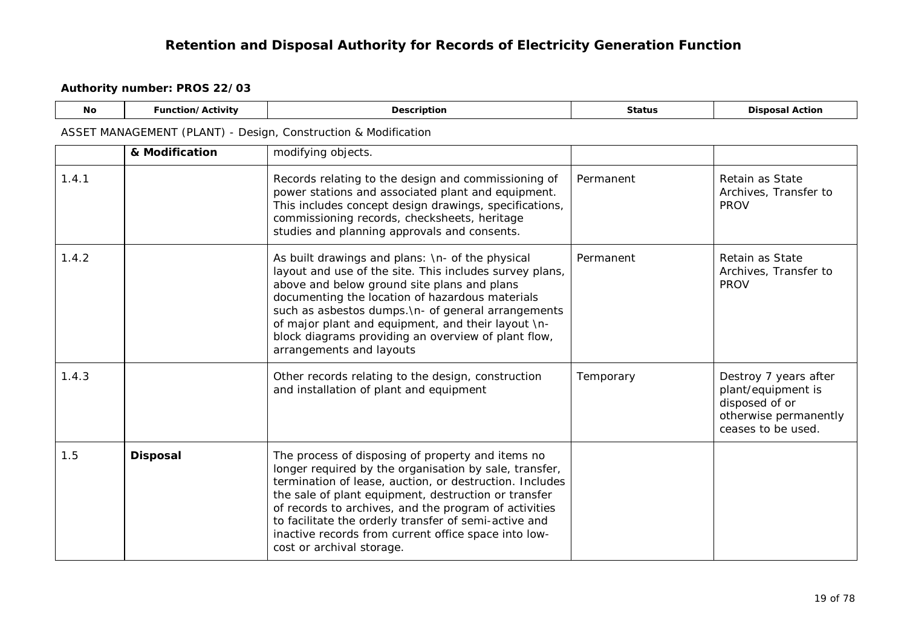# Retention and Disposal Authority for Records of Electricity Generation Function

**Authority number: PROS 22/03**

ASSET MANAGEMENT (PLANT) - Design, Construction & Modification

| No | Function/Activity | Description | Status | Disposal Action |
|---|---|---|---|---|
| | **& Modification** | modifying objects. | | |
| 1.4.1 | | Records relating to the design and commissioning of power stations and associated plant and equipment. This includes concept design drawings, specifications, commissioning records, checksheets, heritage studies and planning approvals and consents. | Permanent | Retain as State Archives, Transfer to PROV |
| 1.4.2 | | As built drawings and plans: \n- of the physical layout and use of the site. This includes survey plans, above and below ground site plans and plans documenting the location of hazardous materials such as asbestos dumps.\n- of general arrangements of major plant and equipment, and their layout \n- block diagrams providing an overview of plant flow, arrangements and layouts | Permanent | Retain as State Archives, Transfer to PROV |
| 1.4.3 | | Other records relating to the design, construction and installation of plant and equipment | Temporary | Destroy 7 years after plant/equipment is disposed of or otherwise permanently ceases to be used. |
| 1.5 | **Disposal** | The process of disposing of property and items no longer required by the organisation by sale, transfer, termination of lease, auction, or destruction. Includes the sale of plant equipment, destruction or transfer of records to archives, and the program of activities to facilitate the orderly transfer of semi-active and inactive records from current office space into low-cost or archival storage. | | |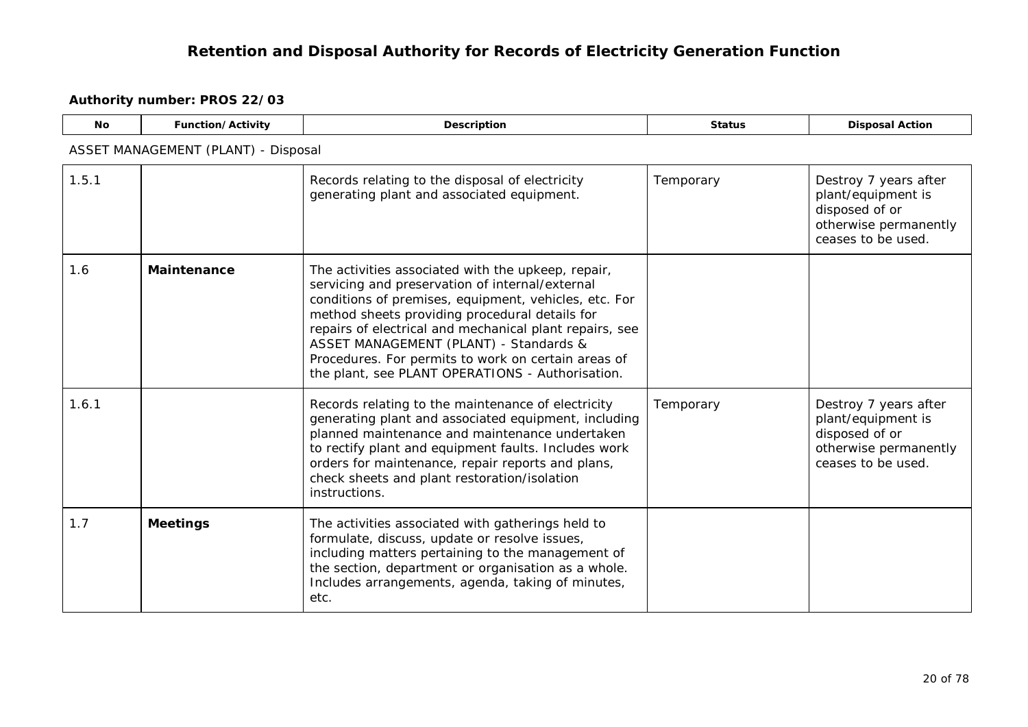# Retention and Disposal Authority for Records of Electricity Generation Function

**Authority number: PROS 22/03**

| No | Function/Activity | Description | Status | Disposal Action |
|---|---|---|---|---|
| ASSET MANAGEMENT (PLANT) - Disposal | | | | |
| 1.5.1 | | Records relating to the disposal of electricity generating plant and associated equipment. | Temporary | Destroy 7 years after plant/equipment is disposed of or otherwise permanently ceases to be used. |
| 1.6 | **Maintenance** | The activities associated with the upkeep, repair, servicing and preservation of internal/external conditions of premises, equipment, vehicles, etc. For method sheets providing procedural details for repairs of electrical and mechanical plant repairs, see ASSET MANAGEMENT (PLANT) - Standards & Procedures. For permits to work on certain areas of the plant, see PLANT OPERATIONS - Authorisation. | | |
| 1.6.1 | | Records relating to the maintenance of electricity generating plant and associated equipment, including planned maintenance and maintenance undertaken to rectify plant and equipment faults. Includes work orders for maintenance, repair reports and plans, check sheets and plant restoration/isolation instructions. | Temporary | Destroy 7 years after plant/equipment is disposed of or otherwise permanently ceases to be used. |
| 1.7 | **Meetings** | The activities associated with gatherings held to formulate, discuss, update or resolve issues, including matters pertaining to the management of the section, department or organisation as a whole. Includes arrangements, agenda, taking of minutes, etc. | | |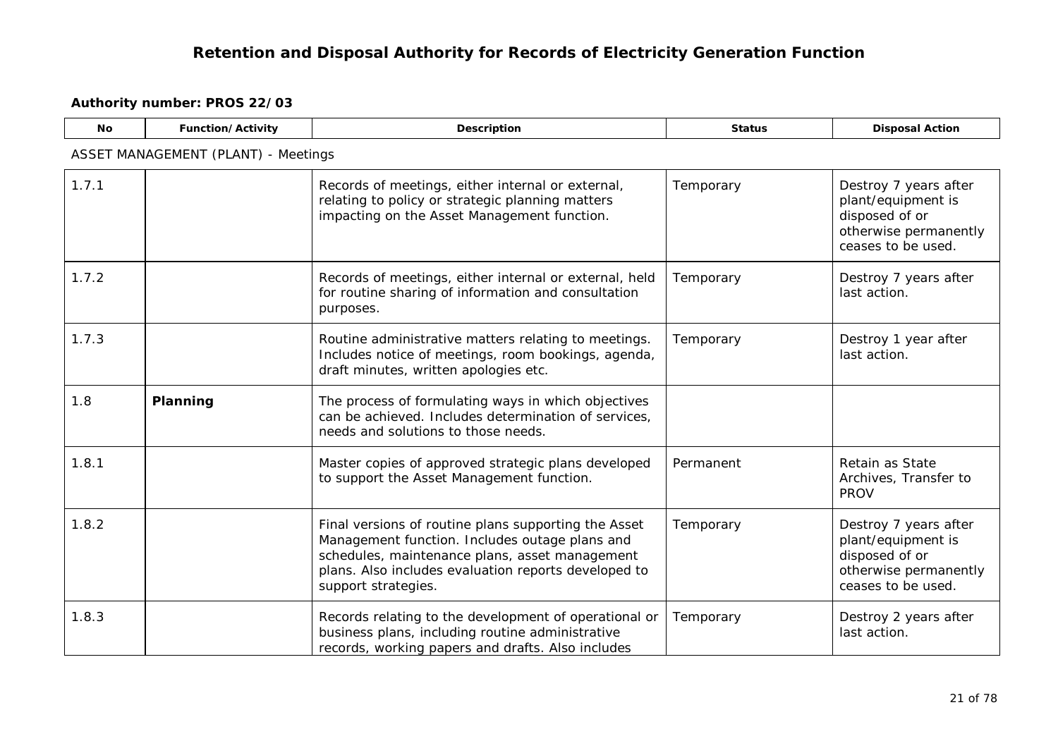# Retention and Disposal Authority for Records of Electricity Generation Function

**Authority number: PROS 22/03**

| No | Function/Activity | Description | Status | Disposal Action |
|---|---|---|---|---|
| ASSET MANAGEMENT (PLANT) - Meetings | | | | |
| 1.7.1 | | Records of meetings, either internal or external, relating to policy or strategic planning matters impacting on the Asset Management function. | Temporary | Destroy 7 years after plant/equipment is disposed of or otherwise permanently ceases to be used. |
| 1.7.2 | | Records of meetings, either internal or external, held for routine sharing of information and consultation purposes. | Temporary | Destroy 7 years after last action. |
| 1.7.3 | | Routine administrative matters relating to meetings. Includes notice of meetings, room bookings, agenda, draft minutes, written apologies etc. | Temporary | Destroy 1 year after last action. |
| 1.8 | **Planning** | The process of formulating ways in which objectives can be achieved. Includes determination of services, needs and solutions to those needs. | | |
| 1.8.1 | | Master copies of approved strategic plans developed to support the Asset Management function. | Permanent | Retain as State Archives, Transfer to PROV |
| 1.8.2 | | Final versions of routine plans supporting the Asset Management function. Includes outage plans and schedules, maintenance plans, asset management plans. Also includes evaluation reports developed to support strategies. | Temporary | Destroy 7 years after plant/equipment is disposed of or otherwise permanently ceases to be used. |
| 1.8.3 | | Records relating to the development of operational or business plans, including routine administrative records, working papers and drafts. Also includes | Temporary | Destroy 2 years after last action. |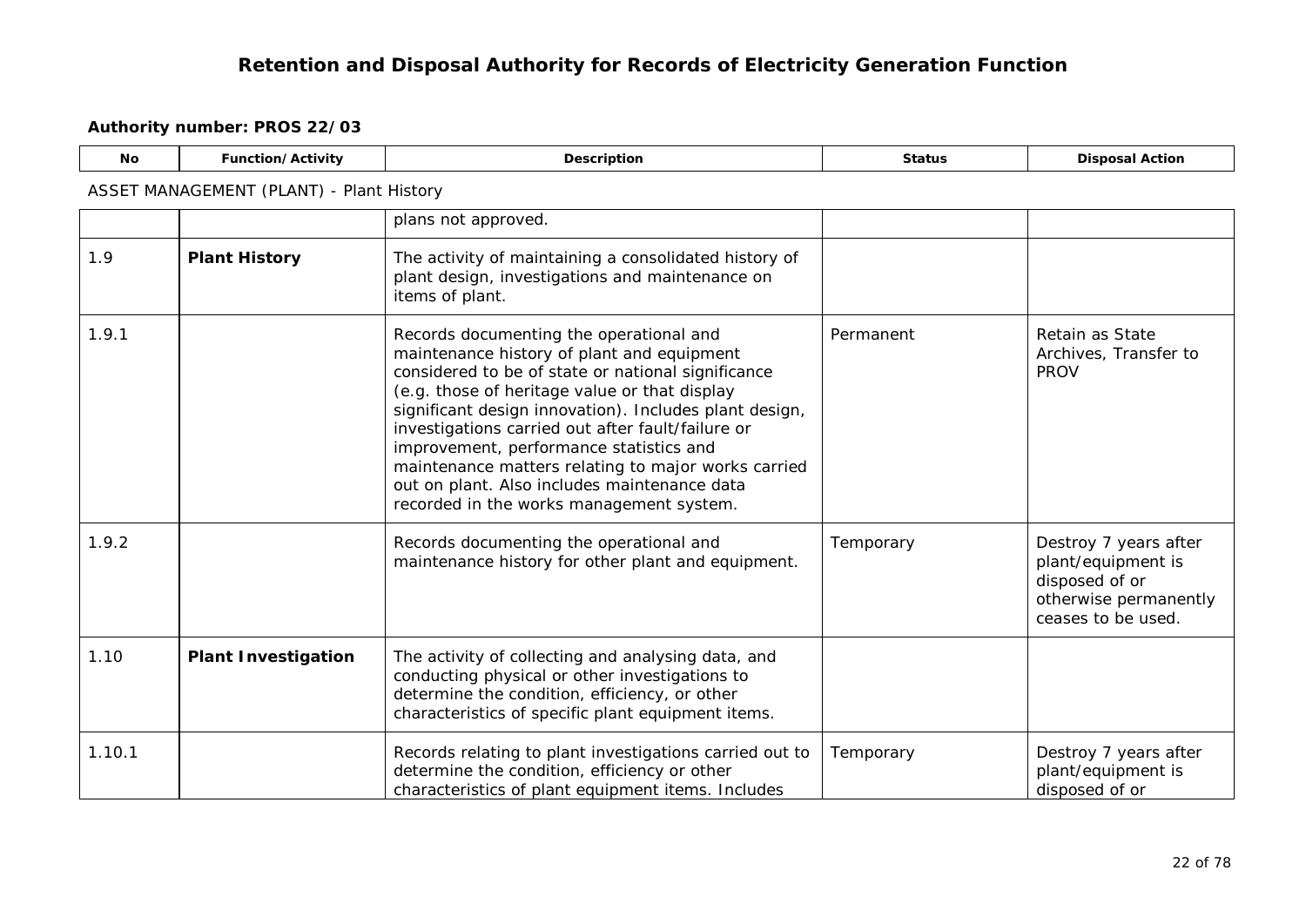# Retention and Disposal Authority for Records of Electricity Generation Function

**Authority number: PROS 22/03**

ASSET MANAGEMENT (PLANT) - Plant History

| No | Function/Activity | Description | Status | Disposal Action |
|---|---|---|---|---|
| | | plans not approved. | | |
| 1.9 | **Plant History** | The activity of maintaining a consolidated history of plant design, investigations and maintenance on items of plant. | | |
| 1.9.1 | | Records documenting the operational and maintenance history of plant and equipment considered to be of state or national significance (e.g. those of heritage value or that display significant design innovation). Includes plant design, investigations carried out after fault/failure or improvement, performance statistics and maintenance matters relating to major works carried out on plant. Also includes maintenance data recorded in the works management system. | Permanent | Retain as State Archives, Transfer to PROV |
| 1.9.2 | | Records documenting the operational and maintenance history for other plant and equipment. | Temporary | Destroy 7 years after plant/equipment is disposed of or otherwise permanently ceases to be used. |
| 1.10 | **Plant Investigation** | The activity of collecting and analysing data, and conducting physical or other investigations to determine the condition, efficiency, or other characteristics of specific plant equipment items. | | |
| 1.10.1 | | Records relating to plant investigations carried out to determine the condition, efficiency or other characteristics of plant equipment items. Includes | Temporary | Destroy 7 years after plant/equipment is disposed of or |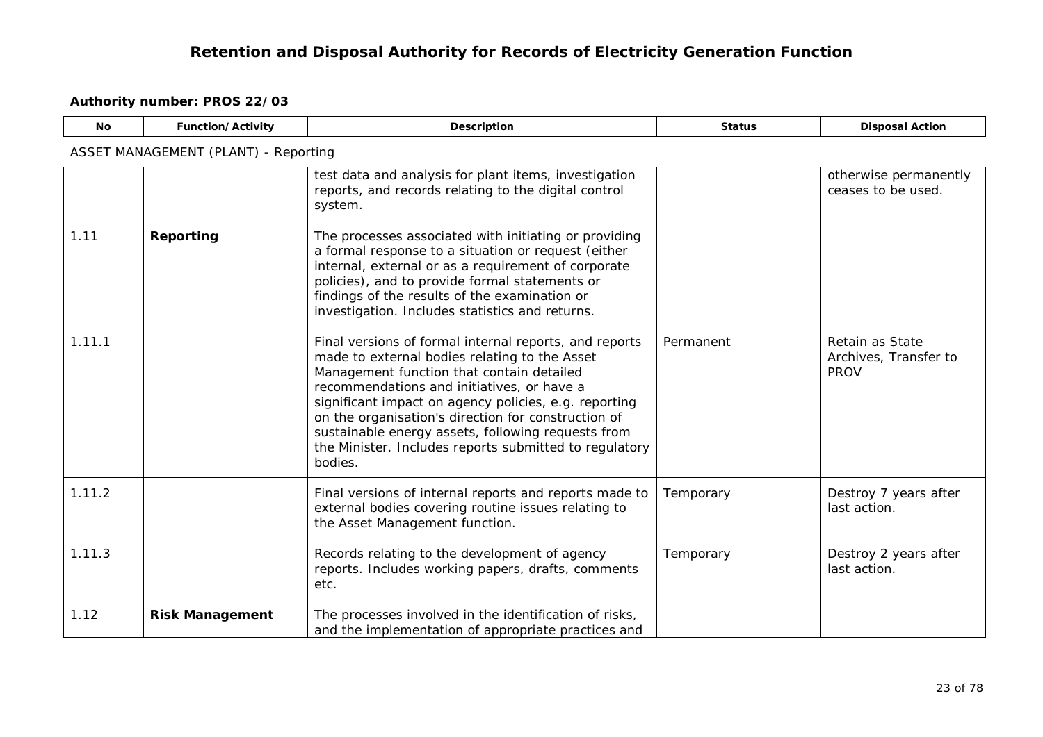# Retention and Disposal Authority for Records of Electricity Generation Function

**Authority number: PROS 22/03**

ASSET MANAGEMENT (PLANT) - Reporting

| No | Function/Activity | Description | Status | Disposal Action |
|---|---|---|---|---|
| | | test data and analysis for plant items, investigation reports, and records relating to the digital control system. | | otherwise permanently ceases to be used. |
| 1.11 | **Reporting** | The processes associated with initiating or providing a formal response to a situation or request (either internal, external or as a requirement of corporate policies), and to provide formal statements or findings of the results of the examination or investigation. Includes statistics and returns. | | |
| 1.11.1 | | Final versions of formal internal reports, and reports made to external bodies relating to the Asset Management function that contain detailed recommendations and initiatives, or have a significant impact on agency policies, e.g. reporting on the organisation's direction for construction of sustainable energy assets, following requests from the Minister. Includes reports submitted to regulatory bodies. | Permanent | Retain as State Archives, Transfer to PROV |
| 1.11.2 | | Final versions of internal reports and reports made to external bodies covering routine issues relating to the Asset Management function. | Temporary | Destroy 7 years after last action. |
| 1.11.3 | | Records relating to the development of agency reports. Includes working papers, drafts, comments etc. | Temporary | Destroy 2 years after last action. |
| 1.12 | **Risk Management** | The processes involved in the identification of risks, and the implementation of appropriate practices and | | |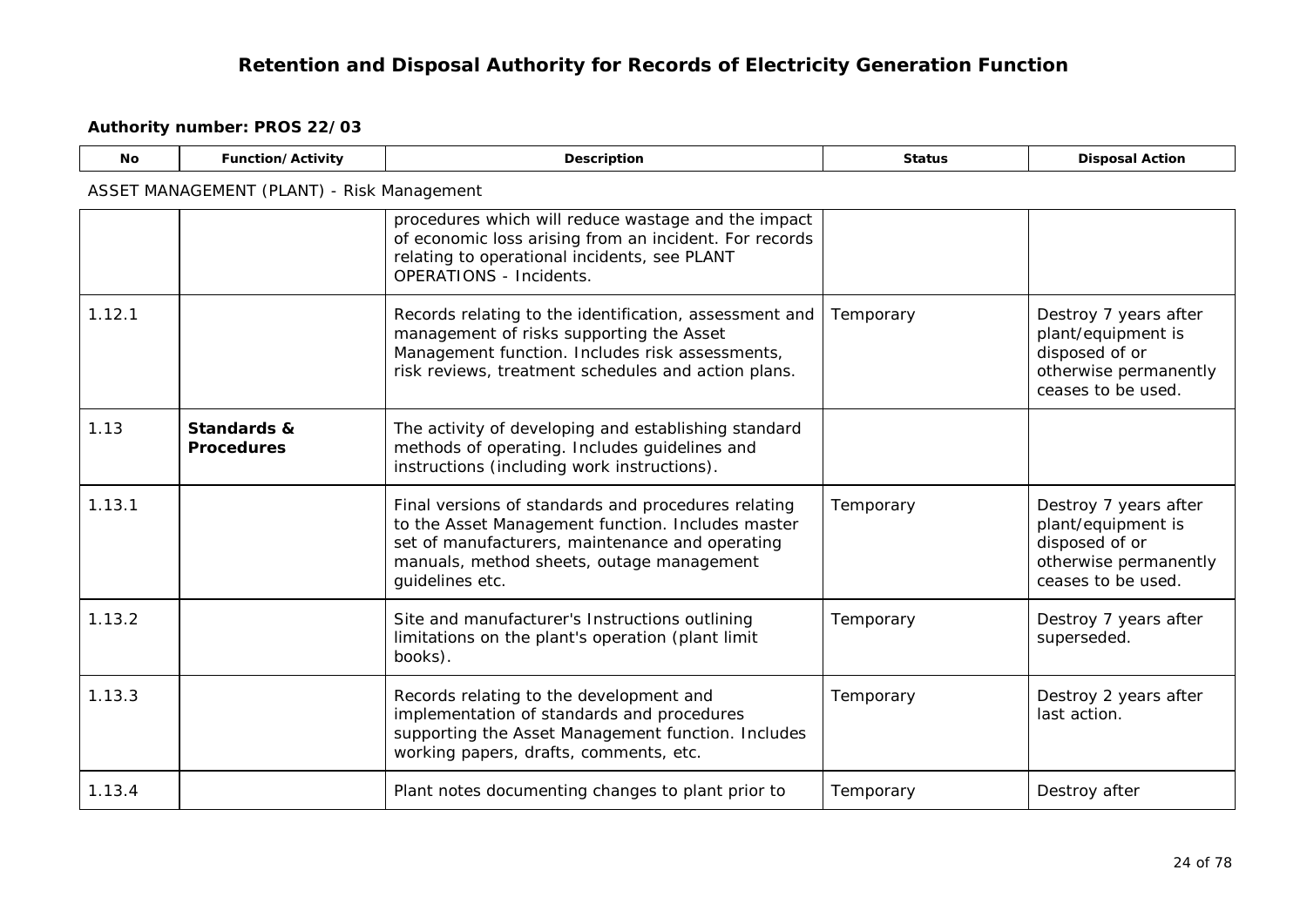# Retention and Disposal Authority for Records of Electricity Generation Function

**Authority number: PROS 22/03**

| No | Function/Activity | Description | Status | Disposal Action |
|---|---|---|---|---|
| ASSET MANAGEMENT (PLANT) - Risk Management | | | | |
| | | procedures which will reduce wastage and the impact of economic loss arising from an incident. For records relating to operational incidents, see PLANT OPERATIONS - Incidents. | | |
| 1.12.1 | | Records relating to the identification, assessment and management of risks supporting the Asset Management function. Includes risk assessments, risk reviews, treatment schedules and action plans. | Temporary | Destroy 7 years after plant/equipment is disposed of or otherwise permanently ceases to be used. |
| 1.13 | **Standards & Procedures** | The activity of developing and establishing standard methods of operating. Includes guidelines and instructions (including work instructions). | | |
| 1.13.1 | | Final versions of standards and procedures relating to the Asset Management function. Includes master set of manufacturers, maintenance and operating manuals, method sheets, outage management guidelines etc. | Temporary | Destroy 7 years after plant/equipment is disposed of or otherwise permanently ceases to be used. |
| 1.13.2 | | Site and manufacturer's Instructions outlining limitations on the plant's operation (plant limit books). | Temporary | Destroy 7 years after superseded. |
| 1.13.3 | | Records relating to the development and implementation of standards and procedures supporting the Asset Management function. Includes working papers, drafts, comments, etc. | Temporary | Destroy 2 years after last action. |
| 1.13.4 | | Plant notes documenting changes to plant prior to | Temporary | Destroy after |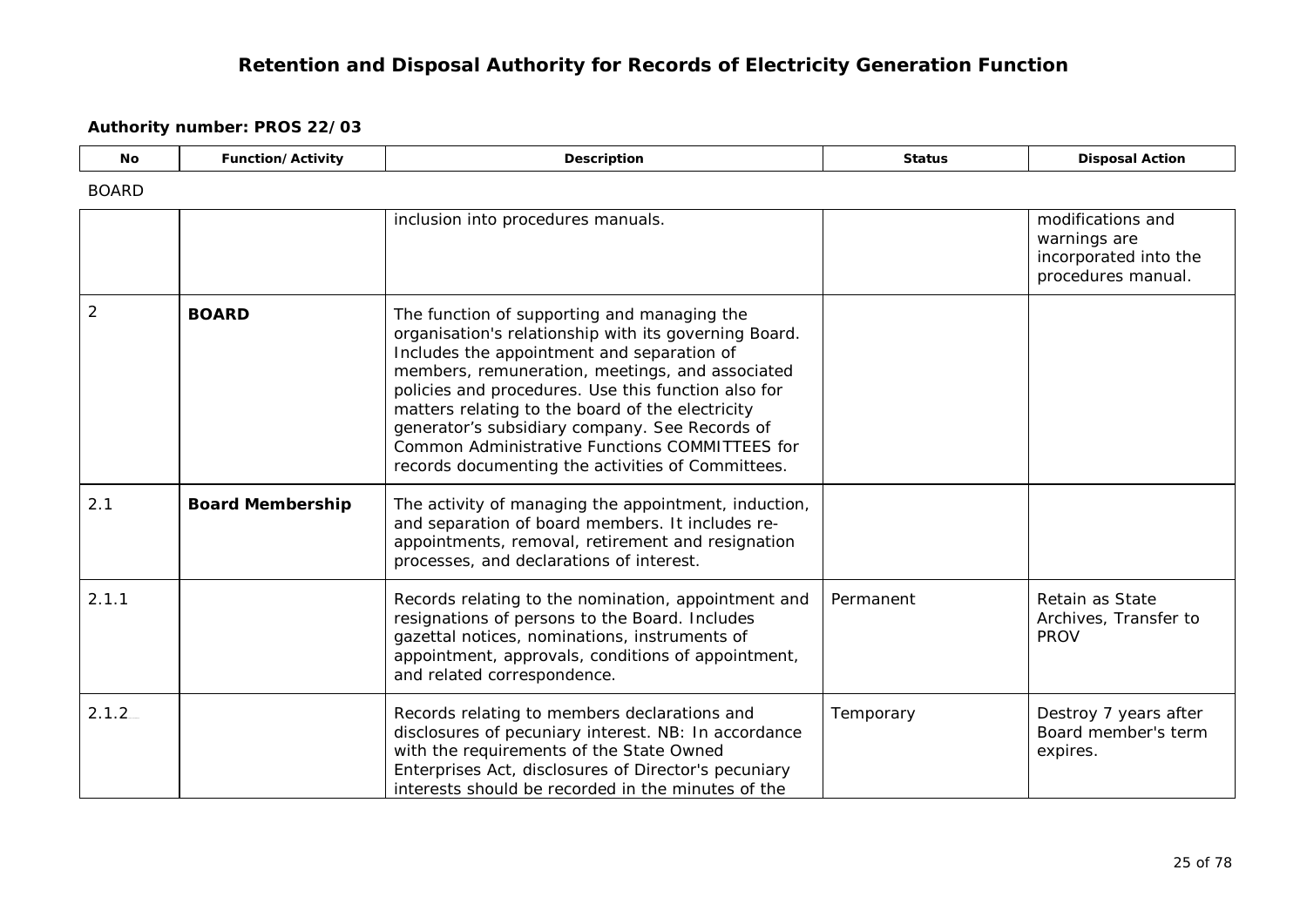# Retention and Disposal Authority for Records of Electricity Generation Function

**Authority number: PROS 22/03**

| No | Function/Activity | Description | Status | Disposal Action |
|---|---|---|---|---|
| BOARD | | | | |
| | | inclusion into procedures manuals. | | modifications and warnings are incorporated into the procedures manual. |
| 2 | **BOARD** | The function of supporting and managing the organisation's relationship with its governing Board. Includes the appointment and separation of members, remuneration, meetings, and associated policies and procedures. Use this function also for matters relating to the board of the electricity generator's subsidiary company. See Records of Common Administrative Functions COMMITTEES for records documenting the activities of Committees. | | |
| 2.1 | **Board Membership** | The activity of managing the appointment, induction, and separation of board members. It includes re-appointments, removal, retirement and resignation processes, and declarations of interest. | | |
| 2.1.1 | | Records relating to the nomination, appointment and resignations of persons to the Board. Includes gazettal notices, nominations, instruments of appointment, approvals, conditions of appointment, and related correspondence. | Permanent | Retain as State Archives, Transfer to PROV |
| 2.1.2 | | Records relating to members declarations and disclosures of pecuniary interest. NB: In accordance with the requirements of the State Owned Enterprises Act, disclosures of Director's pecuniary interests should be recorded in the minutes of the | Temporary | Destroy 7 years after Board member's term expires. |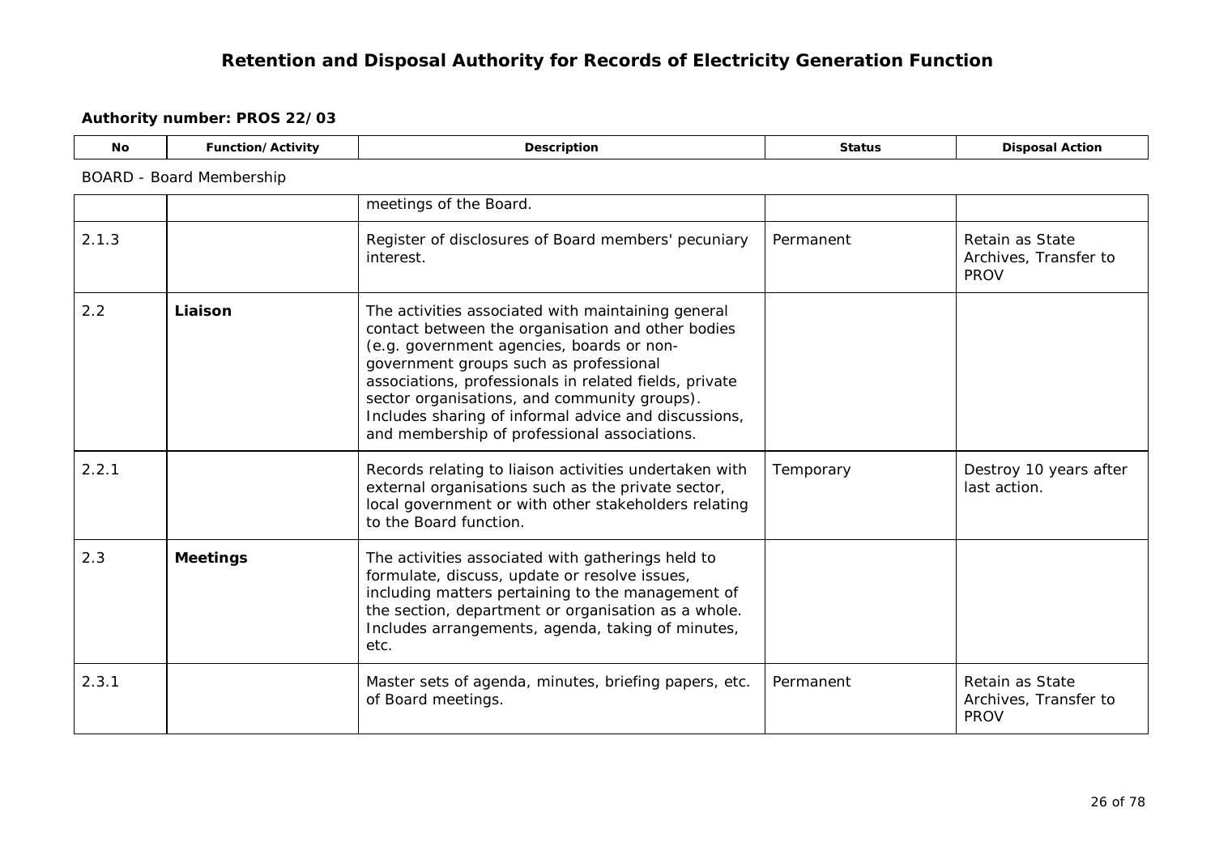# Retention and Disposal Authority for Records of Electricity Generation Function

**Authority number: PROS 22/03**

BOARD - Board Membership

| No | Function/Activity | Description | Status | Disposal Action |
|---|---|---|---|---|
| | | meetings of the Board. | | |
| 2.1.3 | | Register of disclosures of Board members' pecuniary interest. | Permanent | Retain as State Archives, Transfer to PROV |
| 2.2 | **Liaison** | The activities associated with maintaining general contact between the organisation and other bodies (e.g. government agencies, boards or non-government groups such as professional associations, professionals in related fields, private sector organisations, and community groups). Includes sharing of informal advice and discussions, and membership of professional associations. | | |
| 2.2.1 | | Records relating to liaison activities undertaken with external organisations such as the private sector, local government or with other stakeholders relating to the Board function. | Temporary | Destroy 10 years after last action. |
| 2.3 | **Meetings** | The activities associated with gatherings held to formulate, discuss, update or resolve issues, including matters pertaining to the management of the section, department or organisation as a whole. Includes arrangements, agenda, taking of minutes, etc. | | |
| 2.3.1 | | Master sets of agenda, minutes, briefing papers, etc. of Board meetings. | Permanent | Retain as State Archives, Transfer to PROV |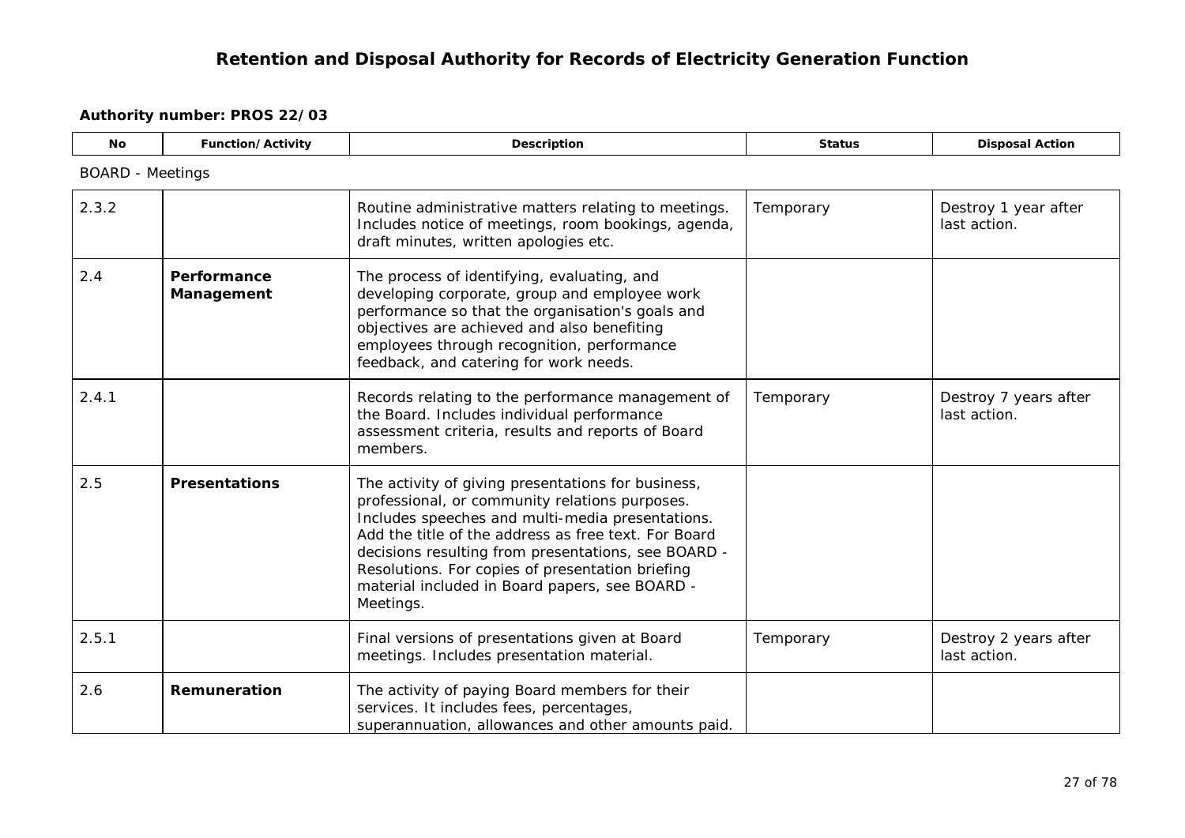# Retention and Disposal Authority for Records of Electricity Generation Function

**Authority number: PROS 22/03**

| No | Function/Activity | Description | Status | Disposal Action |
|---|---|---|---|---|
| BOARD - Meetings | | | | |
| 2.3.2 | | Routine administrative matters relating to meetings. Includes notice of meetings, room bookings, agenda, draft minutes, written apologies etc. | Temporary | Destroy 1 year after last action. |
| 2.4 | **Performance Management** | The process of identifying, evaluating, and developing corporate, group and employee work performance so that the organisation's goals and objectives are achieved and also benefiting employees through recognition, performance feedback, and catering for work needs. | | |
| 2.4.1 | | Records relating to the performance management of the Board. Includes individual performance assessment criteria, results and reports of Board members. | Temporary | Destroy 7 years after last action. |
| 2.5 | **Presentations** | The activity of giving presentations for business, professional, or community relations purposes. Includes speeches and multi-media presentations. Add the title of the address as free text. For Board decisions resulting from presentations, see BOARD - Resolutions. For copies of presentation briefing material included in Board papers, see BOARD - Meetings. | | |
| 2.5.1 | | Final versions of presentations given at Board meetings. Includes presentation material. | Temporary | Destroy 2 years after last action. |
| 2.6 | **Remuneration** | The activity of paying Board members for their services. It includes fees, percentages, superannuation, allowances and other amounts paid. | | |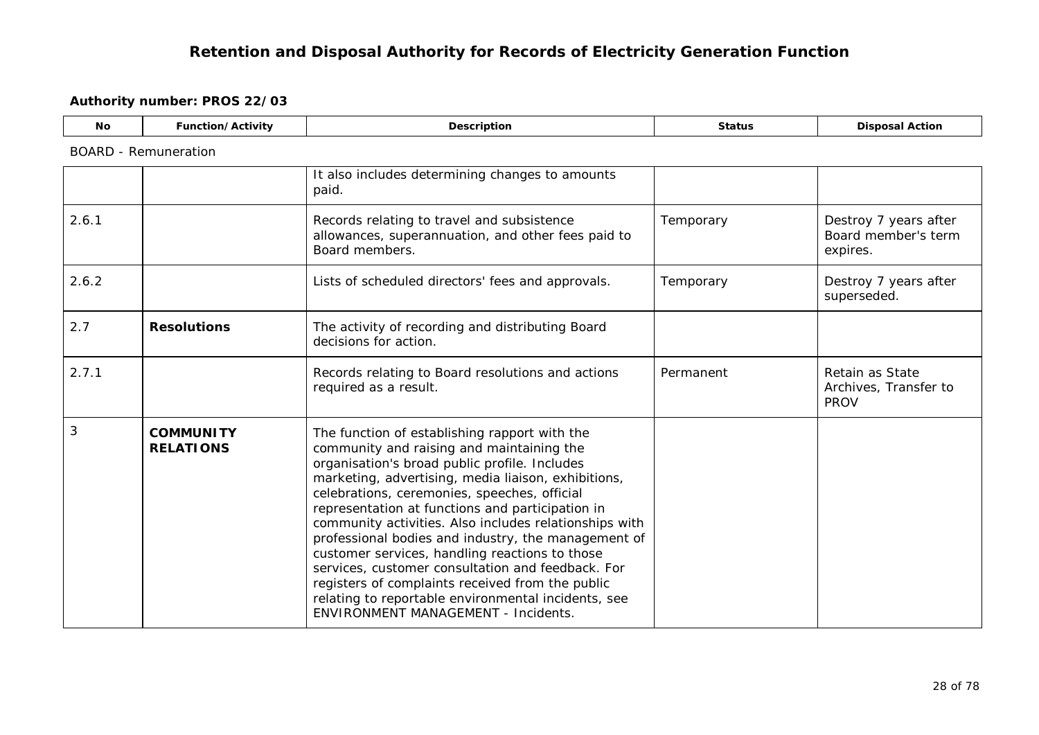# Retention and Disposal Authority for Records of Electricity Generation Function

**Authority number: PROS 22/03**

| No | Function/Activity | Description | Status | Disposal Action |
|---|---|---|---|---|
| BOARD - Remuneration | | | | |
| | | It also includes determining changes to amounts paid. | | |
| 2.6.1 | | Records relating to travel and subsistence allowances, superannuation, and other fees paid to Board members. | Temporary | Destroy 7 years after Board member's term expires. |
| 2.6.2 | | Lists of scheduled directors' fees and approvals. | Temporary | Destroy 7 years after superseded. |
| 2.7 | **Resolutions** | The activity of recording and distributing Board decisions for action. | | |
| 2.7.1 | | Records relating to Board resolutions and actions required as a result. | Permanent | Retain as State Archives, Transfer to PROV |
| 3 | **COMMUNITY RELATIONS** | The function of establishing rapport with the community and raising and maintaining the organisation's broad public profile. Includes marketing, advertising, media liaison, exhibitions, celebrations, ceremonies, speeches, official representation at functions and participation in community activities. Also includes relationships with professional bodies and industry, the management of customer services, handling reactions to those services, customer consultation and feedback. For registers of complaints received from the public relating to reportable environmental incidents, see ENVIRONMENT MANAGEMENT - Incidents. | | |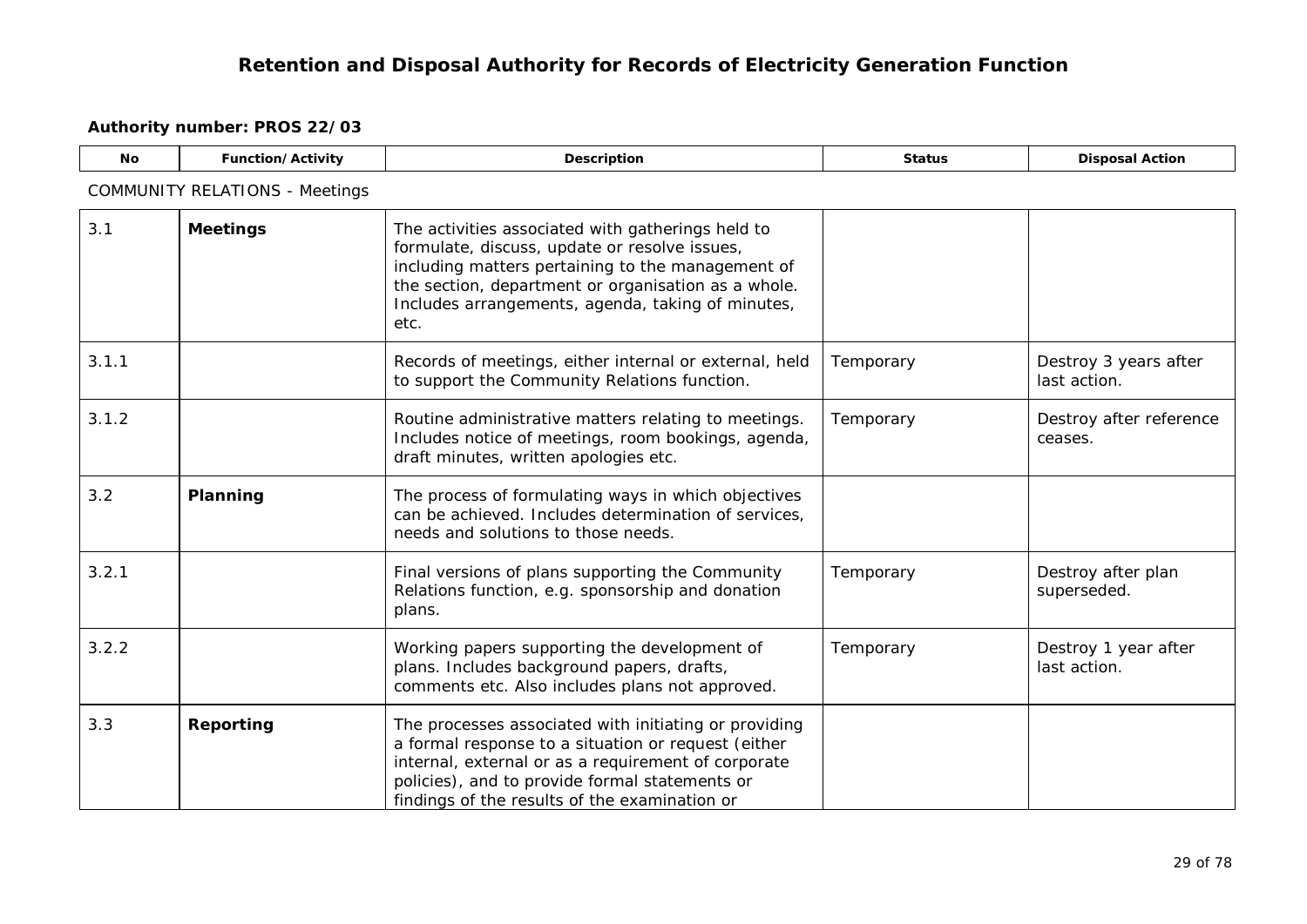# Retention and Disposal Authority for Records of Electricity Generation Function

**Authority number: PROS 22/03**

| No | Function/Activity | Description | Status | Disposal Action |
|---|---|---|---|---|
| COMMUNITY RELATIONS - Meetings | | | | |
| 3.1 | **Meetings** | The activities associated with gatherings held to formulate, discuss, update or resolve issues, including matters pertaining to the management of the section, department or organisation as a whole. Includes arrangements, agenda, taking of minutes, etc. | | |
| 3.1.1 | | Records of meetings, either internal or external, held to support the Community Relations function. | Temporary | Destroy 3 years after last action. |
| 3.1.2 | | Routine administrative matters relating to meetings. Includes notice of meetings, room bookings, agenda, draft minutes, written apologies etc. | Temporary | Destroy after reference ceases. |
| 3.2 | **Planning** | The process of formulating ways in which objectives can be achieved. Includes determination of services, needs and solutions to those needs. | | |
| 3.2.1 | | Final versions of plans supporting the Community Relations function, e.g. sponsorship and donation plans. | Temporary | Destroy after plan superseded. |
| 3.2.2 | | Working papers supporting the development of plans. Includes background papers, drafts, comments etc. Also includes plans not approved. | Temporary | Destroy 1 year after last action. |
| 3.3 | **Reporting** | The processes associated with initiating or providing a formal response to a situation or request (either internal, external or as a requirement of corporate policies), and to provide formal statements or findings of the results of the examination or | | |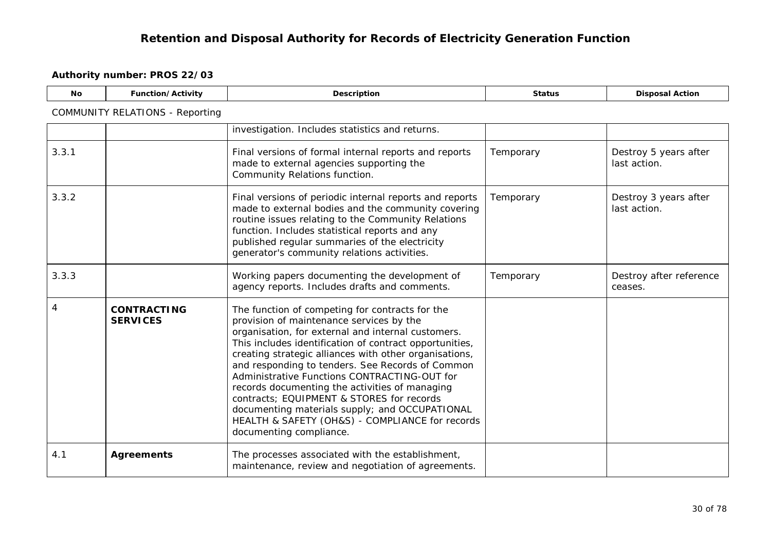# Retention and Disposal Authority for Records of Electricity Generation Function

**Authority number: PROS 22/03**

| No | Function/Activity | Description | Status | Disposal Action |
|---|---|---|---|---|
| COMMUNITY RELATIONS - Reporting | | | | |
| | | investigation. Includes statistics and returns. | | |
| 3.3.1 | | Final versions of formal internal reports and reports made to external agencies supporting the Community Relations function. | Temporary | Destroy 5 years after last action. |
| 3.3.2 | | Final versions of periodic internal reports and reports made to external bodies and the community covering routine issues relating to the Community Relations function. Includes statistical reports and any published regular summaries of the electricity generator's community relations activities. | Temporary | Destroy 3 years after last action. |
| 3.3.3 | | Working papers documenting the development of agency reports. Includes drafts and comments. | Temporary | Destroy after reference ceases. |
| 4 | **CONTRACTING SERVICES** | The function of competing for contracts for the provision of maintenance services by the organisation, for external and internal customers. This includes identification of contract opportunities, creating strategic alliances with other organisations, and responding to tenders. See Records of Common Administrative Functions CONTRACTING-OUT for records documenting the activities of managing contracts; EQUIPMENT & STORES for records documenting materials supply; and OCCUPATIONAL HEALTH & SAFETY (OH&S) - COMPLIANCE for records documenting compliance. | | |
| 4.1 | **Agreements** | The processes associated with the establishment, maintenance, review and negotiation of agreements. | | |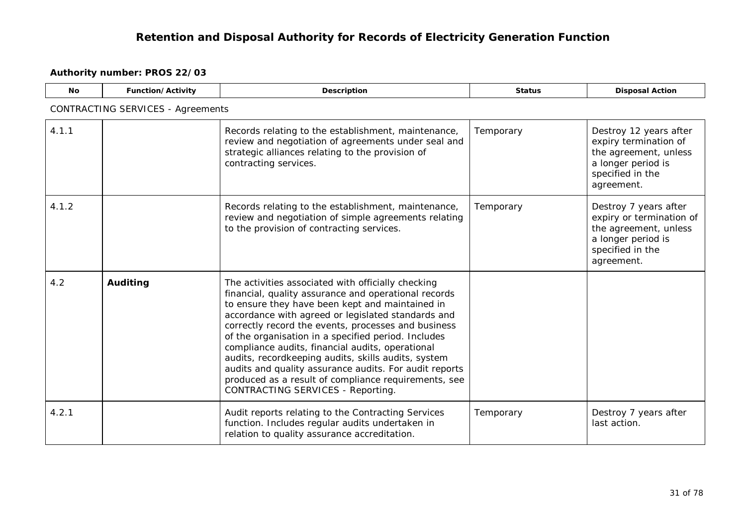# Retention and Disposal Authority for Records of Electricity Generation Function

**Authority number: PROS 22/03**

| No | Function/Activity | Description | Status | Disposal Action |
|---|---|---|---|---|
| CONTRACTING SERVICES - Agreements | | | | |
| 4.1.1 | | Records relating to the establishment, maintenance, review and negotiation of agreements under seal and strategic alliances relating to the provision of contracting services. | Temporary | Destroy 12 years after expiry termination of the agreement, unless a longer period is specified in the agreement. |
| 4.1.2 | | Records relating to the establishment, maintenance, review and negotiation of simple agreements relating to the provision of contracting services. | Temporary | Destroy 7 years after expiry or termination of the agreement, unless a longer period is specified in the agreement. |
| 4.2 | **Auditing** | The activities associated with officially checking financial, quality assurance and operational records to ensure they have been kept and maintained in accordance with agreed or legislated standards and correctly record the events, processes and business of the organisation in a specified period. Includes compliance audits, financial audits, operational audits, recordkeeping audits, skills audits, system audits and quality assurance audits. For audit reports produced as a result of compliance requirements, see CONTRACTING SERVICES - Reporting. | | |
| 4.2.1 | | Audit reports relating to the Contracting Services function. Includes regular audits undertaken in relation to quality assurance accreditation. | Temporary | Destroy 7 years after last action. |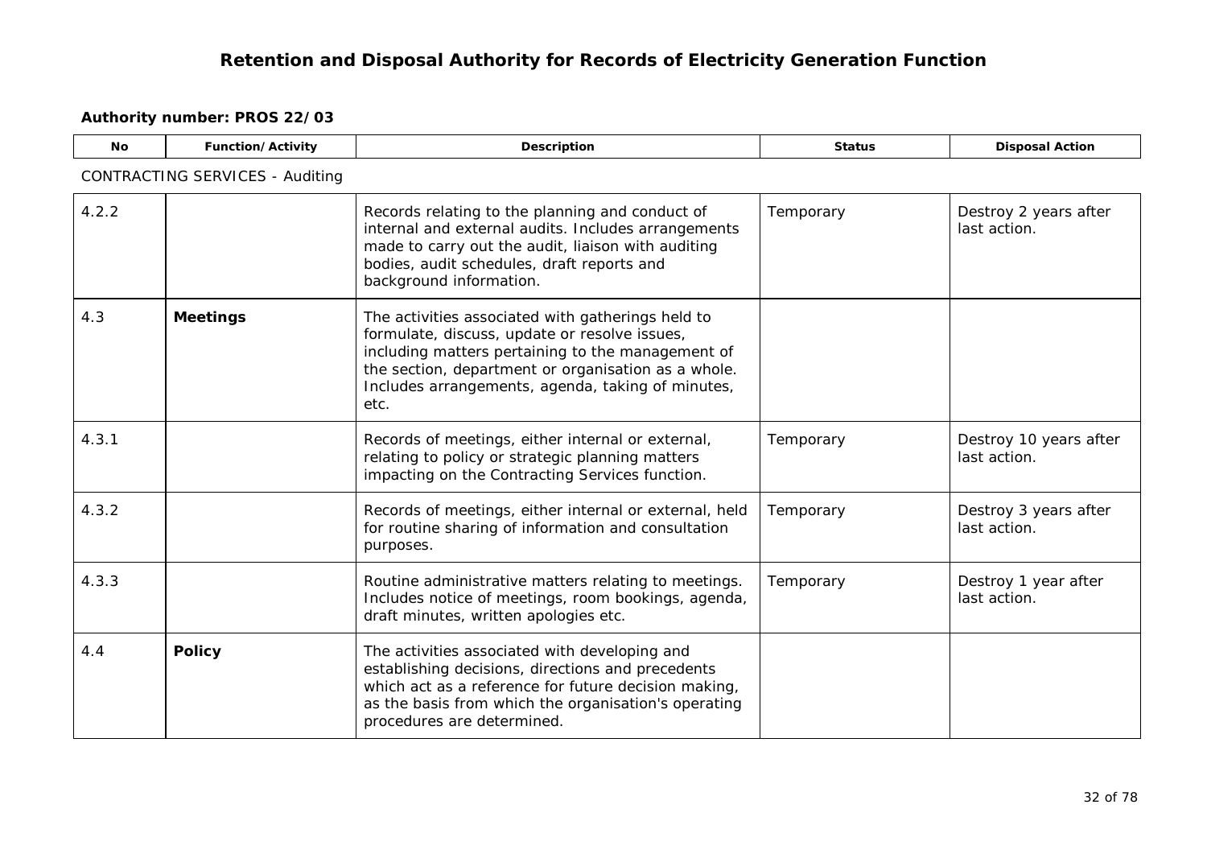# Retention and Disposal Authority for Records of Electricity Generation Function

**Authority number: PROS 22/03**

CONTRACTING SERVICES - Auditing

| No | Function/Activity | Description | Status | Disposal Action |
|---|---|---|---|---|
| 4.2.2 | | Records relating to the planning and conduct of internal and external audits. Includes arrangements made to carry out the audit, liaison with auditing bodies, audit schedules, draft reports and background information. | Temporary | Destroy 2 years after last action. |
| 4.3 | **Meetings** | The activities associated with gatherings held to formulate, discuss, update or resolve issues, including matters pertaining to the management of the section, department or organisation as a whole. Includes arrangements, agenda, taking of minutes, etc. | | |
| 4.3.1 | | Records of meetings, either internal or external, relating to policy or strategic planning matters impacting on the Contracting Services function. | Temporary | Destroy 10 years after last action. |
| 4.3.2 | | Records of meetings, either internal or external, held for routine sharing of information and consultation purposes. | Temporary | Destroy 3 years after last action. |
| 4.3.3 | | Routine administrative matters relating to meetings. Includes notice of meetings, room bookings, agenda, draft minutes, written apologies etc. | Temporary | Destroy 1 year after last action. |
| 4.4 | **Policy** | The activities associated with developing and establishing decisions, directions and precedents which act as a reference for future decision making, as the basis from which the organisation's operating procedures are determined. | | |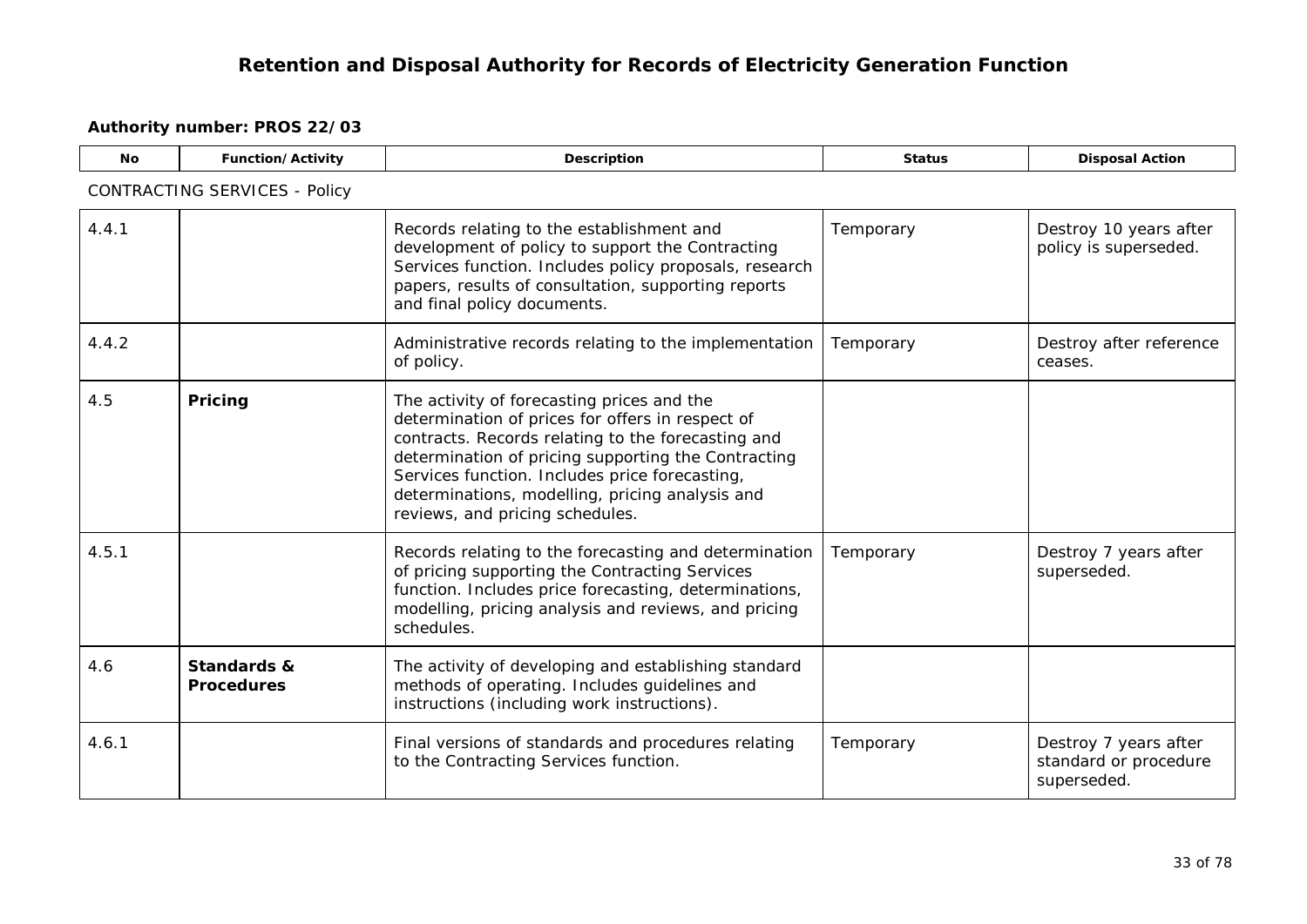# Retention and Disposal Authority for Records of Electricity Generation Function

**Authority number: PROS 22/03**

| No | Function/Activity | Description | Status | Disposal Action |
|---|---|---|---|---|
| CONTRACTING SERVICES - Policy | | | | |
| 4.4.1 | | Records relating to the establishment and development of policy to support the Contracting Services function. Includes policy proposals, research papers, results of consultation, supporting reports and final policy documents. | Temporary | Destroy 10 years after policy is superseded. |
| 4.4.2 | | Administrative records relating to the implementation of policy. | Temporary | Destroy after reference ceases. |
| 4.5 | **Pricing** | The activity of forecasting prices and the determination of prices for offers in respect of contracts. Records relating to the forecasting and determination of pricing supporting the Contracting Services function. Includes price forecasting, determinations, modelling, pricing analysis and reviews, and pricing schedules. | | |
| 4.5.1 | | Records relating to the forecasting and determination of pricing supporting the Contracting Services function. Includes price forecasting, determinations, modelling, pricing analysis and reviews, and pricing schedules. | Temporary | Destroy 7 years after superseded. |
| 4.6 | **Standards & Procedures** | The activity of developing and establishing standard methods of operating. Includes guidelines and instructions (including work instructions). | | |
| 4.6.1 | | Final versions of standards and procedures relating to the Contracting Services function. | Temporary | Destroy 7 years after standard or procedure superseded. |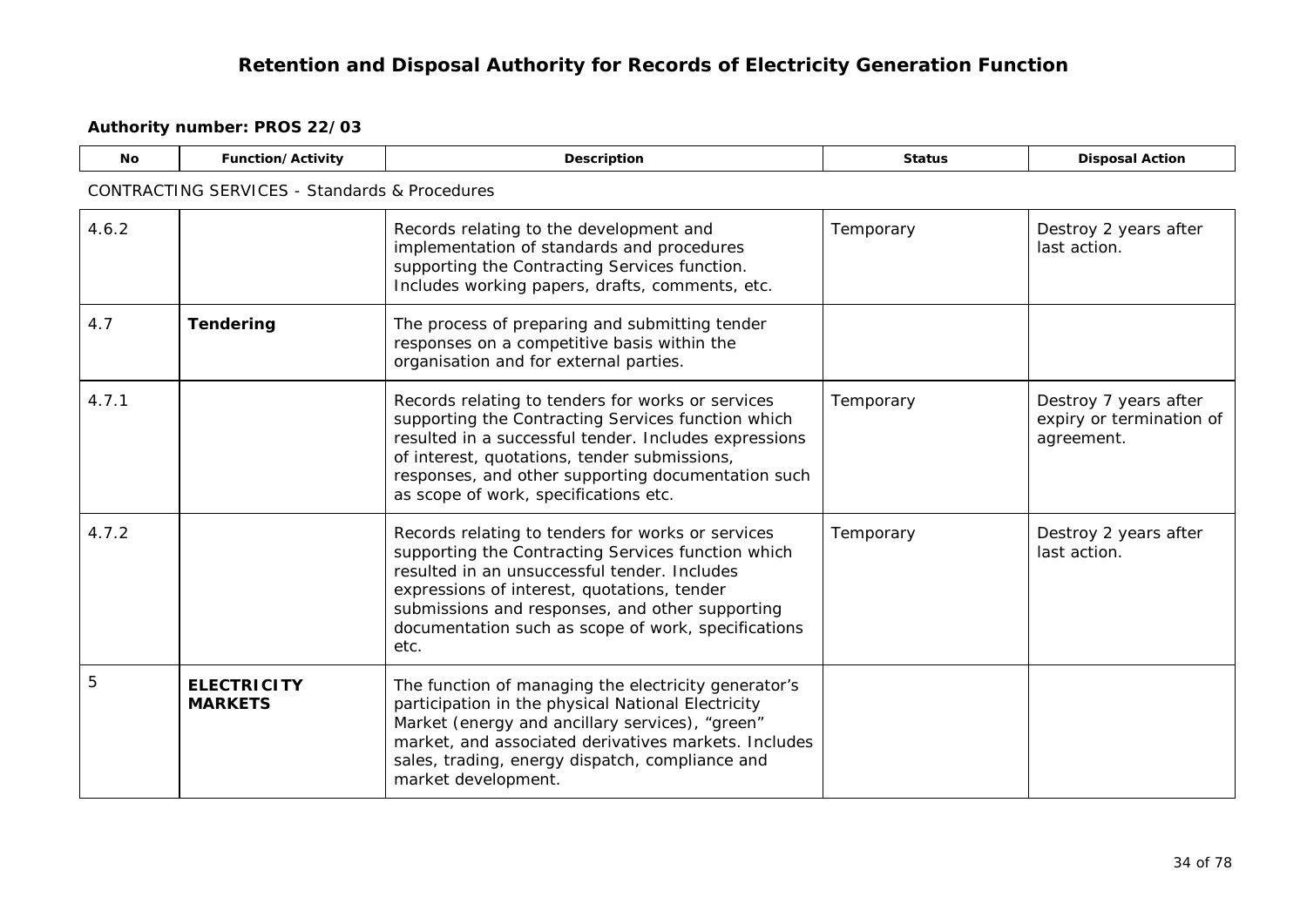# Retention and Disposal Authority for Records of Electricity Generation Function

**Authority number: PROS 22/03**

| No | Function/Activity | Description | Status | Disposal Action |
|---|---|---|---|---|
| CONTRACTING SERVICES - Standards & Procedures | | | | |
| 4.6.2 | | Records relating to the development and implementation of standards and procedures supporting the Contracting Services function. Includes working papers, drafts, comments, etc. | Temporary | Destroy 2 years after last action. |
| 4.7 | **Tendering** | The process of preparing and submitting tender responses on a competitive basis within the organisation and for external parties. | | |
| 4.7.1 | | Records relating to tenders for works or services supporting the Contracting Services function which resulted in a successful tender. Includes expressions of interest, quotations, tender submissions, responses, and other supporting documentation such as scope of work, specifications etc. | Temporary | Destroy 7 years after expiry or termination of agreement. |
| 4.7.2 | | Records relating to tenders for works or services supporting the Contracting Services function which resulted in an unsuccessful tender. Includes expressions of interest, quotations, tender submissions and responses, and other supporting documentation such as scope of work, specifications etc. | Temporary | Destroy 2 years after last action. |
| 5 | **ELECTRICITY MARKETS** | The function of managing the electricity generator's participation in the physical National Electricity Market (energy and ancillary services), "green" market, and associated derivatives markets. Includes sales, trading, energy dispatch, compliance and market development. | | |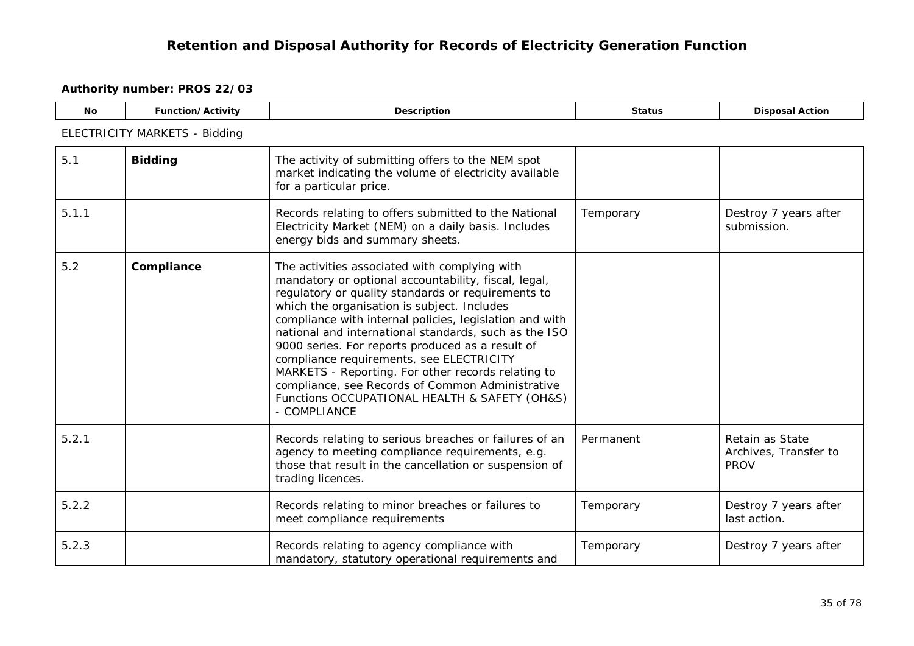# Retention and Disposal Authority for Records of Electricity Generation Function

**Authority number: PROS 22/03**

| No | Function/Activity | Description | Status | Disposal Action |
|---|---|---|---|---|
| ELECTRICITY MARKETS - Bidding | | | | |
| 5.1 | **Bidding** | The activity of submitting offers to the NEM spot market indicating the volume of electricity available for a particular price. | | |
| 5.1.1 | | Records relating to offers submitted to the National Electricity Market (NEM) on a daily basis. Includes energy bids and summary sheets. | Temporary | Destroy 7 years after submission. |
| 5.2 | **Compliance** | The activities associated with complying with mandatory or optional accountability, fiscal, legal, regulatory or quality standards or requirements to which the organisation is subject. Includes compliance with internal policies, legislation and with national and international standards, such as the ISO 9000 series. For reports produced as a result of compliance requirements, see ELECTRICITY MARKETS - Reporting. For other records relating to compliance, see Records of Common Administrative Functions OCCUPATIONAL HEALTH & SAFETY (OH&S) - COMPLIANCE | | |
| 5.2.1 | | Records relating to serious breaches or failures of an agency to meeting compliance requirements, e.g. those that result in the cancellation or suspension of trading licences. | Permanent | Retain as State Archives, Transfer to PROV |
| 5.2.2 | | Records relating to minor breaches or failures to meet compliance requirements | Temporary | Destroy 7 years after last action. |
| 5.2.3 | | Records relating to agency compliance with mandatory, statutory operational requirements and | Temporary | Destroy 7 years after |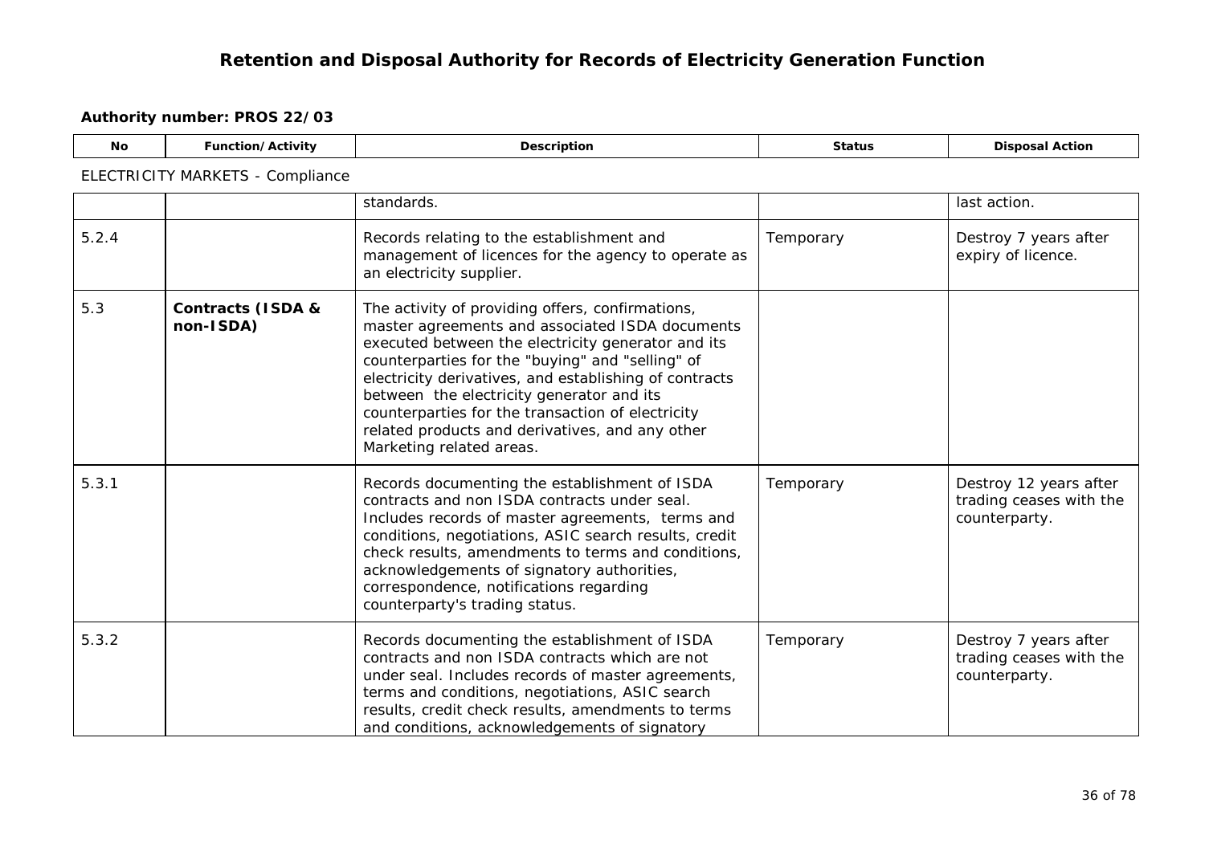# Retention and Disposal Authority for Records of Electricity Generation Function

**Authority number: PROS 22/03**

ELECTRICITY MARKETS - Compliance

| No | Function/Activity | Description | Status | Disposal Action |
|---|---|---|---|---|
| | | standards. | | last action. |
| 5.2.4 | | Records relating to the establishment and management of licences for the agency to operate as an electricity supplier. | Temporary | Destroy 7 years after expiry of licence. |
| 5.3 | **Contracts (ISDA & non-ISDA)** | The activity of providing offers, confirmations, master agreements and associated ISDA documents executed between the electricity generator and its counterparties for the "buying" and "selling" of electricity derivatives, and establishing of contracts between the electricity generator and its counterparties for the transaction of electricity related products and derivatives, and any other Marketing related areas. | | |
| 5.3.1 | | Records documenting the establishment of ISDA contracts and non ISDA contracts under seal. Includes records of master agreements, terms and conditions, negotiations, ASIC search results, credit check results, amendments to terms and conditions, acknowledgements of signatory authorities, correspondence, notifications regarding counterparty's trading status. | Temporary | Destroy 12 years after trading ceases with the counterparty. |
| 5.3.2 | | Records documenting the establishment of ISDA contracts and non ISDA contracts which are not under seal. Includes records of master agreements, terms and conditions, negotiations, ASIC search results, credit check results, amendments to terms and conditions, acknowledgements of signatory | Temporary | Destroy 7 years after trading ceases with the counterparty. |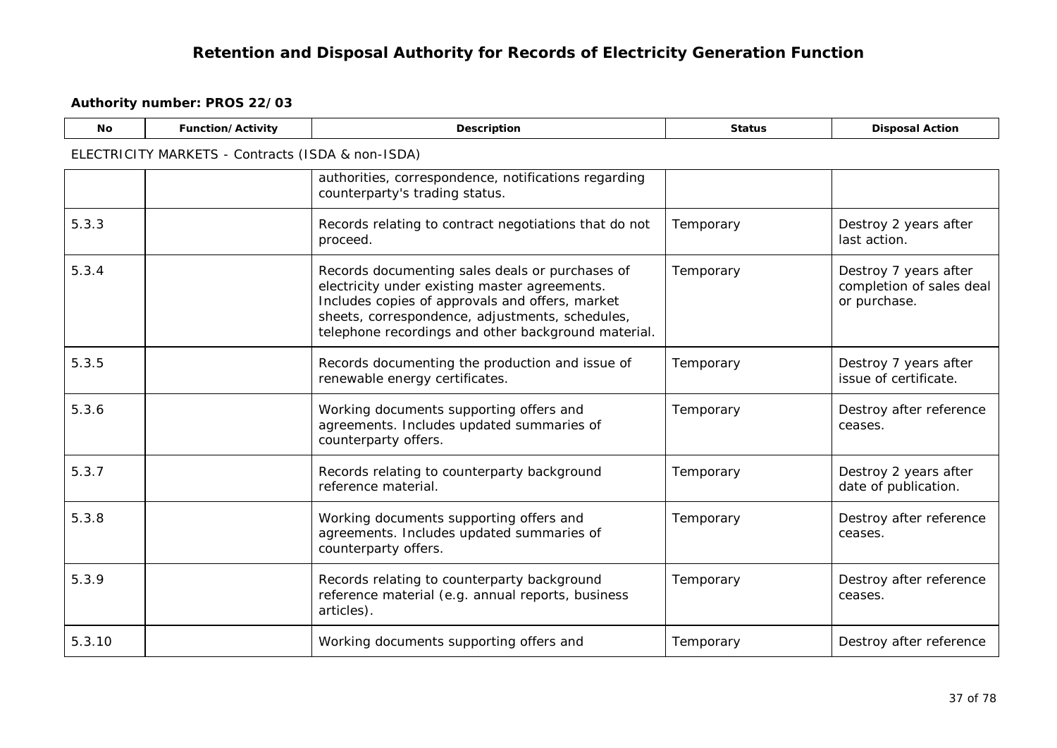# Retention and Disposal Authority for Records of Electricity Generation Function

**Authority number: PROS 22/03**

ELECTRICITY MARKETS - Contracts (ISDA & non-ISDA)

| No | Function/Activity | Description | Status | Disposal Action |
|---|---|---|---|---|
| | | authorities, correspondence, notifications regarding counterparty's trading status. | | |
| 5.3.3 | | Records relating to contract negotiations that do not proceed. | Temporary | Destroy 2 years after last action. |
| 5.3.4 | | Records documenting sales deals or purchases of electricity under existing master agreements. Includes copies of approvals and offers, market sheets, correspondence, adjustments, schedules, telephone recordings and other background material. | Temporary | Destroy 7 years after completion of sales deal or purchase. |
| 5.3.5 | | Records documenting the production and issue of renewable energy certificates. | Temporary | Destroy 7 years after issue of certificate. |
| 5.3.6 | | Working documents supporting offers and agreements. Includes updated summaries of counterparty offers. | Temporary | Destroy after reference ceases. |
| 5.3.7 | | Records relating to counterparty background reference material. | Temporary | Destroy 2 years after date of publication. |
| 5.3.8 | | Working documents supporting offers and agreements. Includes updated summaries of counterparty offers. | Temporary | Destroy after reference ceases. |
| 5.3.9 | | Records relating to counterparty background reference material (e.g. annual reports, business articles). | Temporary | Destroy after reference ceases. |
| 5.3.10 | | Working documents supporting offers and | Temporary | Destroy after reference |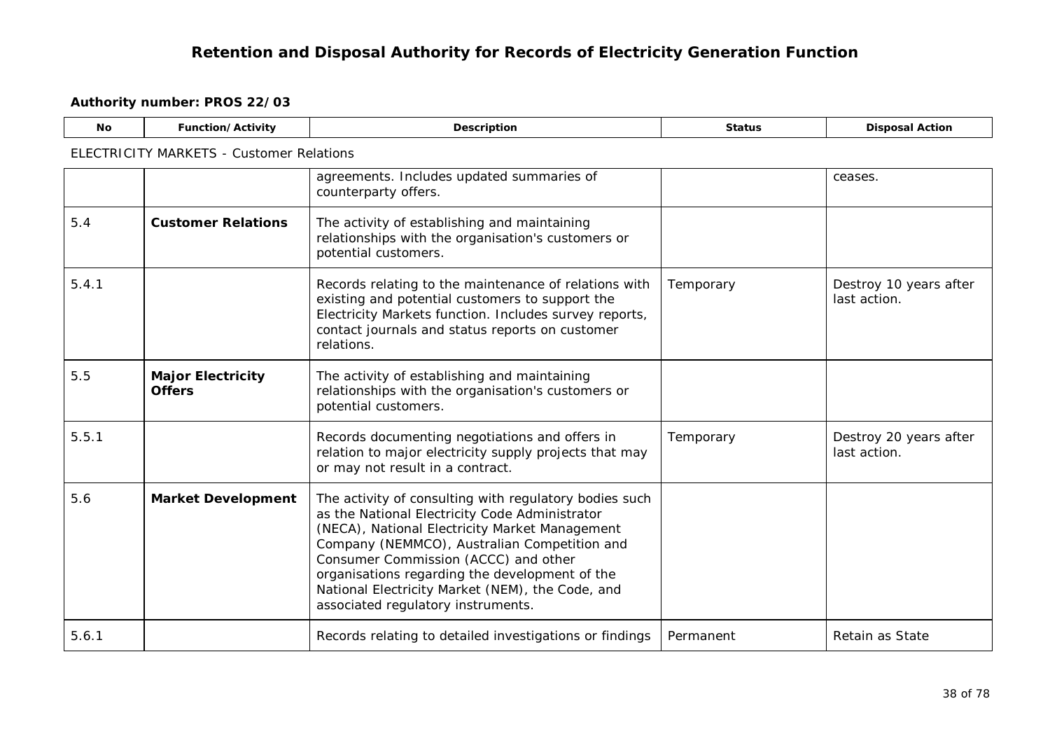## Retention and Disposal Authority for Records of Electricity Generation Function

**Authority number: PROS 22/03**

ELECTRICITY MARKETS - Customer Relations

| No | Function/Activity | Description | Status | Disposal Action |
|---|---|---|---|---|
| | | agreements. Includes updated summaries of counterparty offers. | | ceases. |
| 5.4 | **Customer Relations** | The activity of establishing and maintaining relationships with the organisation's customers or potential customers. | | |
| 5.4.1 | | Records relating to the maintenance of relations with existing and potential customers to support the Electricity Markets function. Includes survey reports, contact journals and status reports on customer relations. | Temporary | Destroy 10 years after last action. |
| 5.5 | **Major Electricity Offers** | The activity of establishing and maintaining relationships with the organisation's customers or potential customers. | | |
| 5.5.1 | | Records documenting negotiations and offers in relation to major electricity supply projects that may or may not result in a contract. | Temporary | Destroy 20 years after last action. |
| 5.6 | **Market Development** | The activity of consulting with regulatory bodies such as the National Electricity Code Administrator (NECA), National Electricity Market Management Company (NEMMCO), Australian Competition and Consumer Commission (ACCC) and other organisations regarding the development of the National Electricity Market (NEM), the Code, and associated regulatory instruments. | | |
| 5.6.1 | | Records relating to detailed investigations or findings | Permanent | Retain as State |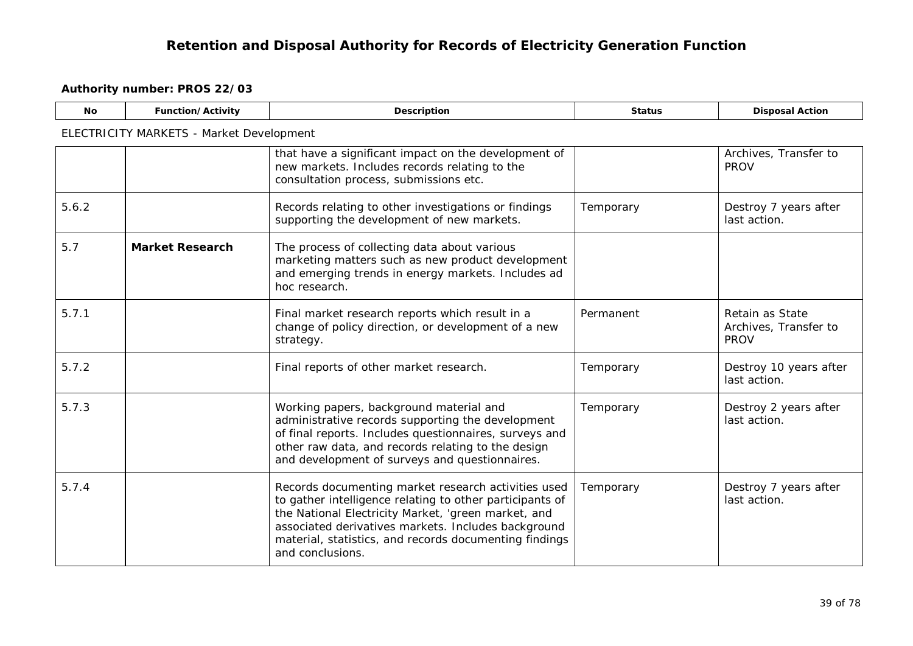**Authority number: PROS 22/03**

| No | Function/Activity | Description | Status | Disposal Action |
|---|---|---|---|---|
| ELECTRICITY MARKETS - Market Development | | | | |
| | | that have a significant impact on the development of new markets. Includes records relating to the consultation process, submissions etc. | | Archives, Transfer to PROV |
| 5.6.2 | | Records relating to other investigations or findings supporting the development of new markets. | Temporary | Destroy 7 years after last action. |
| 5.7 | **Market Research** | The process of collecting data about various marketing matters such as new product development and emerging trends in energy markets. Includes ad hoc research. | | |
| 5.7.1 | | Final market research reports which result in a change of policy direction, or development of a new strategy. | Permanent | Retain as State Archives, Transfer to PROV |
| 5.7.2 | | Final reports of other market research. | Temporary | Destroy 10 years after last action. |
| 5.7.3 | | Working papers, background material and administrative records supporting the development of final reports. Includes questionnaires, surveys and other raw data, and records relating to the design and development of surveys and questionnaires. | Temporary | Destroy 2 years after last action. |
| 5.7.4 | | Records documenting market research activities used to gather intelligence relating to other participants of the National Electricity Market, 'green market, and associated derivatives markets. Includes background material, statistics, and records documenting findings and conclusions. | Temporary | Destroy 7 years after last action. |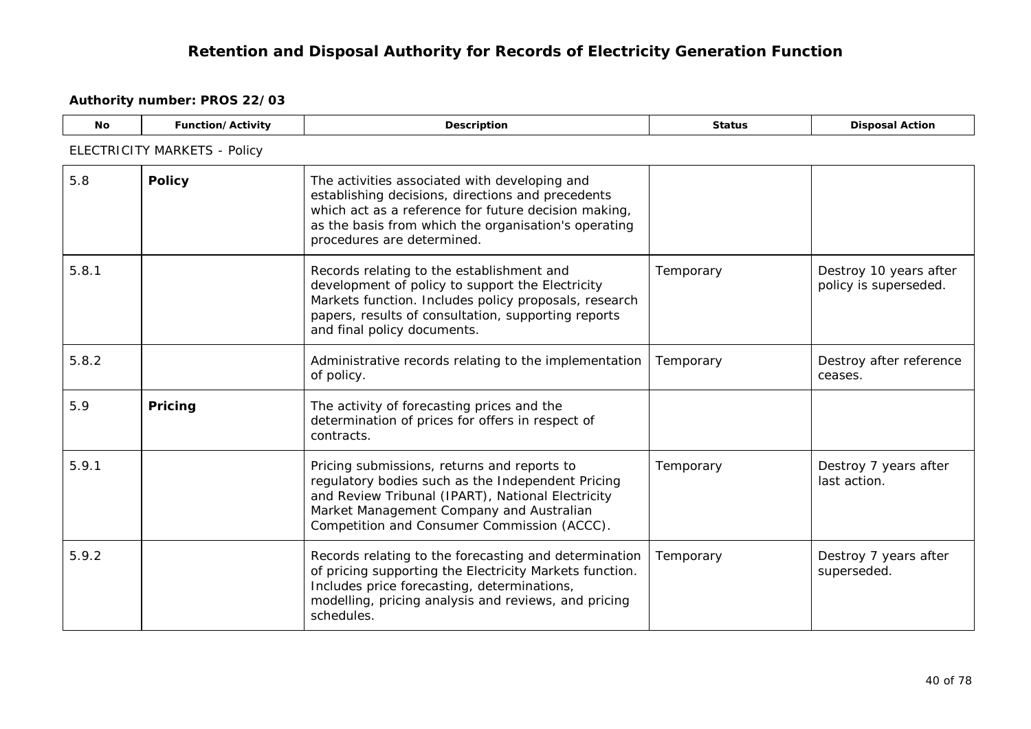# Retention and Disposal Authority for Records of Electricity Generation Function

**Authority number: PROS 22/03**

ELECTRICITY MARKETS - Policy

| No | Function/Activity | Description | Status | Disposal Action |
|---|---|---|---|---|
| 5.8 | **Policy** | The activities associated with developing and establishing decisions, directions and precedents which act as a reference for future decision making, as the basis from which the organisation's operating procedures are determined. | | |
| 5.8.1 | | Records relating to the establishment and development of policy to support the Electricity Markets function. Includes policy proposals, research papers, results of consultation, supporting reports and final policy documents. | Temporary | Destroy 10 years after policy is superseded. |
| 5.8.2 | | Administrative records relating to the implementation of policy. | Temporary | Destroy after reference ceases. |
| 5.9 | **Pricing** | The activity of forecasting prices and the determination of prices for offers in respect of contracts. | | |
| 5.9.1 | | Pricing submissions, returns and reports to regulatory bodies such as the Independent Pricing and Review Tribunal (IPART), National Electricity Market Management Company and Australian Competition and Consumer Commission (ACCC). | Temporary | Destroy 7 years after last action. |
| 5.9.2 | | Records relating to the forecasting and determination of pricing supporting the Electricity Markets function. Includes price forecasting, determinations, modelling, pricing analysis and reviews, and pricing schedules. | Temporary | Destroy 7 years after superseded. |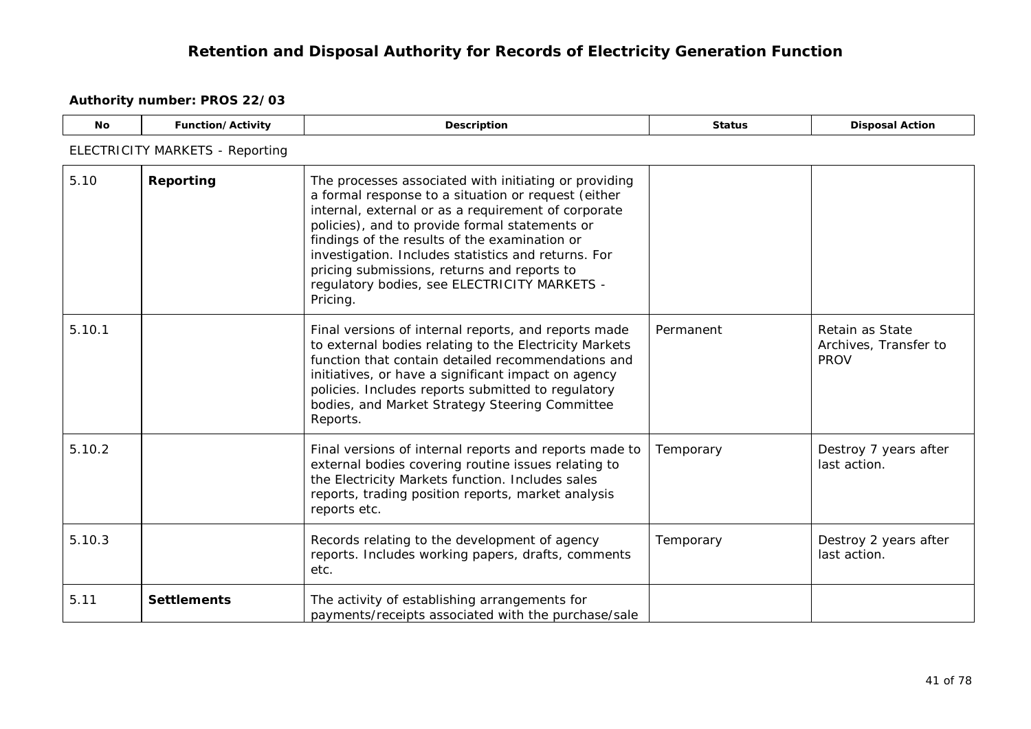# Retention and Disposal Authority for Records of Electricity Generation Function

**Authority number: PROS 22/03**

ELECTRICITY MARKETS - Reporting

| No | Function/Activity | Description | Status | Disposal Action |
|---|---|---|---|---|
| 5.10 | **Reporting** | The processes associated with initiating or providing a formal response to a situation or request (either internal, external or as a requirement of corporate policies), and to provide formal statements or findings of the results of the examination or investigation. Includes statistics and returns. For pricing submissions, returns and reports to regulatory bodies, see ELECTRICITY MARKETS - Pricing. | | |
| 5.10.1 | | Final versions of internal reports, and reports made to external bodies relating to the Electricity Markets function that contain detailed recommendations and initiatives, or have a significant impact on agency policies. Includes reports submitted to regulatory bodies, and Market Strategy Steering Committee Reports. | Permanent | Retain as State Archives, Transfer to PROV |
| 5.10.2 | | Final versions of internal reports and reports made to external bodies covering routine issues relating to the Electricity Markets function. Includes sales reports, trading position reports, market analysis reports etc. | Temporary | Destroy 7 years after last action. |
| 5.10.3 | | Records relating to the development of agency reports. Includes working papers, drafts, comments etc. | Temporary | Destroy 2 years after last action. |
| 5.11 | **Settlements** | The activity of establishing arrangements for payments/receipts associated with the purchase/sale | | |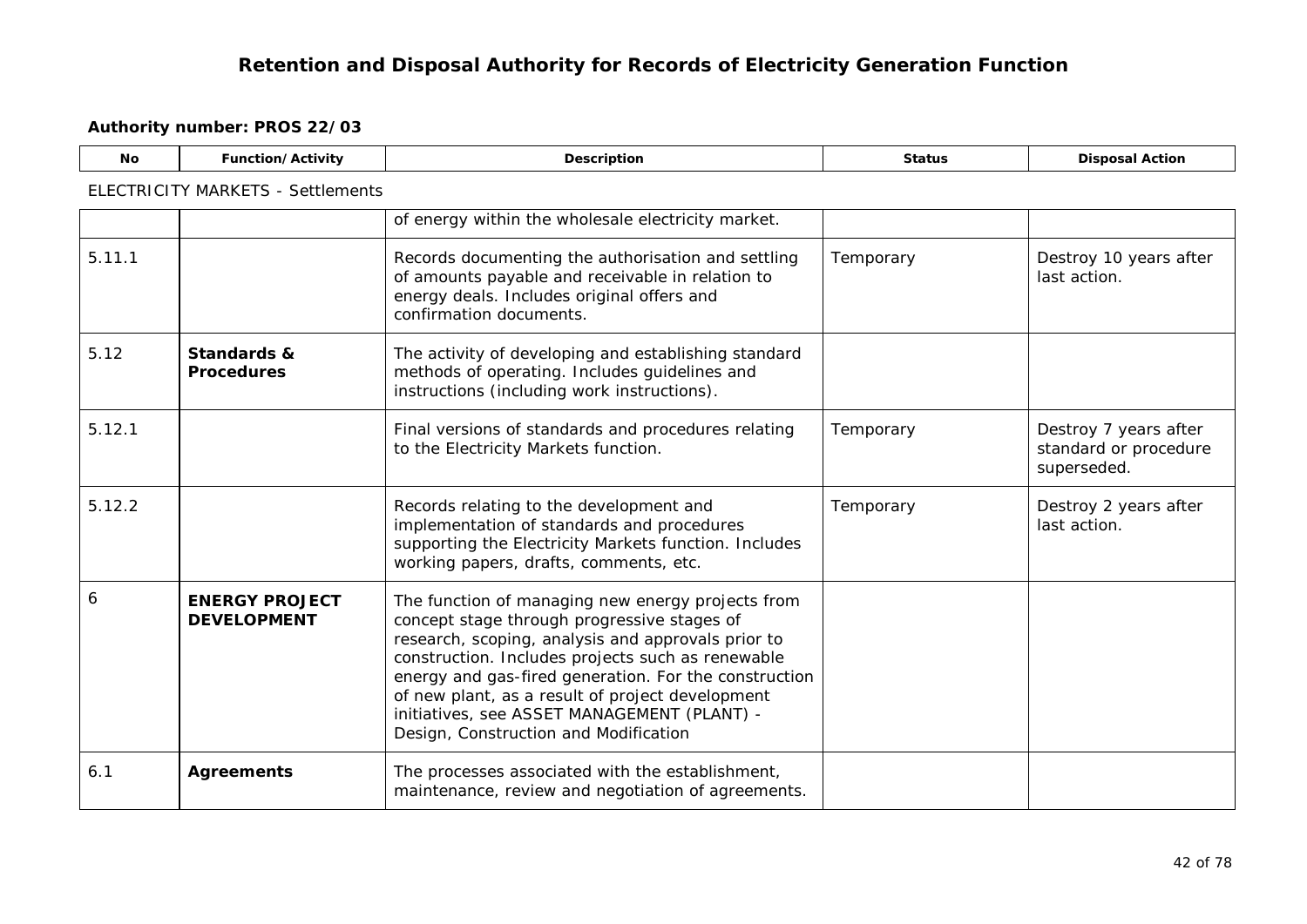# Retention and Disposal Authority for Records of Electricity Generation Function

**Authority number: PROS 22/03**

ELECTRICITY MARKETS - Settlements

| No | Function/Activity | Description | Status | Disposal Action |
|---|---|---|---|---|
| | | of energy within the wholesale electricity market. | | |
| 5.11.1 | | Records documenting the authorisation and settling of amounts payable and receivable in relation to energy deals. Includes original offers and confirmation documents. | Temporary | Destroy 10 years after last action. |
| 5.12 | **Standards & Procedures** | The activity of developing and establishing standard methods of operating. Includes guidelines and instructions (including work instructions). | | |
| 5.12.1 | | Final versions of standards and procedures relating to the Electricity Markets function. | Temporary | Destroy 7 years after standard or procedure superseded. |
| 5.12.2 | | Records relating to the development and implementation of standards and procedures supporting the Electricity Markets function. Includes working papers, drafts, comments, etc. | Temporary | Destroy 2 years after last action. |
| 6 | **ENERGY PROJECT DEVELOPMENT** | The function of managing new energy projects from concept stage through progressive stages of research, scoping, analysis and approvals prior to construction. Includes projects such as renewable energy and gas-fired generation. For the construction of new plant, as a result of project development initiatives, see ASSET MANAGEMENT (PLANT) - Design, Construction and Modification | | |
| 6.1 | **Agreements** | The processes associated with the establishment, maintenance, review and negotiation of agreements. | | |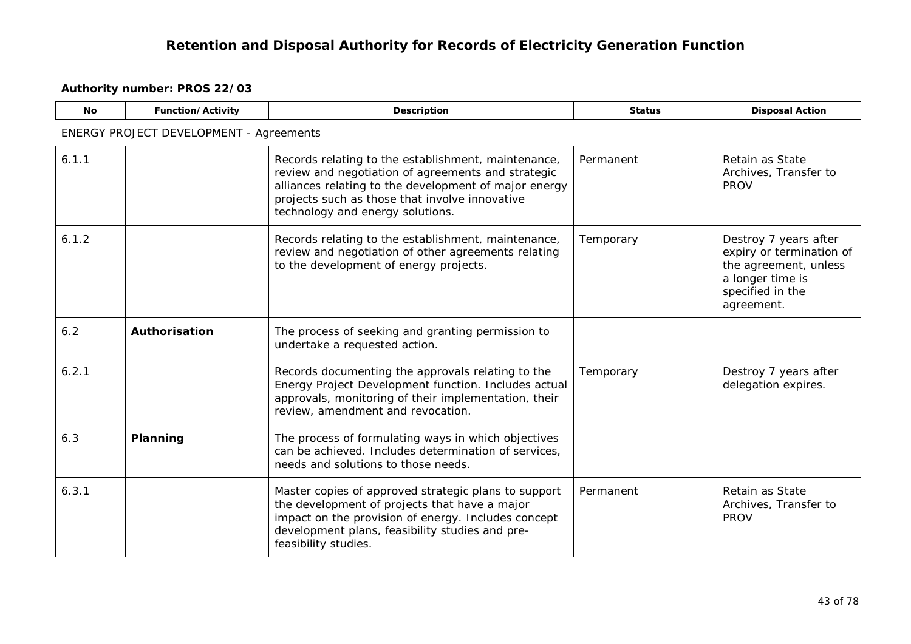# Retention and Disposal Authority for Records of Electricity Generation Function

**Authority number: PROS 22/03**

| No | Function/Activity | Description | Status | Disposal Action |
|---|---|---|---|---|
| ENERGY PROJECT DEVELOPMENT - Agreements | | | | |
| 6.1.1 | | Records relating to the establishment, maintenance, review and negotiation of agreements and strategic alliances relating to the development of major energy projects such as those that involve innovative technology and energy solutions. | Permanent | Retain as State Archives, Transfer to PROV |
| 6.1.2 | | Records relating to the establishment, maintenance, review and negotiation of other agreements relating to the development of energy projects. | Temporary | Destroy 7 years after expiry or termination of the agreement, unless a longer time is specified in the agreement. |
| 6.2 | **Authorisation** | The process of seeking and granting permission to undertake a requested action. | | |
| 6.2.1 | | Records documenting the approvals relating to the Energy Project Development function. Includes actual approvals, monitoring of their implementation, their review, amendment and revocation. | Temporary | Destroy 7 years after delegation expires. |
| 6.3 | **Planning** | The process of formulating ways in which objectives can be achieved. Includes determination of services, needs and solutions to those needs. | | |
| 6.3.1 | | Master copies of approved strategic plans to support the development of projects that have a major impact on the provision of energy. Includes concept development plans, feasibility studies and pre-feasibility studies. | Permanent | Retain as State Archives, Transfer to PROV |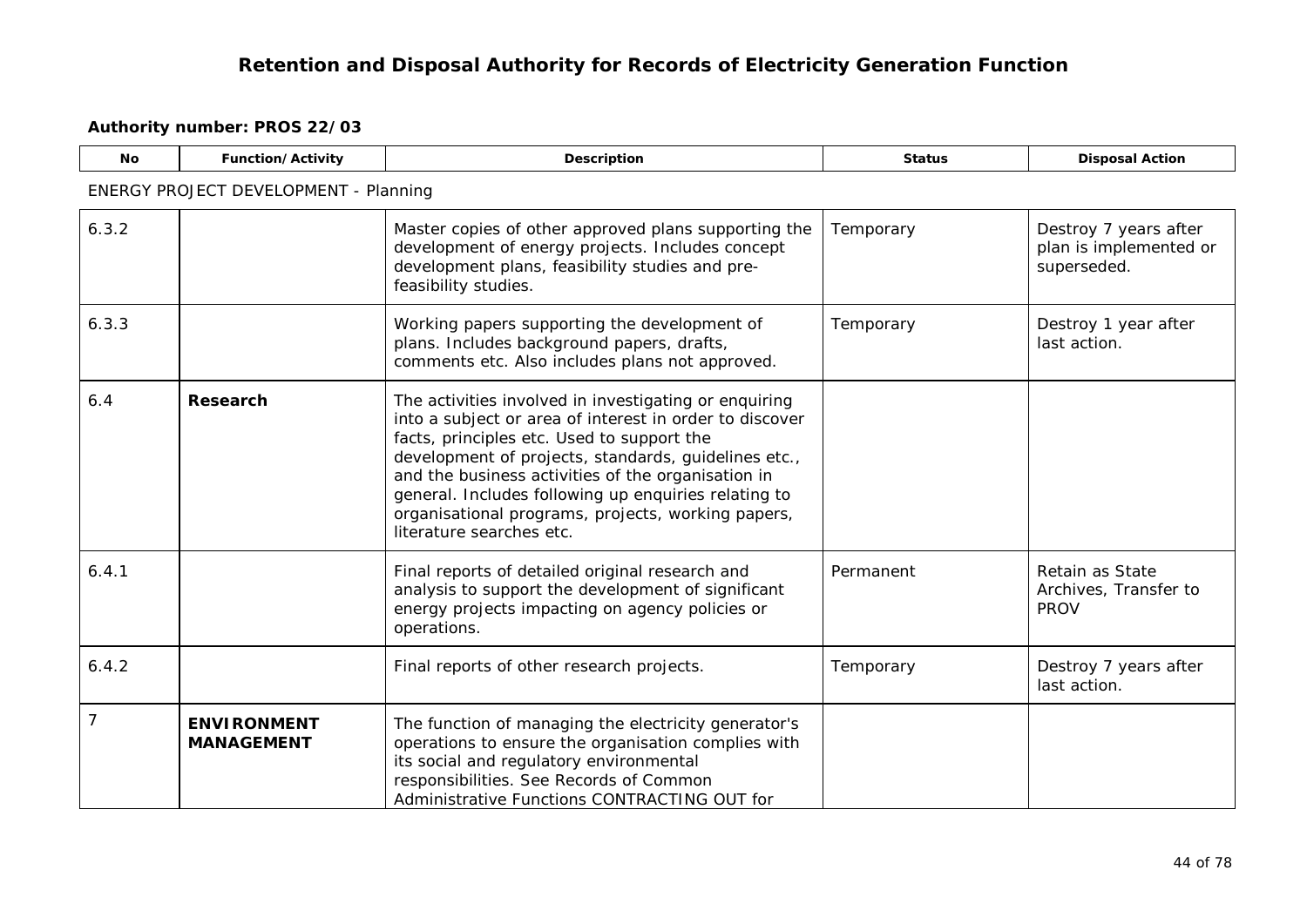# Retention and Disposal Authority for Records of Electricity Generation Function

**Authority number: PROS 22/03**

| No | Function/Activity | Description | Status | Disposal Action |
|---|---|---|---|---|
| ENERGY PROJECT DEVELOPMENT - Planning | | | | |
| 6.3.2 | | Master copies of other approved plans supporting the development of energy projects. Includes concept development plans, feasibility studies and pre-feasibility studies. | Temporary | Destroy 7 years after plan is implemented or superseded. |
| 6.3.3 | | Working papers supporting the development of plans. Includes background papers, drafts, comments etc. Also includes plans not approved. | Temporary | Destroy 1 year after last action. |
| 6.4 | **Research** | The activities involved in investigating or enquiring into a subject or area of interest in order to discover facts, principles etc. Used to support the development of projects, standards, guidelines etc., and the business activities of the organisation in general. Includes following up enquiries relating to organisational programs, projects, working papers, literature searches etc. | | |
| 6.4.1 | | Final reports of detailed original research and analysis to support the development of significant energy projects impacting on agency policies or operations. | Permanent | Retain as State Archives, Transfer to PROV |
| 6.4.2 | | Final reports of other research projects. | Temporary | Destroy 7 years after last action. |
| 7 | **ENVIRONMENT MANAGEMENT** | The function of managing the electricity generator's operations to ensure the organisation complies with its social and regulatory environmental responsibilities. See Records of Common Administrative Functions CONTRACTING OUT for | | |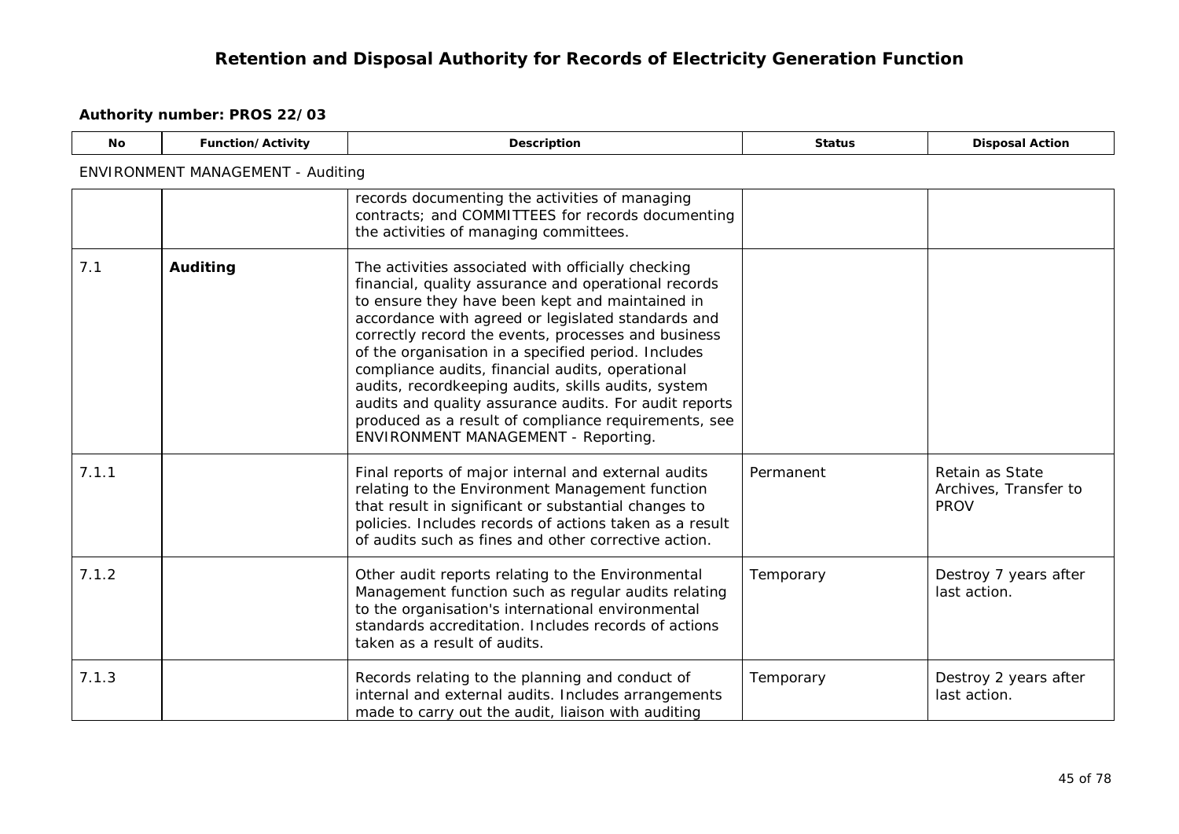# Retention and Disposal Authority for Records of Electricity Generation Function

**Authority number: PROS 22/03**

| No | Function/Activity | Description | Status | Disposal Action |
|---|---|---|---|---|
| ENVIRONMENT MANAGEMENT - Auditing | | | | |
| | | records documenting the activities of managing contracts; and COMMITTEES for records documenting the activities of managing committees. | | |
| 7.1 | **Auditing** | The activities associated with officially checking financial, quality assurance and operational records to ensure they have been kept and maintained in accordance with agreed or legislated standards and correctly record the events, processes and business of the organisation in a specified period. Includes compliance audits, financial audits, operational audits, recordkeeping audits, skills audits, system audits and quality assurance audits. For audit reports produced as a result of compliance requirements, see ENVIRONMENT MANAGEMENT - Reporting. | | |
| 7.1.1 | | Final reports of major internal and external audits relating to the Environment Management function that result in significant or substantial changes to policies. Includes records of actions taken as a result of audits such as fines and other corrective action. | Permanent | Retain as State Archives, Transfer to PROV |
| 7.1.2 | | Other audit reports relating to the Environmental Management function such as regular audits relating to the organisation's international environmental standards accreditation. Includes records of actions taken as a result of audits. | Temporary | Destroy 7 years after last action. |
| 7.1.3 | | Records relating to the planning and conduct of internal and external audits. Includes arrangements made to carry out the audit, liaison with auditing | Temporary | Destroy 2 years after last action. |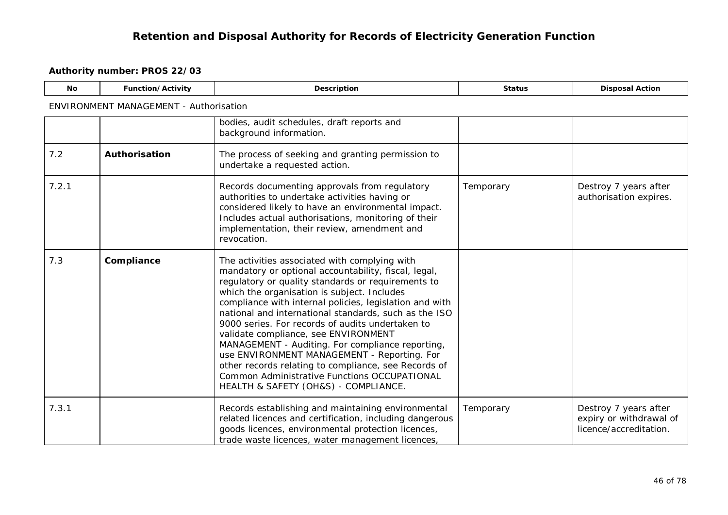# Retention and Disposal Authority for Records of Electricity Generation Function

**Authority number: PROS 22/03**

ENVIRONMENT MANAGEMENT - Authorisation

| No | Function/Activity | Description | Status | Disposal Action |
|---|---|---|---|---|
| | | bodies, audit schedules, draft reports and background information. | | |
| 7.2 | **Authorisation** | The process of seeking and granting permission to undertake a requested action. | | |
| 7.2.1 | | Records documenting approvals from regulatory authorities to undertake activities having or considered likely to have an environmental impact. Includes actual authorisations, monitoring of their implementation, their review, amendment and revocation. | Temporary | Destroy 7 years after authorisation expires. |
| 7.3 | **Compliance** | The activities associated with complying with mandatory or optional accountability, fiscal, legal, regulatory or quality standards or requirements to which the organisation is subject. Includes compliance with internal policies, legislation and with national and international standards, such as the ISO 9000 series. For records of audits undertaken to validate compliance, see ENVIRONMENT MANAGEMENT - Auditing. For compliance reporting, use ENVIRONMENT MANAGEMENT - Reporting. For other records relating to compliance, see Records of Common Administrative Functions OCCUPATIONAL HEALTH & SAFETY (OH&S) - COMPLIANCE. | | |
| 7.3.1 | | Records establishing and maintaining environmental related licences and certification, including dangerous goods licences, environmental protection licences, trade waste licences, water management licences, | Temporary | Destroy 7 years after expiry or withdrawal of licence/accreditation. |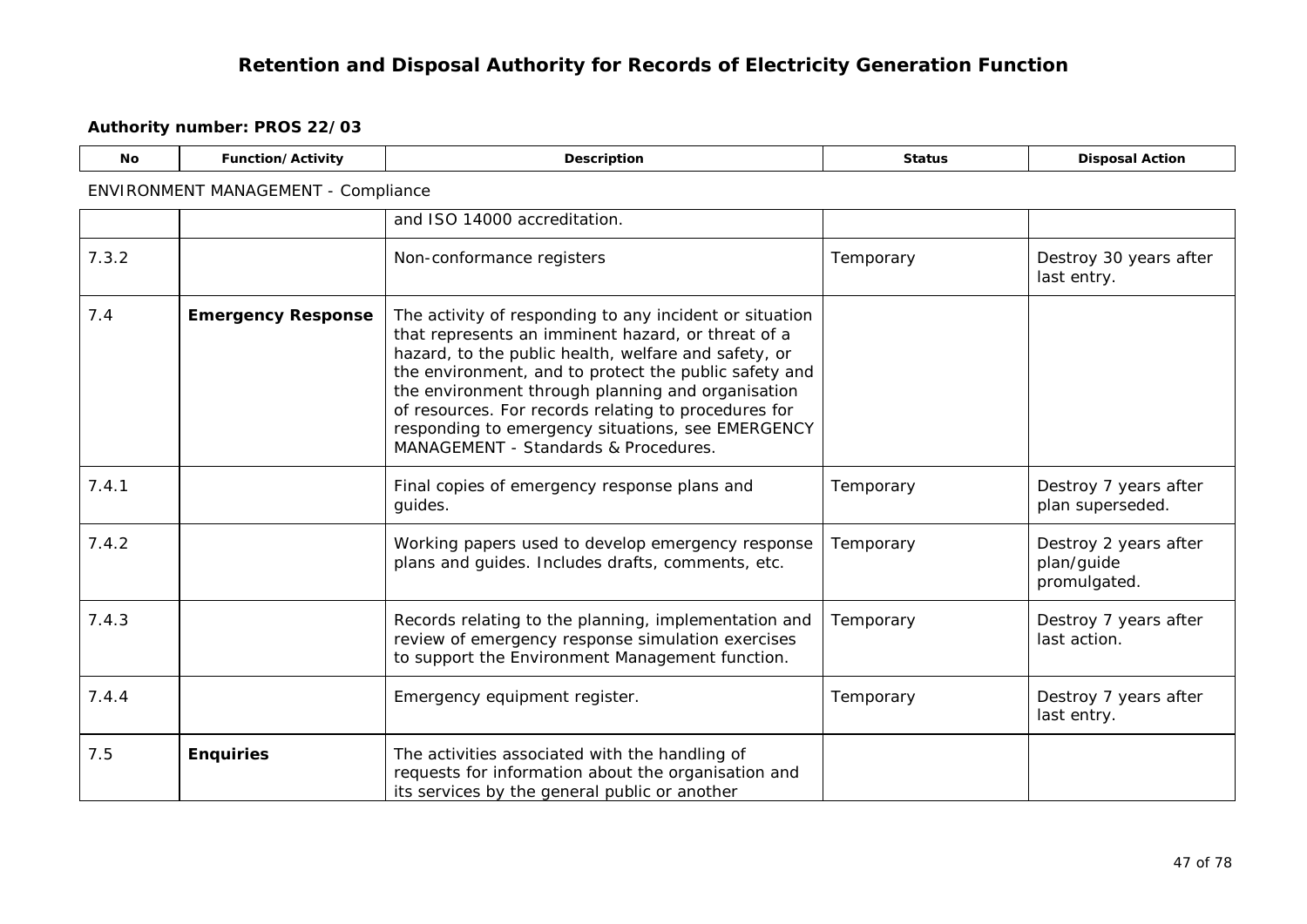# Retention and Disposal Authority for Records of Electricity Generation Function

**Authority number: PROS 22/03**

ENVIRONMENT MANAGEMENT - Compliance

| No | Function/Activity | Description | Status | Disposal Action |
|---|---|---|---|---|
| | | and ISO 14000 accreditation. | | |
| 7.3.2 | | Non-conformance registers | Temporary | Destroy 30 years after last entry. |
| 7.4 | **Emergency Response** | The activity of responding to any incident or situation that represents an imminent hazard, or threat of a hazard, to the public health, welfare and safety, or the environment, and to protect the public safety and the environment through planning and organisation of resources. For records relating to procedures for responding to emergency situations, see EMERGENCY MANAGEMENT - Standards & Procedures. | | |
| 7.4.1 | | Final copies of emergency response plans and guides. | Temporary | Destroy 7 years after plan superseded. |
| 7.4.2 | | Working papers used to develop emergency response plans and guides. Includes drafts, comments, etc. | Temporary | Destroy 2 years after plan/guide promulgated. |
| 7.4.3 | | Records relating to the planning, implementation and review of emergency response simulation exercises to support the Environment Management function. | Temporary | Destroy 7 years after last action. |
| 7.4.4 | | Emergency equipment register. | Temporary | Destroy 7 years after last entry. |
| 7.5 | **Enquiries** | The activities associated with the handling of requests for information about the organisation and its services by the general public or another | | |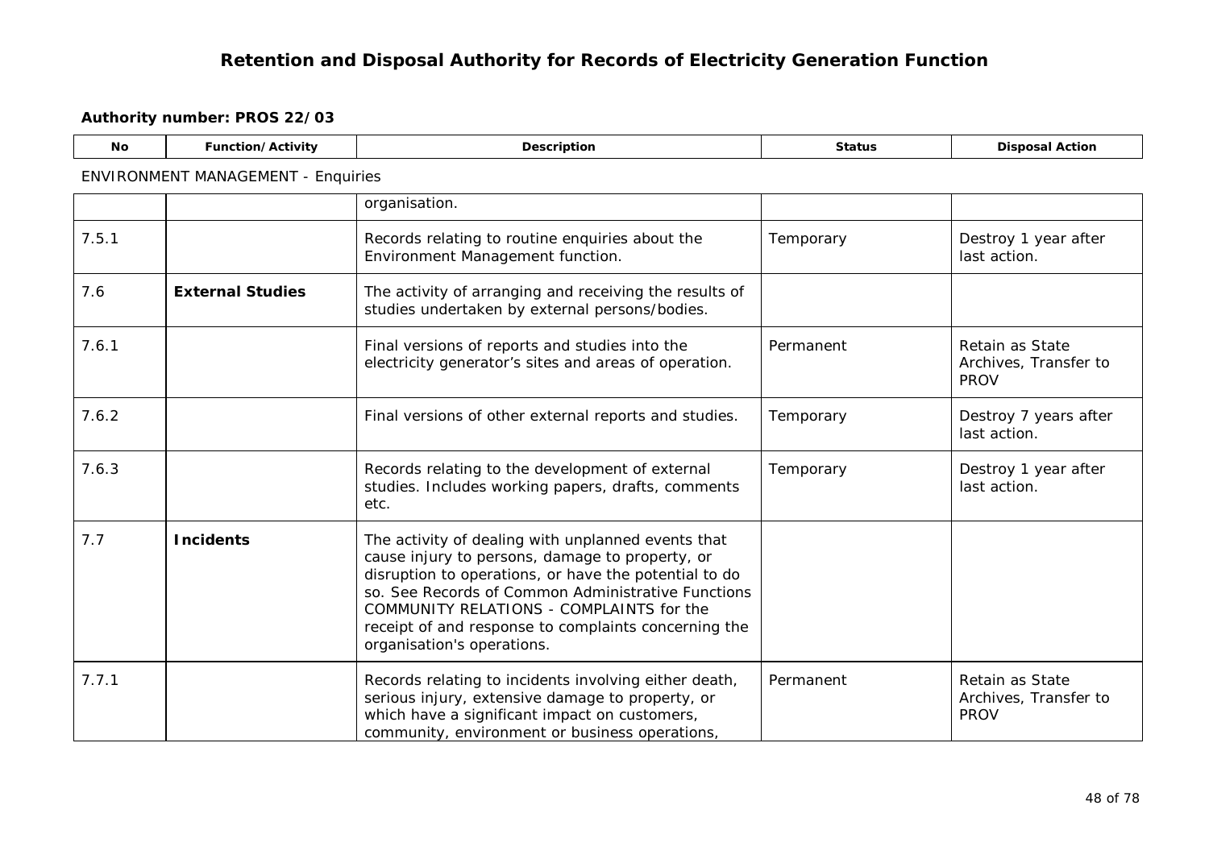**Authority number: PROS 22/03**

ENVIRONMENT MANAGEMENT - Enquiries

| No | Function/Activity | Description | Status | Disposal Action |
|---|---|---|---|---|
| | | organisation. | | |
| 7.5.1 | | Records relating to routine enquiries about the Environment Management function. | Temporary | Destroy 1 year after last action. |
| 7.6 | **External Studies** | The activity of arranging and receiving the results of studies undertaken by external persons/bodies. | | |
| 7.6.1 | | Final versions of reports and studies into the electricity generator's sites and areas of operation. | Permanent | Retain as State Archives, Transfer to PROV |
| 7.6.2 | | Final versions of other external reports and studies. | Temporary | Destroy 7 years after last action. |
| 7.6.3 | | Records relating to the development of external studies. Includes working papers, drafts, comments etc. | Temporary | Destroy 1 year after last action. |
| 7.7 | **Incidents** | The activity of dealing with unplanned events that cause injury to persons, damage to property, or disruption to operations, or have the potential to do so. See Records of Common Administrative Functions COMMUNITY RELATIONS - COMPLAINTS for the receipt of and response to complaints concerning the organisation's operations. | | |
| 7.7.1 | | Records relating to incidents involving either death, serious injury, extensive damage to property, or which have a significant impact on customers, community, environment or business operations, | Permanent | Retain as State Archives, Transfer to PROV |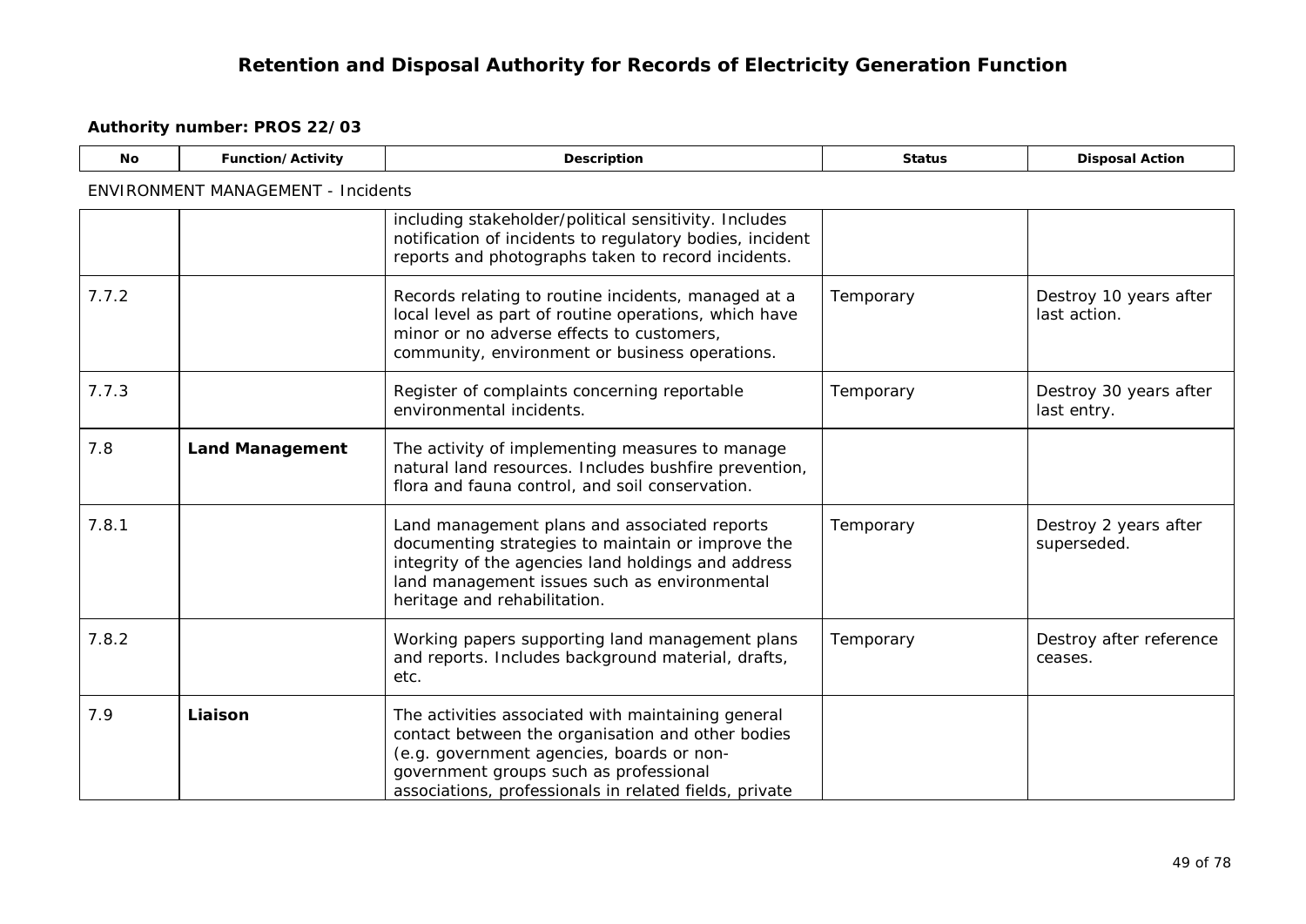**Authority number: PROS 22/03**

ENVIRONMENT MANAGEMENT - Incidents

| No | Function/Activity | Description | Status | Disposal Action |
|---|---|---|---|---|
| | | including stakeholder/political sensitivity. Includes notification of incidents to regulatory bodies, incident reports and photographs taken to record incidents. | | |
| 7.7.2 | | Records relating to routine incidents, managed at a local level as part of routine operations, which have minor or no adverse effects to customers, community, environment or business operations. | Temporary | Destroy 10 years after last action. |
| 7.7.3 | | Register of complaints concerning reportable environmental incidents. | Temporary | Destroy 30 years after last entry. |
| 7.8 | **Land Management** | The activity of implementing measures to manage natural land resources. Includes bushfire prevention, flora and fauna control, and soil conservation. | | |
| 7.8.1 | | Land management plans and associated reports documenting strategies to maintain or improve the integrity of the agencies land holdings and address land management issues such as environmental heritage and rehabilitation. | Temporary | Destroy 2 years after superseded. |
| 7.8.2 | | Working papers supporting land management plans and reports. Includes background material, drafts, etc. | Temporary | Destroy after reference ceases. |
| 7.9 | **Liaison** | The activities associated with maintaining general contact between the organisation and other bodies (e.g. government agencies, boards or non-government groups such as professional associations, professionals in related fields, private | | |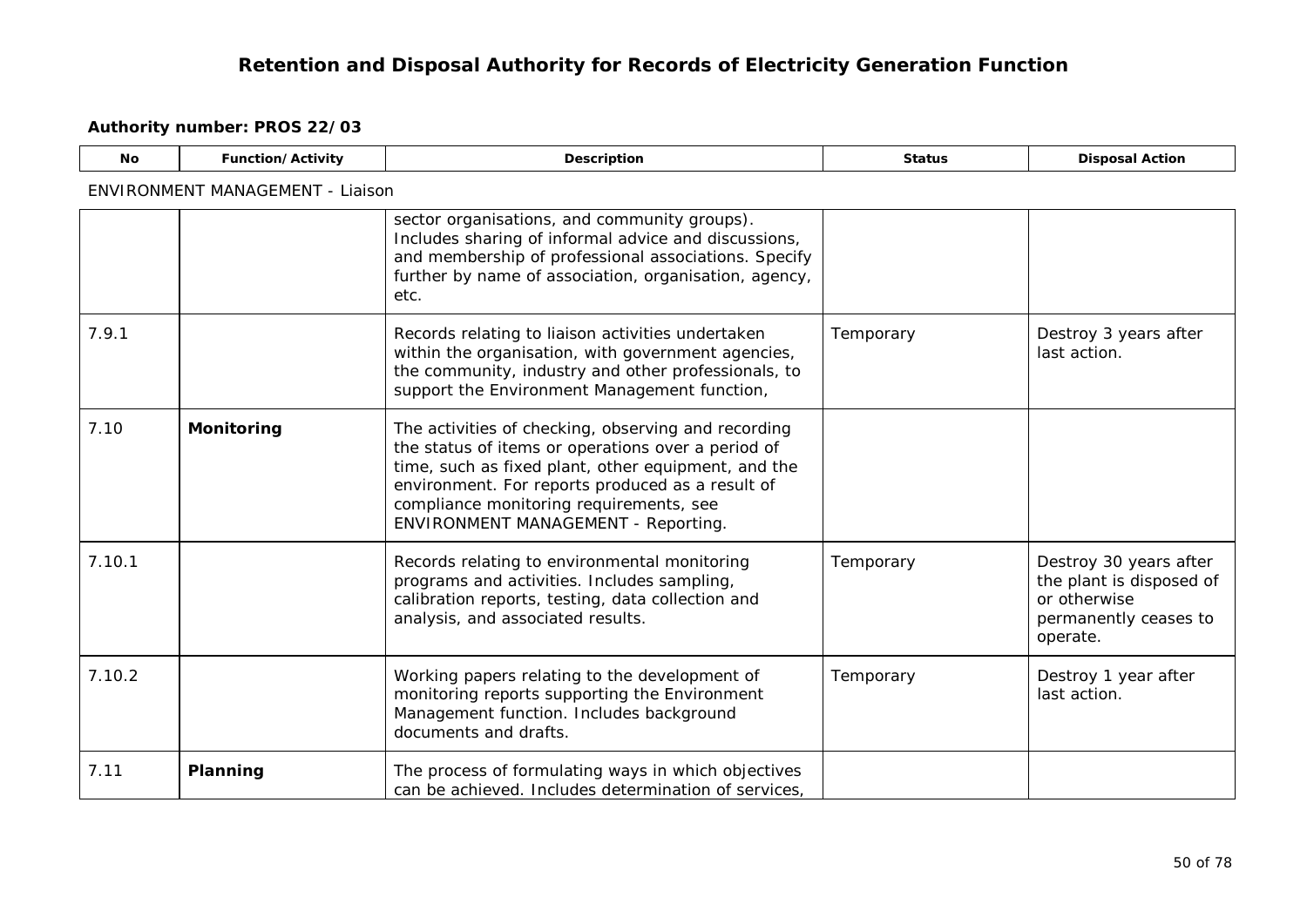# Retention and Disposal Authority for Records of Electricity Generation Function

**Authority number: PROS 22/03**

ENVIRONMENT MANAGEMENT - Liaison

| No | Function/Activity | Description | Status | Disposal Action |
|---|---|---|---|---|
| | | sector organisations, and community groups). Includes sharing of informal advice and discussions, and membership of professional associations. Specify further by name of association, organisation, agency, etc. | | |
| 7.9.1 | | Records relating to liaison activities undertaken within the organisation, with government agencies, the community, industry and other professionals, to support the Environment Management function, | Temporary | Destroy 3 years after last action. |
| 7.10 | **Monitoring** | The activities of checking, observing and recording the status of items or operations over a period of time, such as fixed plant, other equipment, and the environment. For reports produced as a result of compliance monitoring requirements, see ENVIRONMENT MANAGEMENT - Reporting. | | |
| 7.10.1 | | Records relating to environmental monitoring programs and activities. Includes sampling, calibration reports, testing, data collection and analysis, and associated results. | Temporary | Destroy 30 years after the plant is disposed of or otherwise permanently ceases to operate. |
| 7.10.2 | | Working papers relating to the development of monitoring reports supporting the Environment Management function. Includes background documents and drafts. | Temporary | Destroy 1 year after last action. |
| 7.11 | **Planning** | The process of formulating ways in which objectives can be achieved. Includes determination of services, | | |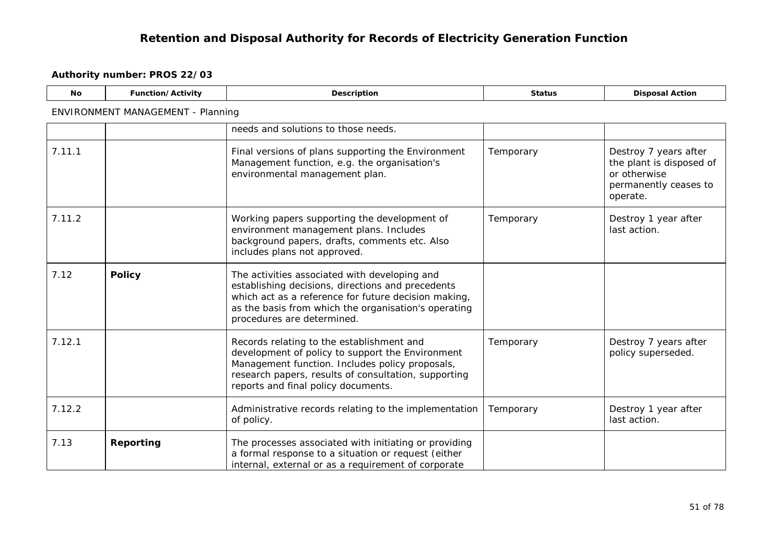# Retention and Disposal Authority for Records of Electricity Generation Function

**Authority number: PROS 22/03**

ENVIRONMENT MANAGEMENT - Planning

| No | Function/Activity | Description | Status | Disposal Action |
|---|---|---|---|---|
| | | needs and solutions to those needs. | | |
| 7.11.1 | | Final versions of plans supporting the Environment Management function, e.g. the organisation's environmental management plan. | Temporary | Destroy 7 years after the plant is disposed of or otherwise permanently ceases to operate. |
| 7.11.2 | | Working papers supporting the development of environment management plans. Includes background papers, drafts, comments etc. Also includes plans not approved. | Temporary | Destroy 1 year after last action. |
| 7.12 | **Policy** | The activities associated with developing and establishing decisions, directions and precedents which act as a reference for future decision making, as the basis from which the organisation's operating procedures are determined. | | |
| 7.12.1 | | Records relating to the establishment and development of policy to support the Environment Management function. Includes policy proposals, research papers, results of consultation, supporting reports and final policy documents. | Temporary | Destroy 7 years after policy superseded. |
| 7.12.2 | | Administrative records relating to the implementation of policy. | Temporary | Destroy 1 year after last action. |
| 7.13 | **Reporting** | The processes associated with initiating or providing a formal response to a situation or request (either internal, external or as a requirement of corporate | | |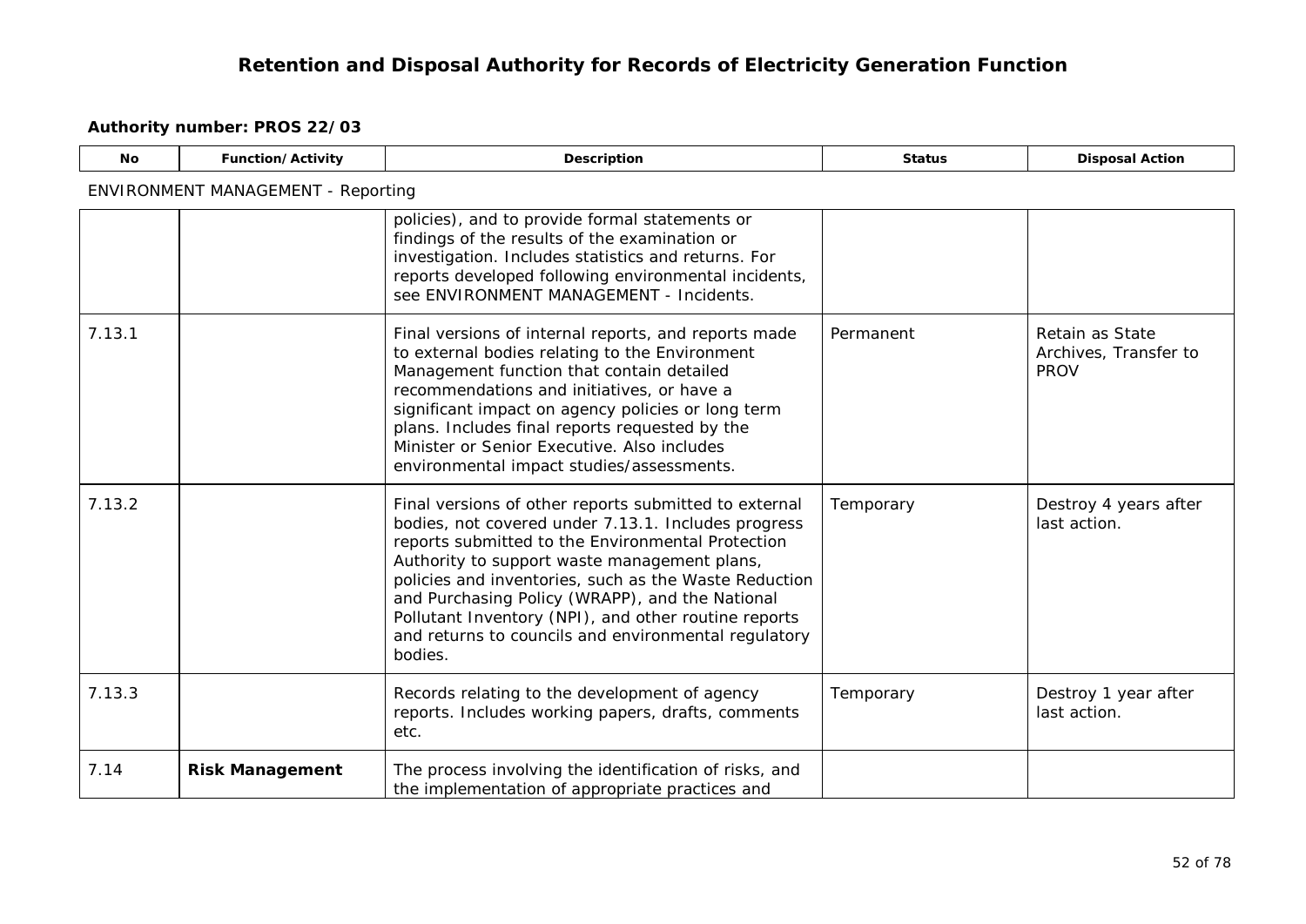# Retention and Disposal Authority for Records of Electricity Generation Function

**Authority number: PROS 22/03**

| No | Function/Activity | Description | Status | Disposal Action |
|---|---|---|---|---|
| ENVIRONMENT MANAGEMENT - Reporting | | | | |
| | | policies), and to provide formal statements or findings of the results of the examination or investigation. Includes statistics and returns. For reports developed following environmental incidents, see ENVIRONMENT MANAGEMENT - Incidents. | | |
| 7.13.1 | | Final versions of internal reports, and reports made to external bodies relating to the Environment Management function that contain detailed recommendations and initiatives, or have a significant impact on agency policies or long term plans. Includes final reports requested by the Minister or Senior Executive. Also includes environmental impact studies/assessments. | Permanent | Retain as State Archives, Transfer to PROV |
| 7.13.2 | | Final versions of other reports submitted to external bodies, not covered under 7.13.1. Includes progress reports submitted to the Environmental Protection Authority to support waste management plans, policies and inventories, such as the Waste Reduction and Purchasing Policy (WRAPP), and the National Pollutant Inventory (NPI), and other routine reports and returns to councils and environmental regulatory bodies. | Temporary | Destroy 4 years after last action. |
| 7.13.3 | | Records relating to the development of agency reports. Includes working papers, drafts, comments etc. | Temporary | Destroy 1 year after last action. |
| 7.14 | **Risk Management** | The process involving the identification of risks, and the implementation of appropriate practices and | | |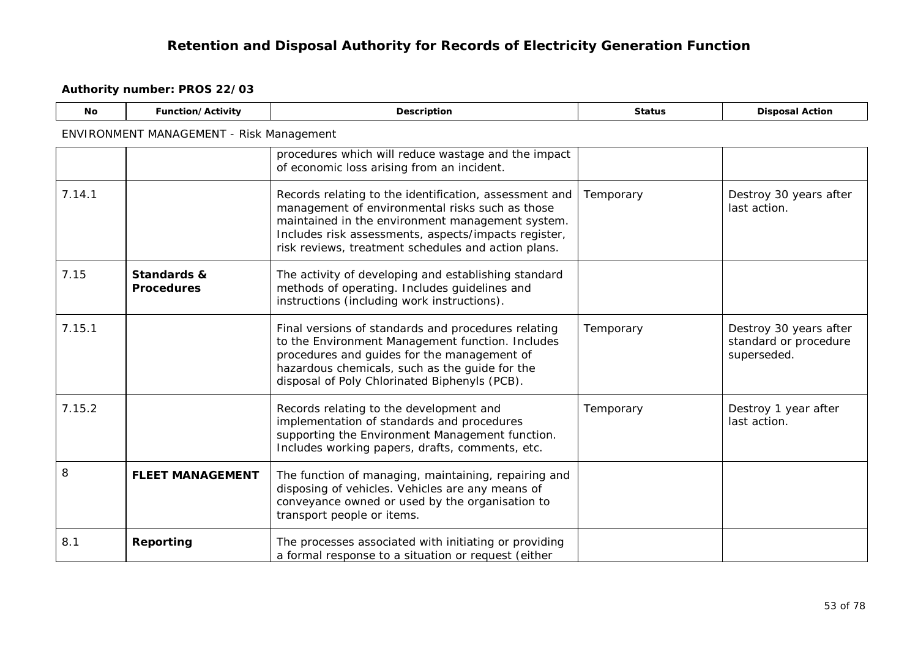# Retention and Disposal Authority for Records of Electricity Generation Function

**Authority number: PROS 22/03**

ENVIRONMENT MANAGEMENT - Risk Management

| No | Function/Activity | Description | Status | Disposal Action |
|---|---|---|---|---|
| | | procedures which will reduce wastage and the impact of economic loss arising from an incident. | | |
| 7.14.1 | | Records relating to the identification, assessment and management of environmental risks such as those maintained in the environment management system. Includes risk assessments, aspects/impacts register, risk reviews, treatment schedules and action plans. | Temporary | Destroy 30 years after last action. |
| 7.15 | **Standards & Procedures** | The activity of developing and establishing standard methods of operating. Includes guidelines and instructions (including work instructions). | | |
| 7.15.1 | | Final versions of standards and procedures relating to the Environment Management function. Includes procedures and guides for the management of hazardous chemicals, such as the guide for the disposal of Poly Chlorinated Biphenyls (PCB). | Temporary | Destroy 30 years after standard or procedure superseded. |
| 7.15.2 | | Records relating to the development and implementation of standards and procedures supporting the Environment Management function. Includes working papers, drafts, comments, etc. | Temporary | Destroy 1 year after last action. |
| 8 | **FLEET MANAGEMENT** | The function of managing, maintaining, repairing and disposing of vehicles. Vehicles are any means of conveyance owned or used by the organisation to transport people or items. | | |
| 8.1 | **Reporting** | The processes associated with initiating or providing a formal response to a situation or request (either | | |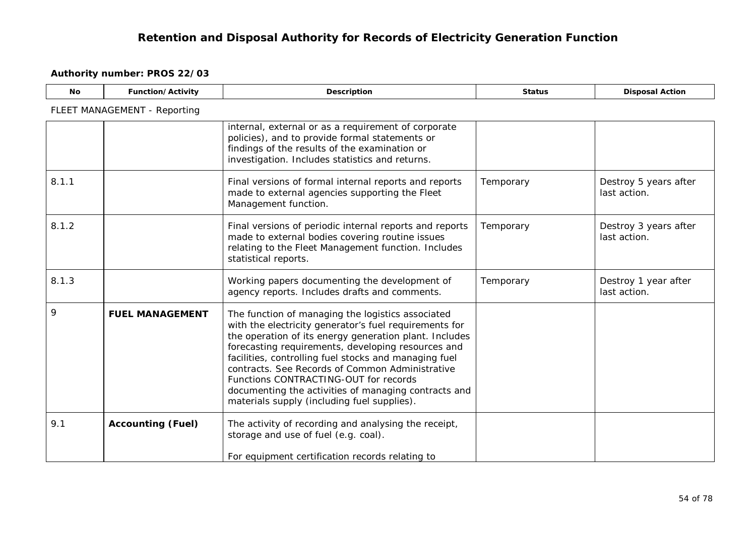# Retention and Disposal Authority for Records of Electricity Generation Function

**Authority number: PROS 22/03**

| No | Function/Activity | Description | Status | Disposal Action |
|---|---|---|---|---|
| FLEET MANAGEMENT - Reporting | | | | |
| | | internal, external or as a requirement of corporate policies), and to provide formal statements or findings of the results of the examination or investigation. Includes statistics and returns. | | |
| 8.1.1 | | Final versions of formal internal reports and reports made to external agencies supporting the Fleet Management function. | Temporary | Destroy 5 years after last action. |
| 8.1.2 | | Final versions of periodic internal reports and reports made to external bodies covering routine issues relating to the Fleet Management function. Includes statistical reports. | Temporary | Destroy 3 years after last action. |
| 8.1.3 | | Working papers documenting the development of agency reports. Includes drafts and comments. | Temporary | Destroy 1 year after last action. |
| 9 | **FUEL MANAGEMENT** | The function of managing the logistics associated with the electricity generator's fuel requirements for the operation of its energy generation plant. Includes forecasting requirements, developing resources and facilities, controlling fuel stocks and managing fuel contracts. See Records of Common Administrative Functions CONTRACTING-OUT for records documenting the activities of managing contracts and materials supply (including fuel supplies). | | |
| 9.1 | **Accounting (Fuel)** | The activity of recording and analysing the receipt, storage and use of fuel (e.g. coal).<br><br>For equipment certification records relating to | | |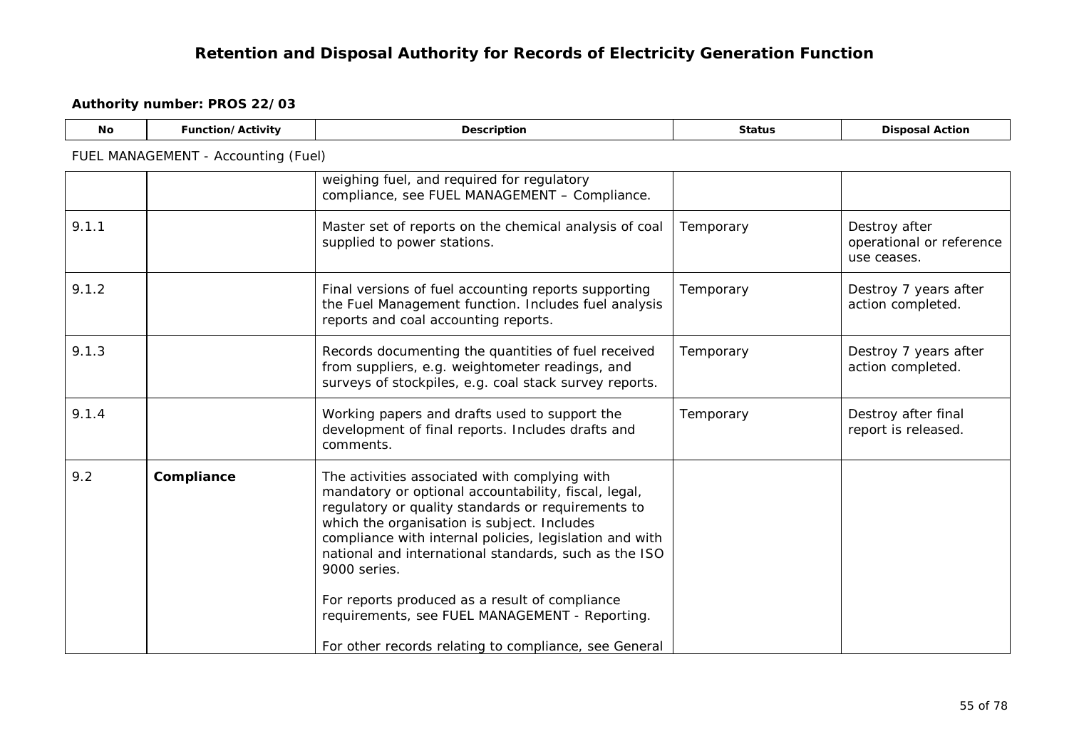# Retention and Disposal Authority for Records of Electricity Generation Function

**Authority number: PROS 22/03**

FUEL MANAGEMENT - Accounting (Fuel)

| No | Function/Activity | Description | Status | Disposal Action |
|---|---|---|---|---|
| | | weighing fuel, and required for regulatory compliance, see FUEL MANAGEMENT – Compliance. | | |
| 9.1.1 | | Master set of reports on the chemical analysis of coal supplied to power stations. | Temporary | Destroy after operational or reference use ceases. |
| 9.1.2 | | Final versions of fuel accounting reports supporting the Fuel Management function. Includes fuel analysis reports and coal accounting reports. | Temporary | Destroy 7 years after action completed. |
| 9.1.3 | | Records documenting the quantities of fuel received from suppliers, e.g. weightometer readings, and surveys of stockpiles, e.g. coal stack survey reports. | Temporary | Destroy 7 years after action completed. |
| 9.1.4 | | Working papers and drafts used to support the development of final reports. Includes drafts and comments. | Temporary | Destroy after final report is released. |
| 9.2 | **Compliance** | The activities associated with complying with mandatory or optional accountability, fiscal, legal, regulatory or quality standards or requirements to which the organisation is subject. Includes compliance with internal policies, legislation and with national and international standards, such as the ISO 9000 series.<br><br>For reports produced as a result of compliance requirements, see FUEL MANAGEMENT - Reporting.<br><br>For other records relating to compliance, see General | | |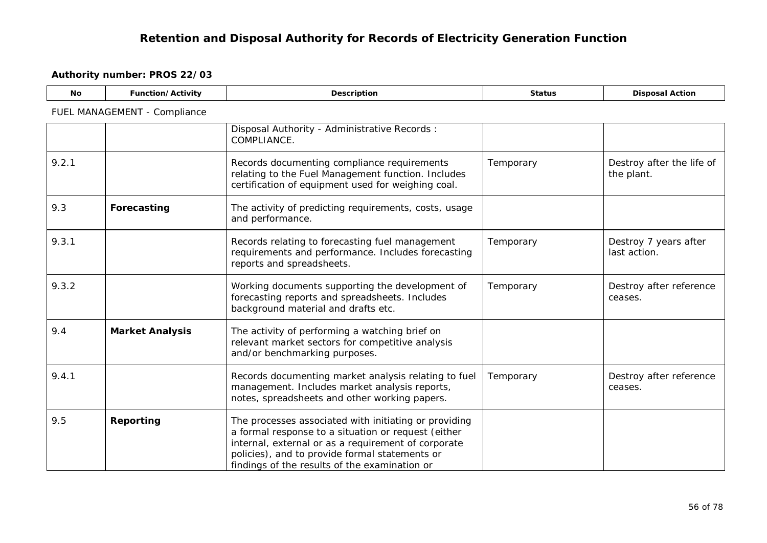## Retention and Disposal Authority for Records of Electricity Generation Function

**Authority number: PROS 22/03**

FUEL MANAGEMENT - Compliance

| No | Function/Activity | Description | Status | Disposal Action |
|---|---|---|---|---|
| | | Disposal Authority - Administrative Records : COMPLIANCE. | | |
| 9.2.1 | | Records documenting compliance requirements relating to the Fuel Management function. Includes certification of equipment used for weighing coal. | Temporary | Destroy after the life of the plant. |
| 9.3 | **Forecasting** | The activity of predicting requirements, costs, usage and performance. | | |
| 9.3.1 | | Records relating to forecasting fuel management requirements and performance. Includes forecasting reports and spreadsheets. | Temporary | Destroy 7 years after last action. |
| 9.3.2 | | Working documents supporting the development of forecasting reports and spreadsheets. Includes background material and drafts etc. | Temporary | Destroy after reference ceases. |
| 9.4 | **Market Analysis** | The activity of performing a watching brief on relevant market sectors for competitive analysis and/or benchmarking purposes. | | |
| 9.4.1 | | Records documenting market analysis relating to fuel management. Includes market analysis reports, notes, spreadsheets and other working papers. | Temporary | Destroy after reference ceases. |
| 9.5 | **Reporting** | The processes associated with initiating or providing a formal response to a situation or request (either internal, external or as a requirement of corporate policies), and to provide formal statements or findings of the results of the examination or | | |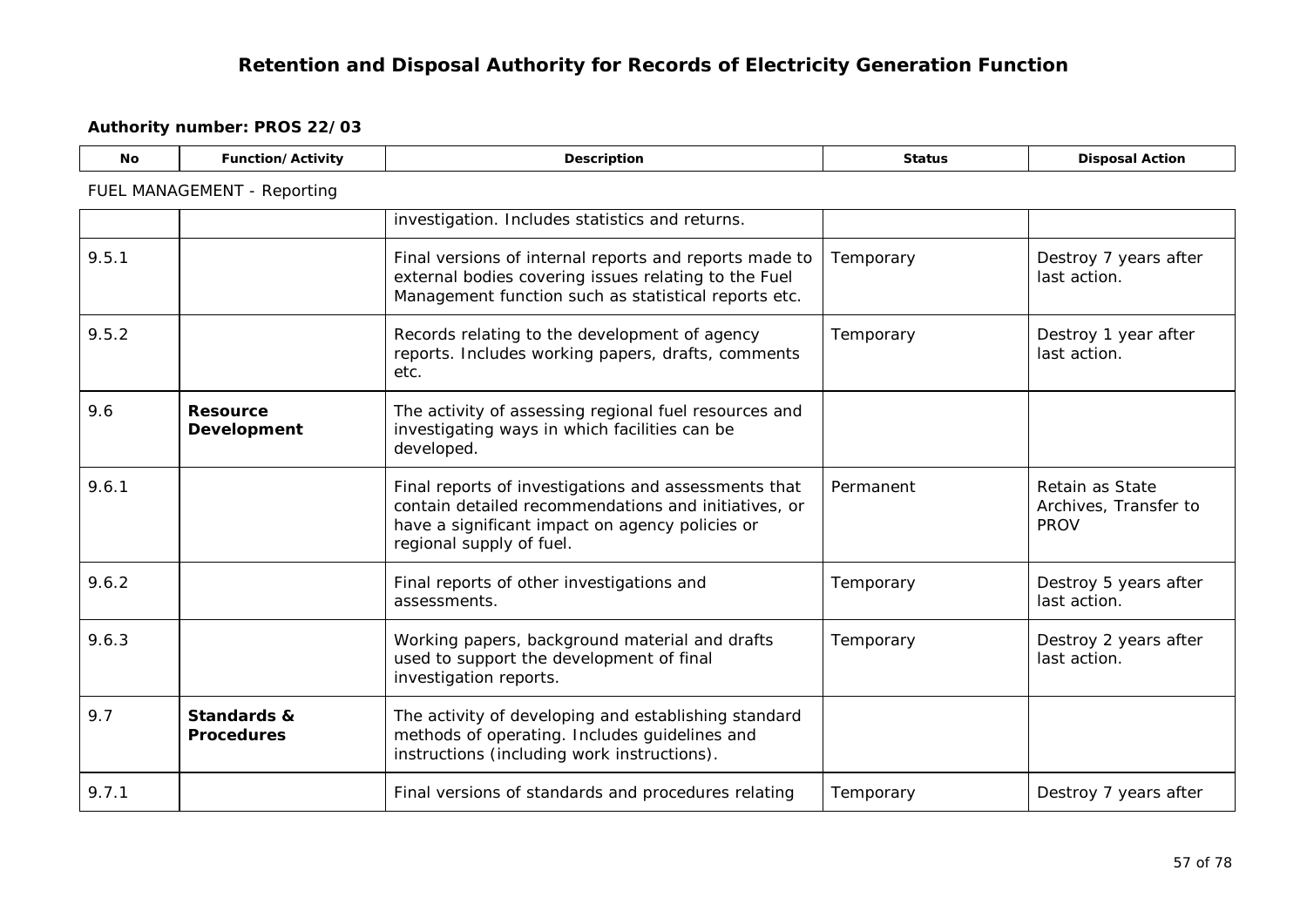# Retention and Disposal Authority for Records of Electricity Generation Function

**Authority number: PROS 22/03**

FUEL MANAGEMENT - Reporting

| No | Function/Activity | Description | Status | Disposal Action |
|---|---|---|---|---|
| | | investigation. Includes statistics and returns. | | |
| 9.5.1 | | Final versions of internal reports and reports made to external bodies covering issues relating to the Fuel Management function such as statistical reports etc. | Temporary | Destroy 7 years after last action. |
| 9.5.2 | | Records relating to the development of agency reports. Includes working papers, drafts, comments etc. | Temporary | Destroy 1 year after last action. |
| 9.6 | **Resource Development** | The activity of assessing regional fuel resources and investigating ways in which facilities can be developed. | | |
| 9.6.1 | | Final reports of investigations and assessments that contain detailed recommendations and initiatives, or have a significant impact on agency policies or regional supply of fuel. | Permanent | Retain as State Archives, Transfer to PROV |
| 9.6.2 | | Final reports of other investigations and assessments. | Temporary | Destroy 5 years after last action. |
| 9.6.3 | | Working papers, background material and drafts used to support the development of final investigation reports. | Temporary | Destroy 2 years after last action. |
| 9.7 | **Standards & Procedures** | The activity of developing and establishing standard methods of operating. Includes guidelines and instructions (including work instructions). | | |
| 9.7.1 | | Final versions of standards and procedures relating | Temporary | Destroy 7 years after |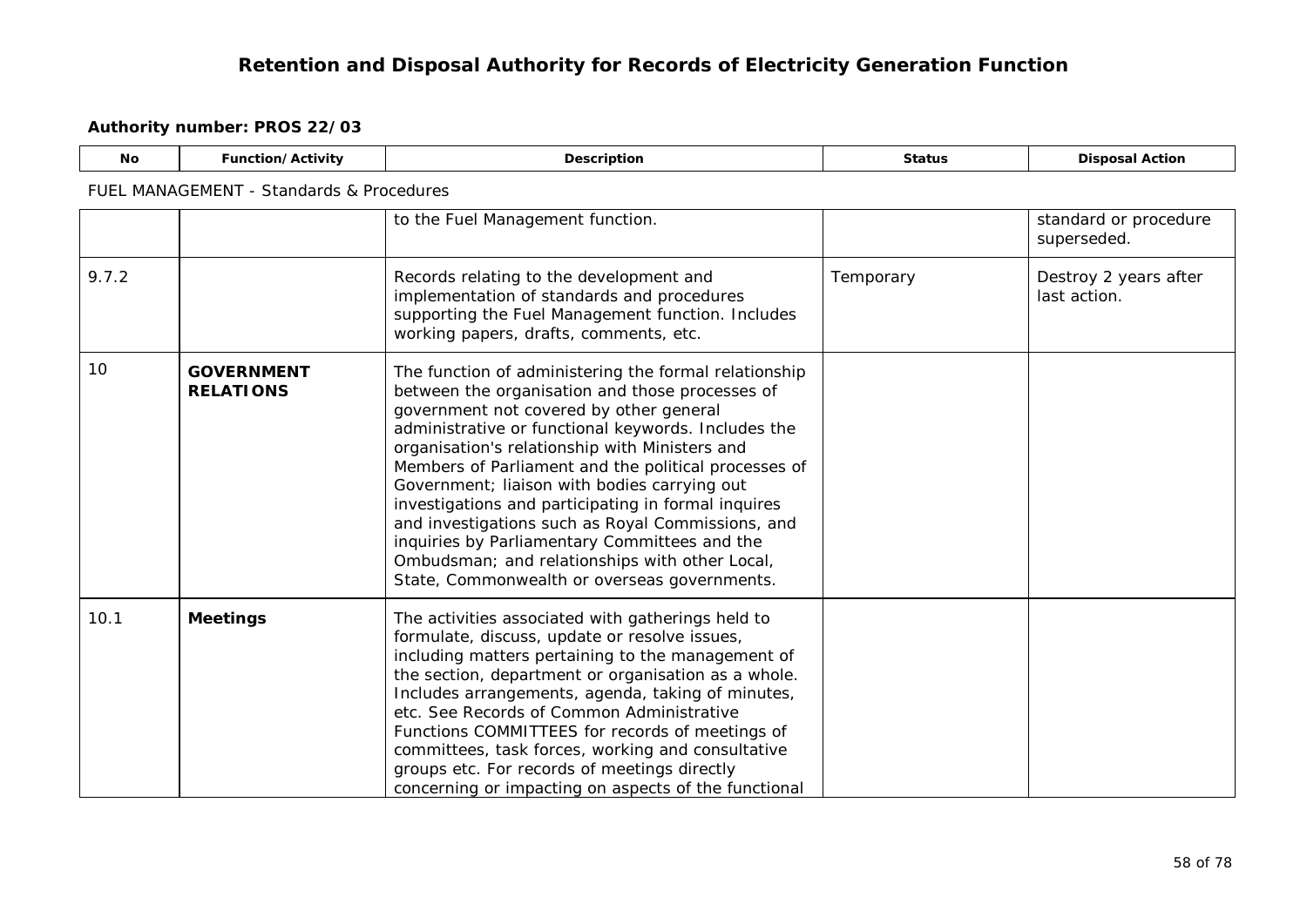# Retention and Disposal Authority for Records of Electricity Generation Function

**Authority number: PROS 22/03**

FUEL MANAGEMENT - Standards & Procedures

| No | Function/Activity | Description | Status | Disposal Action |
|---|---|---|---|---|
| | | to the Fuel Management function. | | standard or procedure superseded. |
| 9.7.2 | | Records relating to the development and implementation of standards and procedures supporting the Fuel Management function. Includes working papers, drafts, comments, etc. | Temporary | Destroy 2 years after last action. |
| 10 | **GOVERNMENT RELATIONS** | The function of administering the formal relationship between the organisation and those processes of government not covered by other general administrative or functional keywords. Includes the organisation's relationship with Ministers and Members of Parliament and the political processes of Government; liaison with bodies carrying out investigations and participating in formal inquires and investigations such as Royal Commissions, and inquiries by Parliamentary Committees and the Ombudsman; and relationships with other Local, State, Commonwealth or overseas governments. | | |
| 10.1 | **Meetings** | The activities associated with gatherings held to formulate, discuss, update or resolve issues, including matters pertaining to the management of the section, department or organisation as a whole. Includes arrangements, agenda, taking of minutes, etc. See Records of Common Administrative Functions COMMITTEES for records of meetings of committees, task forces, working and consultative groups etc. For records of meetings directly concerning or impacting on aspects of the functional | | |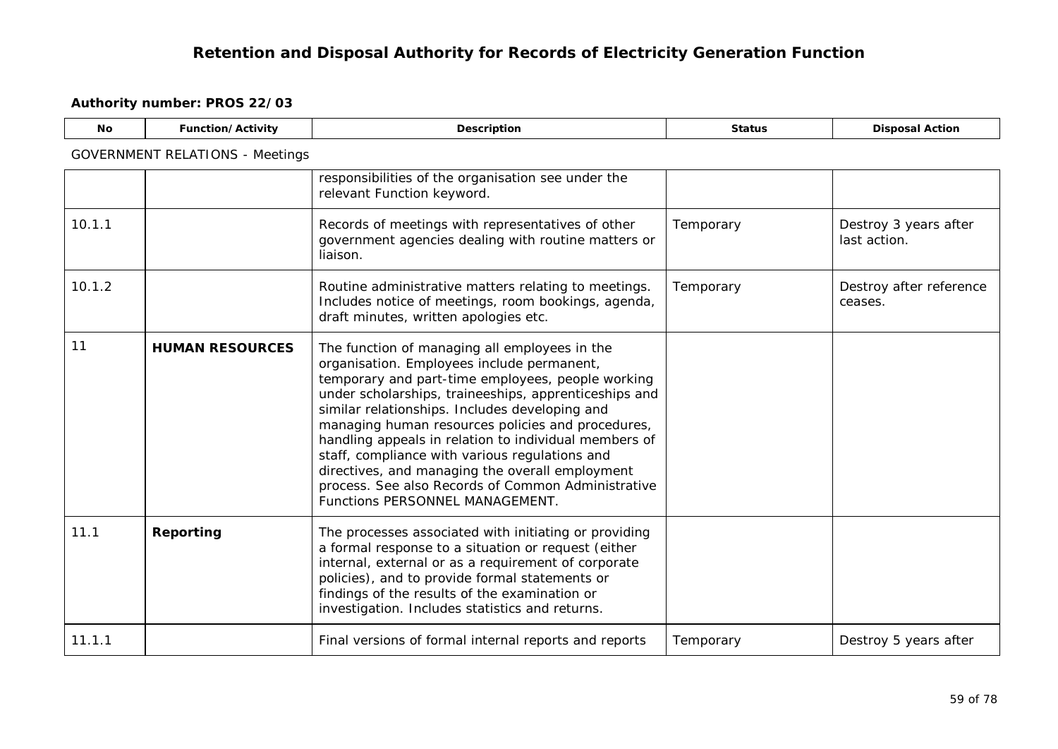## Retention and Disposal Authority for Records of Electricity Generation Function

**Authority number: PROS 22/03**

| No | Function/Activity | Description | Status | Disposal Action |
|---|---|---|---|---|
| GOVERNMENT RELATIONS - Meetings | | | | |
| | | responsibilities of the organisation see under the relevant Function keyword. | | |
| 10.1.1 | | Records of meetings with representatives of other government agencies dealing with routine matters or liaison. | Temporary | Destroy 3 years after last action. |
| 10.1.2 | | Routine administrative matters relating to meetings. Includes notice of meetings, room bookings, agenda, draft minutes, written apologies etc. | Temporary | Destroy after reference ceases. |
| 11 | **HUMAN RESOURCES** | The function of managing all employees in the organisation. Employees include permanent, temporary and part-time employees, people working under scholarships, traineeships, apprenticeships and similar relationships. Includes developing and managing human resources policies and procedures, handling appeals in relation to individual members of staff, compliance with various regulations and directives, and managing the overall employment process. See also Records of Common Administrative Functions PERSONNEL MANAGEMENT. | | |
| 11.1 | **Reporting** | The processes associated with initiating or providing a formal response to a situation or request (either internal, external or as a requirement of corporate policies), and to provide formal statements or findings of the results of the examination or investigation. Includes statistics and returns. | | |
| 11.1.1 | | Final versions of formal internal reports and reports | Temporary | Destroy 5 years after |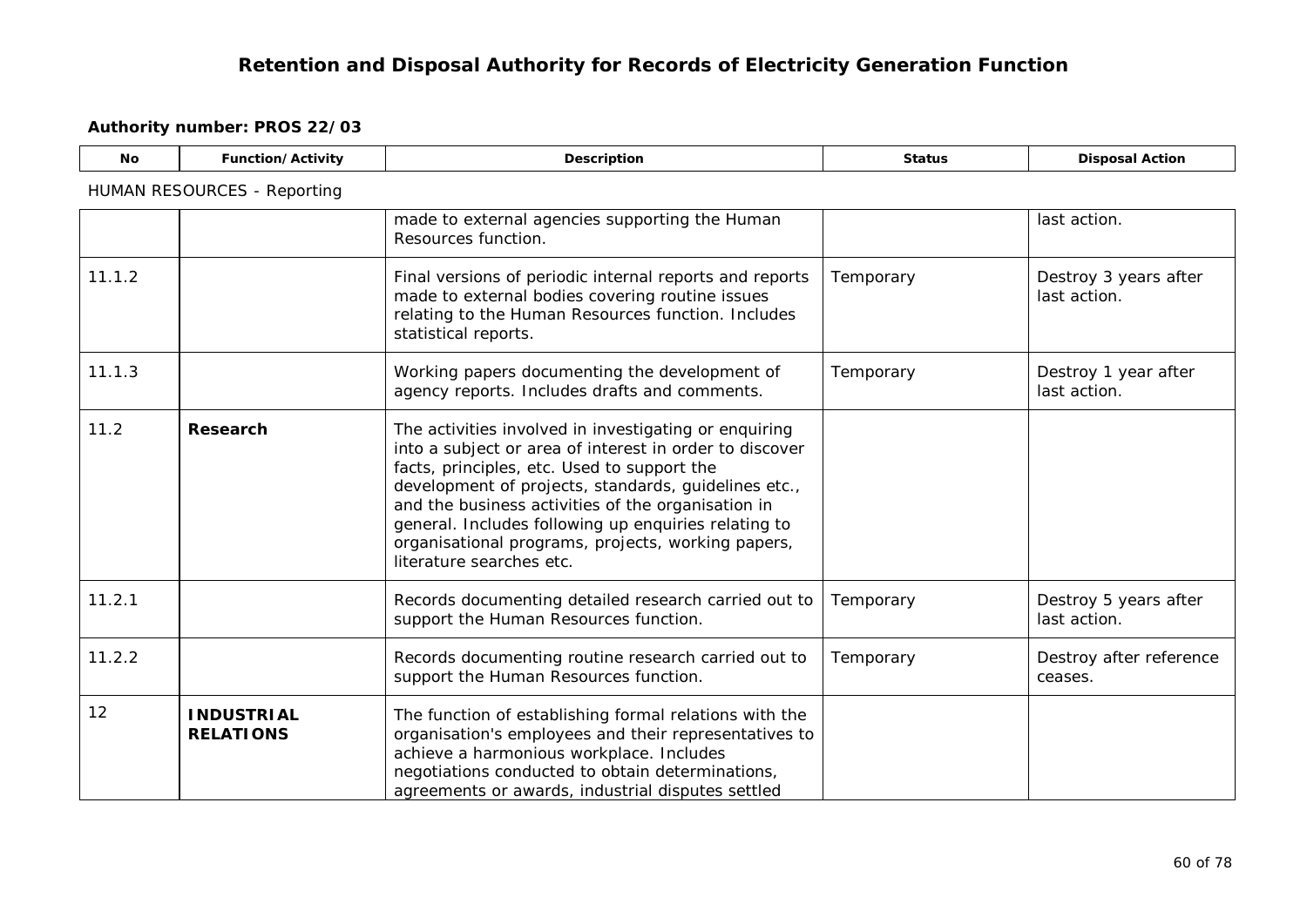## Retention and Disposal Authority for Records of Electricity Generation Function

**Authority number: PROS 22/03**

HUMAN RESOURCES - Reporting

| No | Function/Activity | Description | Status | Disposal Action |
|---|---|---|---|---|
| | | made to external agencies supporting the Human Resources function. | | last action. |
| 11.1.2 | | Final versions of periodic internal reports and reports made to external bodies covering routine issues relating to the Human Resources function. Includes statistical reports. | Temporary | Destroy 3 years after last action. |
| 11.1.3 | | Working papers documenting the development of agency reports. Includes drafts and comments. | Temporary | Destroy 1 year after last action. |
| 11.2 | **Research** | The activities involved in investigating or enquiring into a subject or area of interest in order to discover facts, principles, etc. Used to support the development of projects, standards, guidelines etc., and the business activities of the organisation in general. Includes following up enquiries relating to organisational programs, projects, working papers, literature searches etc. | | |
| 11.2.1 | | Records documenting detailed research carried out to support the Human Resources function. | Temporary | Destroy 5 years after last action. |
| 11.2.2 | | Records documenting routine research carried out to support the Human Resources function. | Temporary | Destroy after reference ceases. |
| 12 | **INDUSTRIAL RELATIONS** | The function of establishing formal relations with the organisation's employees and their representatives to achieve a harmonious workplace. Includes negotiations conducted to obtain determinations, agreements or awards, industrial disputes settled | | |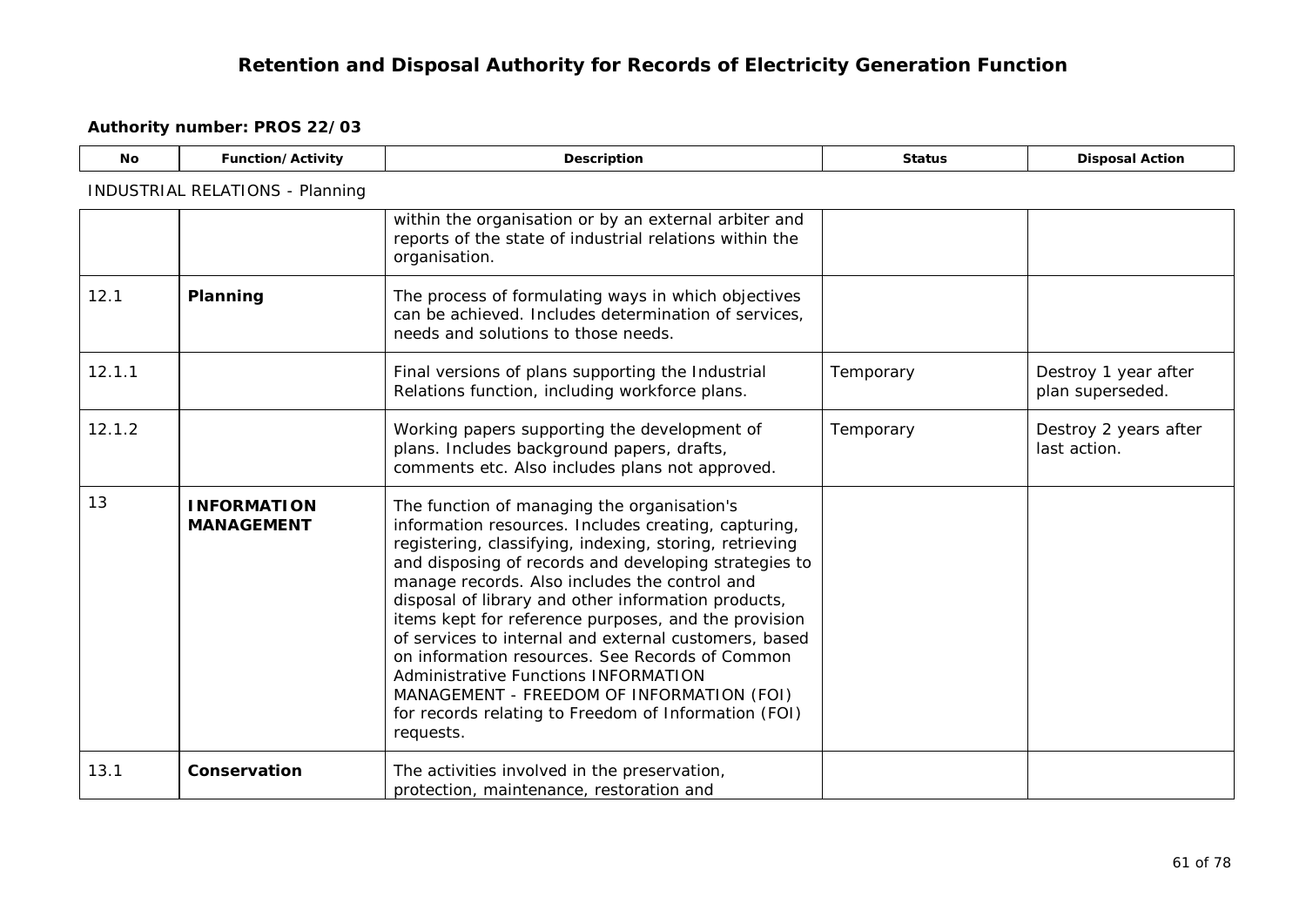# Retention and Disposal Authority for Records of Electricity Generation Function

**Authority number: PROS 22/03**

INDUSTRIAL RELATIONS - Planning

| No | Function/Activity | Description | Status | Disposal Action |
|---|---|---|---|---|
| | | within the organisation or by an external arbiter and reports of the state of industrial relations within the organisation. | | |
| 12.1 | **Planning** | The process of formulating ways in which objectives can be achieved. Includes determination of services, needs and solutions to those needs. | | |
| 12.1.1 | | Final versions of plans supporting the Industrial Relations function, including workforce plans. | Temporary | Destroy 1 year after plan superseded. |
| 12.1.2 | | Working papers supporting the development of plans. Includes background papers, drafts, comments etc. Also includes plans not approved. | Temporary | Destroy 2 years after last action. |
| 13 | **INFORMATION MANAGEMENT** | The function of managing the organisation's information resources. Includes creating, capturing, registering, classifying, indexing, storing, retrieving and disposing of records and developing strategies to manage records. Also includes the control and disposal of library and other information products, items kept for reference purposes, and the provision of services to internal and external customers, based on information resources. See Records of Common Administrative Functions INFORMATION MANAGEMENT - FREEDOM OF INFORMATION (FOI) for records relating to Freedom of Information (FOI) requests. | | |
| 13.1 | **Conservation** | The activities involved in the preservation, protection, maintenance, restoration and | | |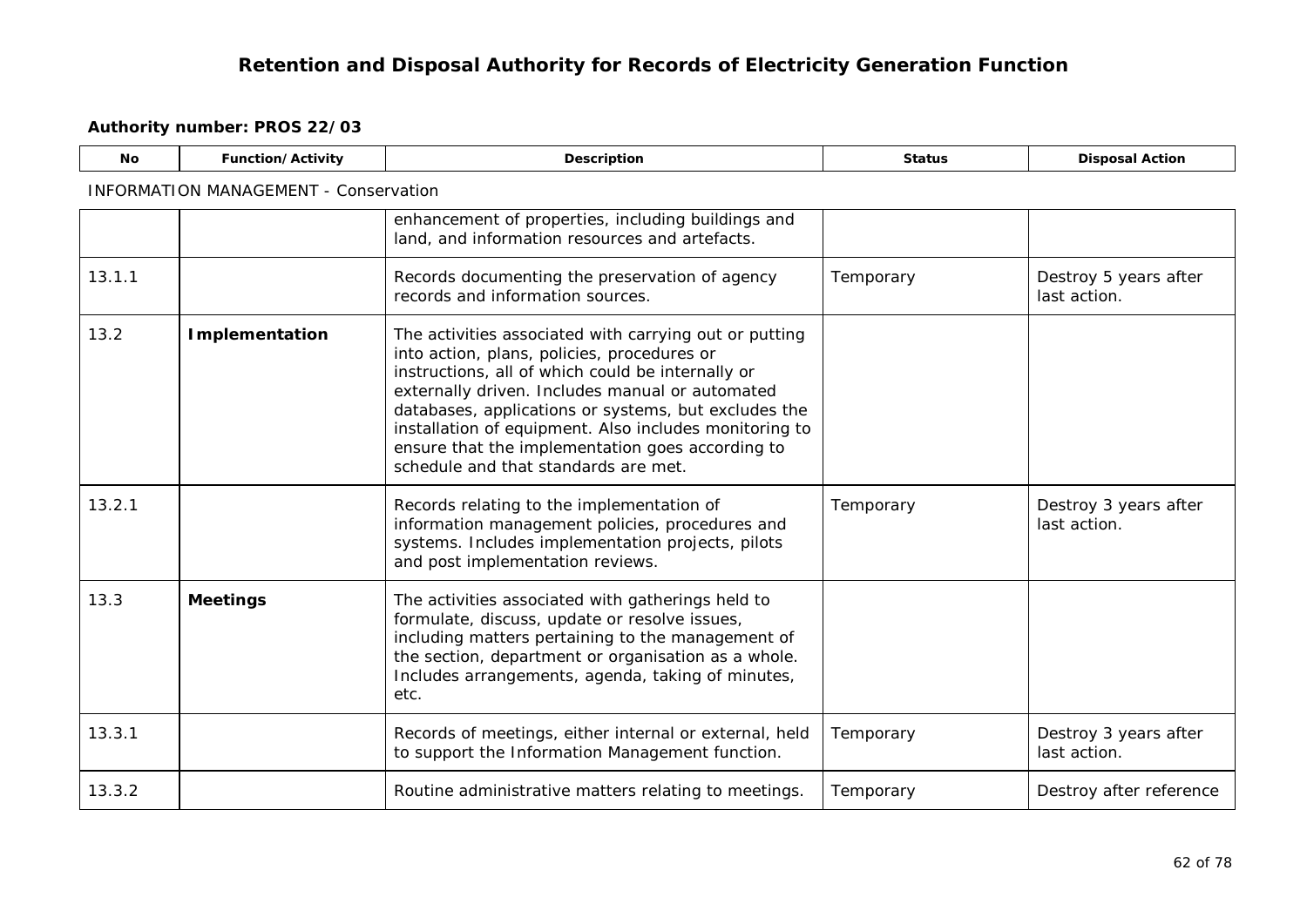# Retention and Disposal Authority for Records of Electricity Generation Function

**Authority number: PROS 22/03**

| No | Function/Activity | Description | Status | Disposal Action |
|---|---|---|---|---|
| INFORMATION MANAGEMENT - Conservation | | | | |
| | | enhancement of properties, including buildings and land, and information resources and artefacts. | | |
| 13.1.1 | | Records documenting the preservation of agency records and information sources. | Temporary | Destroy 5 years after last action. |
| 13.2 | **Implementation** | The activities associated with carrying out or putting into action, plans, policies, procedures or instructions, all of which could be internally or externally driven. Includes manual or automated databases, applications or systems, but excludes the installation of equipment. Also includes monitoring to ensure that the implementation goes according to schedule and that standards are met. | | |
| 13.2.1 | | Records relating to the implementation of information management policies, procedures and systems. Includes implementation projects, pilots and post implementation reviews. | Temporary | Destroy 3 years after last action. |
| 13.3 | **Meetings** | The activities associated with gatherings held to formulate, discuss, update or resolve issues, including matters pertaining to the management of the section, department or organisation as a whole. Includes arrangements, agenda, taking of minutes, etc. | | |
| 13.3.1 | | Records of meetings, either internal or external, held to support the Information Management function. | Temporary | Destroy 3 years after last action. |
| 13.3.2 | | Routine administrative matters relating to meetings. | Temporary | Destroy after reference |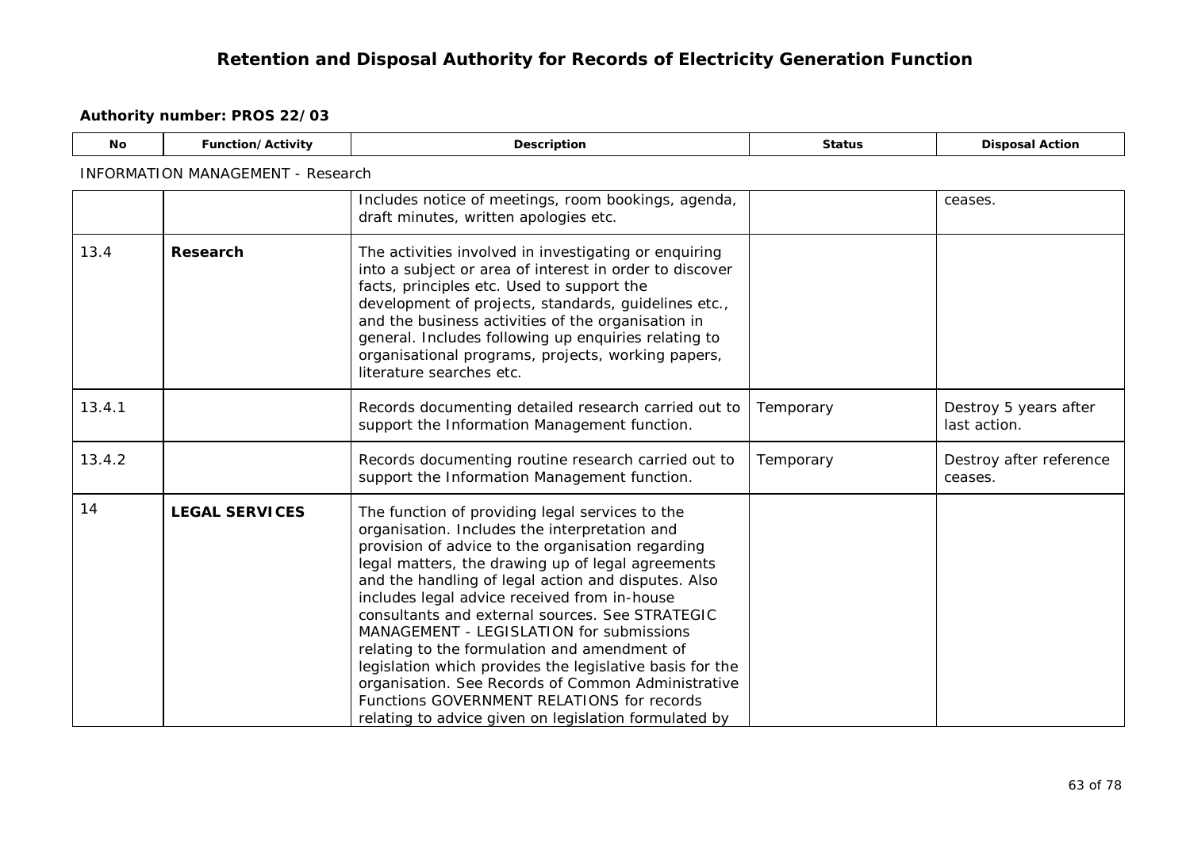# Retention and Disposal Authority for Records of Electricity Generation Function

**Authority number: PROS 22/03**

| No | Function/Activity | Description | Status | Disposal Action |
|---|---|---|---|---|
| INFORMATION MANAGEMENT - Research | | | | |
| | | Includes notice of meetings, room bookings, agenda, draft minutes, written apologies etc. | | ceases. |
| 13.4 | **Research** | The activities involved in investigating or enquiring into a subject or area of interest in order to discover facts, principles etc. Used to support the development of projects, standards, guidelines etc., and the business activities of the organisation in general. Includes following up enquiries relating to organisational programs, projects, working papers, literature searches etc. | | |
| 13.4.1 | | Records documenting detailed research carried out to support the Information Management function. | Temporary | Destroy 5 years after last action. |
| 13.4.2 | | Records documenting routine research carried out to support the Information Management function. | Temporary | Destroy after reference ceases. |
| 14 | **LEGAL SERVICES** | The function of providing legal services to the organisation. Includes the interpretation and provision of advice to the organisation regarding legal matters, the drawing up of legal agreements and the handling of legal action and disputes. Also includes legal advice received from in-house consultants and external sources. See STRATEGIC MANAGEMENT - LEGISLATION for submissions relating to the formulation and amendment of legislation which provides the legislative basis for the organisation. See Records of Common Administrative Functions GOVERNMENT RELATIONS for records relating to advice given on legislation formulated by | | |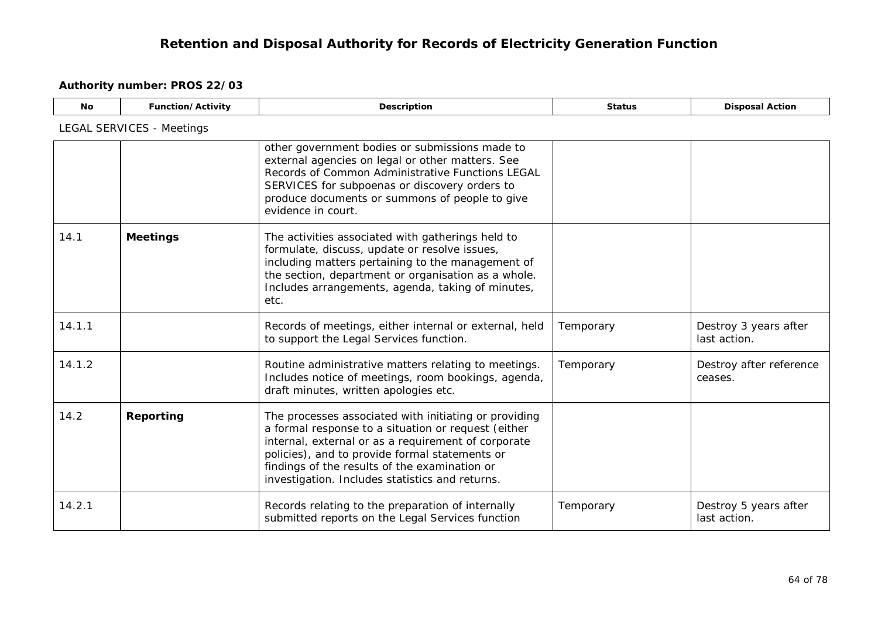# Retention and Disposal Authority for Records of Electricity Generation Function

**Authority number: PROS 22/03**

LEGAL SERVICES - Meetings

| No | Function/Activity | Description | Status | Disposal Action |
|---|---|---|---|---|
| | | other government bodies or submissions made to external agencies on legal or other matters. See Records of Common Administrative Functions LEGAL SERVICES for subpoenas or discovery orders to produce documents or summons of people to give evidence in court. | | |
| 14.1 | **Meetings** | The activities associated with gatherings held to formulate, discuss, update or resolve issues, including matters pertaining to the management of the section, department or organisation as a whole. Includes arrangements, agenda, taking of minutes, etc. | | |
| 14.1.1 | | Records of meetings, either internal or external, held to support the Legal Services function. | Temporary | Destroy 3 years after last action. |
| 14.1.2 | | Routine administrative matters relating to meetings. Includes notice of meetings, room bookings, agenda, draft minutes, written apologies etc. | Temporary | Destroy after reference ceases. |
| 14.2 | **Reporting** | The processes associated with initiating or providing a formal response to a situation or request (either internal, external or as a requirement of corporate policies), and to provide formal statements or findings of the results of the examination or investigation. Includes statistics and returns. | | |
| 14.2.1 | | Records relating to the preparation of internally submitted reports on the Legal Services function | Temporary | Destroy 5 years after last action. |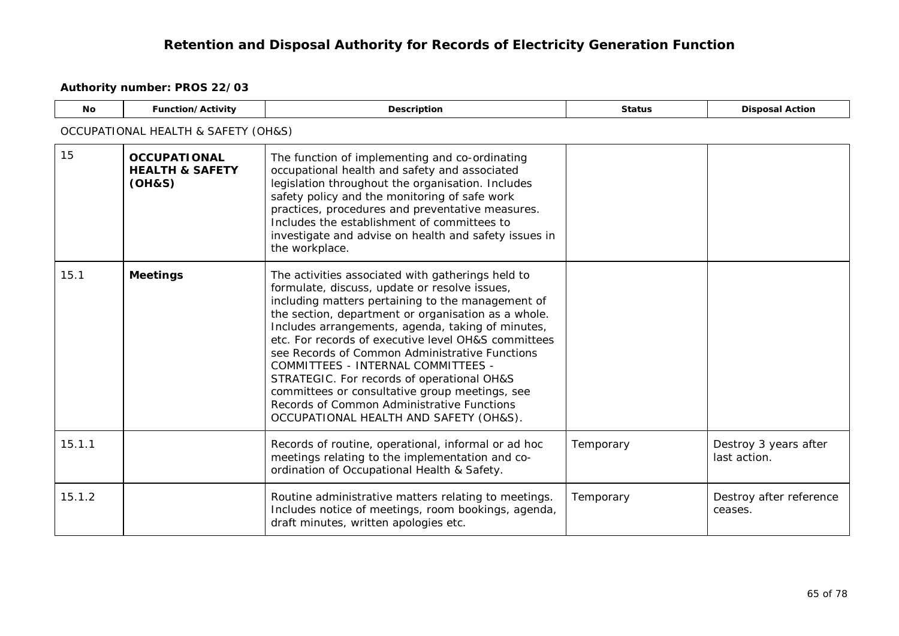# Retention and Disposal Authority for Records of Electricity Generation Function

**Authority number: PROS 22/03**

| No | Function/Activity | Description | Status | Disposal Action |
|---|---|---|---|---|
| OCCUPATIONAL HEALTH & SAFETY (OH&S) | | | | |
| 15 | **OCCUPATIONAL HEALTH & SAFETY (OH&S)** | The function of implementing and co-ordinating occupational health and safety and associated legislation throughout the organisation. Includes safety policy and the monitoring of safe work practices, procedures and preventative measures. Includes the establishment of committees to investigate and advise on health and safety issues in the workplace. | | |
| 15.1 | **Meetings** | The activities associated with gatherings held to formulate, discuss, update or resolve issues, including matters pertaining to the management of the section, department or organisation as a whole. Includes arrangements, agenda, taking of minutes, etc. For records of executive level OH&S committees see Records of Common Administrative Functions COMMITTEES - INTERNAL COMMITTEES - STRATEGIC. For records of operational OH&S committees or consultative group meetings, see Records of Common Administrative Functions OCCUPATIONAL HEALTH AND SAFETY (OH&S). | | |
| 15.1.1 | | Records of routine, operational, informal or ad hoc meetings relating to the implementation and co-ordination of Occupational Health & Safety. | Temporary | Destroy 3 years after last action. |
| 15.1.2 | | Routine administrative matters relating to meetings. Includes notice of meetings, room bookings, agenda, draft minutes, written apologies etc. | Temporary | Destroy after reference ceases. |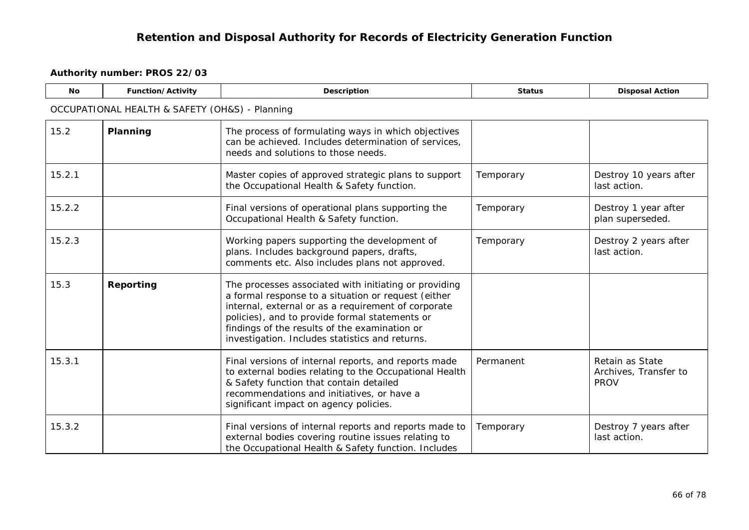# Retention and Disposal Authority for Records of Electricity Generation Function

**Authority number: PROS 22/03**

| No | Function/Activity | Description | Status | Disposal Action |
|---|---|---|---|---|
| OCCUPATIONAL HEALTH & SAFETY (OH&S) - Planning | | | | |
| 15.2 | **Planning** | The process of formulating ways in which objectives can be achieved. Includes determination of services, needs and solutions to those needs. | | |
| 15.2.1 | | Master copies of approved strategic plans to support the Occupational Health & Safety function. | Temporary | Destroy 10 years after last action. |
| 15.2.2 | | Final versions of operational plans supporting the Occupational Health & Safety function. | Temporary | Destroy 1 year after plan superseded. |
| 15.2.3 | | Working papers supporting the development of plans. Includes background papers, drafts, comments etc. Also includes plans not approved. | Temporary | Destroy 2 years after last action. |
| 15.3 | **Reporting** | The processes associated with initiating or providing a formal response to a situation or request (either internal, external or as a requirement of corporate policies), and to provide formal statements or findings of the results of the examination or investigation. Includes statistics and returns. | | |
| 15.3.1 | | Final versions of internal reports, and reports made to external bodies relating to the Occupational Health & Safety function that contain detailed recommendations and initiatives, or have a significant impact on agency policies. | Permanent | Retain as State Archives, Transfer to PROV |
| 15.3.2 | | Final versions of internal reports and reports made to external bodies covering routine issues relating to the Occupational Health & Safety function. Includes | Temporary | Destroy 7 years after last action. |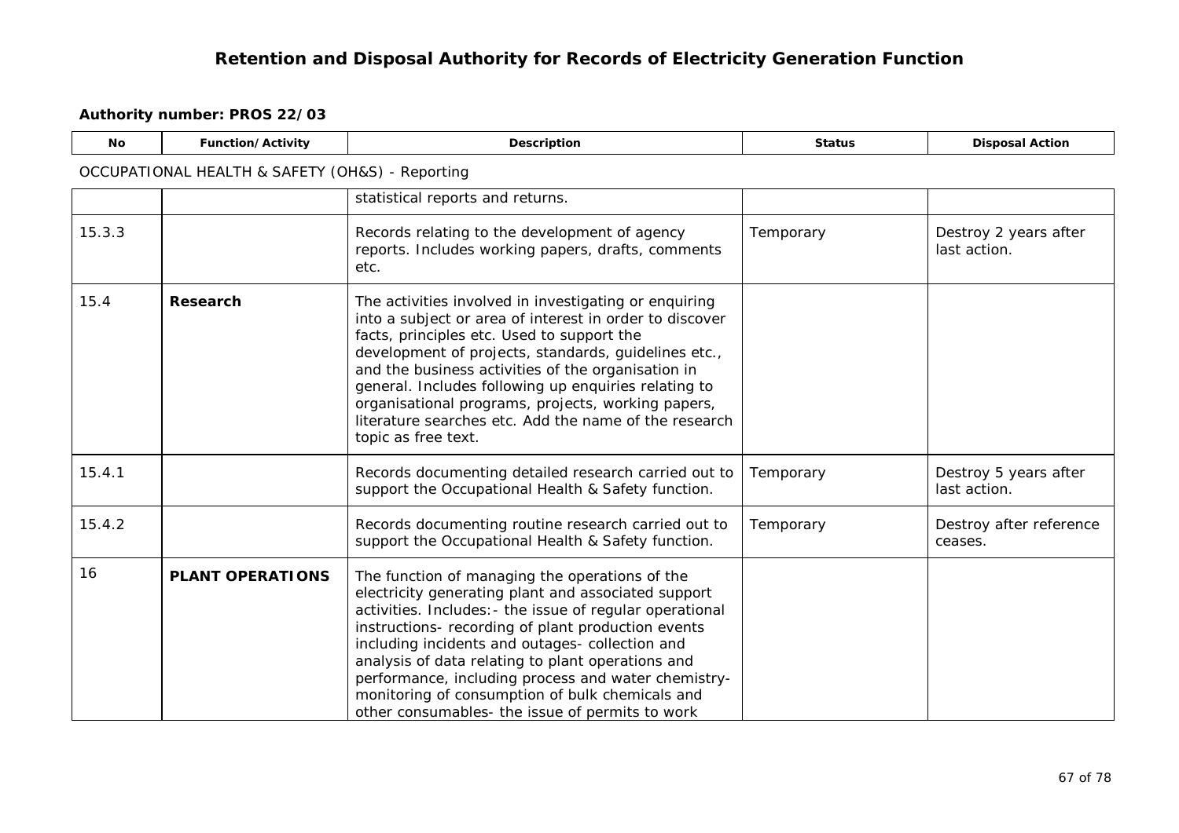## Retention and Disposal Authority for Records of Electricity Generation Function

**Authority number: PROS 22/03**

| No | Function/Activity | Description | Status | Disposal Action |
|---|---|---|---|---|
| | | OCCUPATIONAL HEALTH & SAFETY (OH&S) - Reporting | | |
| | | statistical reports and returns. | | |
| 15.3.3 | | Records relating to the development of agency reports. Includes working papers, drafts, comments etc. | Temporary | Destroy 2 years after last action. |
| 15.4 | **Research** | The activities involved in investigating or enquiring into a subject or area of interest in order to discover facts, principles etc. Used to support the development of projects, standards, guidelines etc., and the business activities of the organisation in general. Includes following up enquiries relating to organisational programs, projects, working papers, literature searches etc. Add the name of the research topic as free text. | | |
| 15.4.1 | | Records documenting detailed research carried out to support the Occupational Health & Safety function. | Temporary | Destroy 5 years after last action. |
| 15.4.2 | | Records documenting routine research carried out to support the Occupational Health & Safety function. | Temporary | Destroy after reference ceases. |
| 16 | **PLANT OPERATIONS** | The function of managing the operations of the electricity generating plant and associated support activities. Includes:- the issue of regular operational instructions- recording of plant production events including incidents and outages- collection and analysis of data relating to plant operations and performance, including process and water chemistry- monitoring of consumption of bulk chemicals and other consumables- the issue of permits to work | | |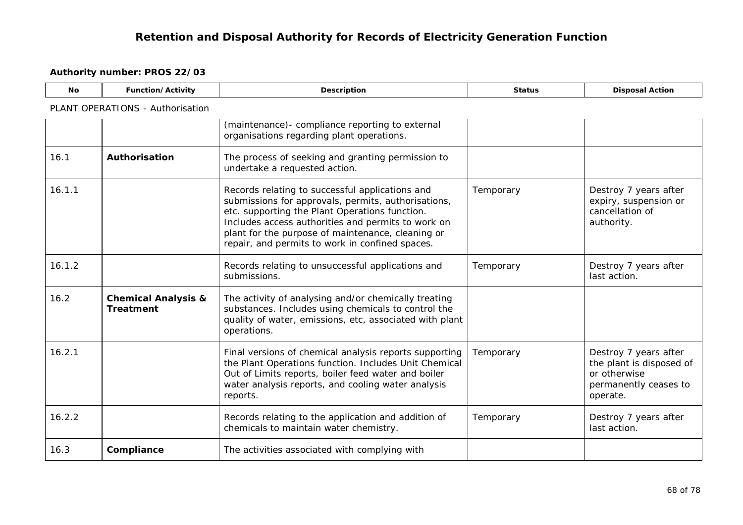# Retention and Disposal Authority for Records of Electricity Generation Function

**Authority number: PROS 22/03**

PLANT OPERATIONS - Authorisation

| No | Function/Activity | Description | Status | Disposal Action |
|---|---|---|---|---|
| | | (maintenance)- compliance reporting to external organisations regarding plant operations. | | |
| 16.1 | **Authorisation** | The process of seeking and granting permission to undertake a requested action. | | |
| 16.1.1 | | Records relating to successful applications and submissions for approvals, permits, authorisations, etc. supporting the Plant Operations function. Includes access authorities and permits to work on plant for the purpose of maintenance, cleaning or repair, and permits to work in confined spaces. | Temporary | Destroy 7 years after expiry, suspension or cancellation of authority. |
| 16.1.2 | | Records relating to unsuccessful applications and submissions. | Temporary | Destroy 7 years after last action. |
| 16.2 | **Chemical Analysis & Treatment** | The activity of analysing and/or chemically treating substances. Includes using chemicals to control the quality of water, emissions, etc, associated with plant operations. | | |
| 16.2.1 | | Final versions of chemical analysis reports supporting the Plant Operations function. Includes Unit Chemical Out of Limits reports, boiler feed water and boiler water analysis reports, and cooling water analysis reports. | Temporary | Destroy 7 years after the plant is disposed of or otherwise permanently ceases to operate. |
| 16.2.2 | | Records relating to the application and addition of chemicals to maintain water chemistry. | Temporary | Destroy 7 years after last action. |
| 16.3 | **Compliance** | The activities associated with complying with | | |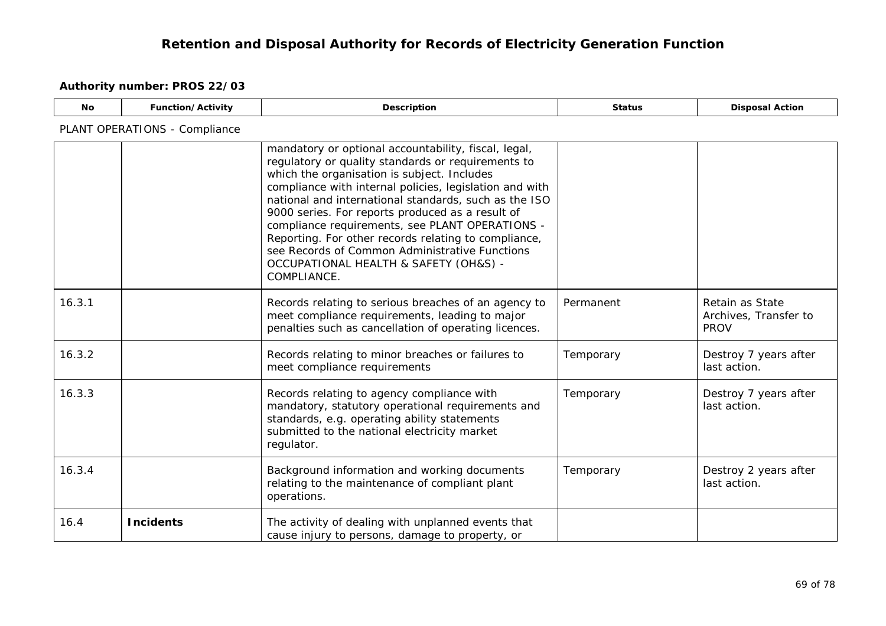# Retention and Disposal Authority for Records of Electricity Generation Function

**Authority number: PROS 22/03**

| No | Function/Activity | Description | Status | Disposal Action |
|---|---|---|---|---|
| PLANT OPERATIONS - Compliance | | | | |
| | | mandatory or optional accountability, fiscal, legal, regulatory or quality standards or requirements to which the organisation is subject. Includes compliance with internal policies, legislation and with national and international standards, such as the ISO 9000 series. For reports produced as a result of compliance requirements, see PLANT OPERATIONS - Reporting. For other records relating to compliance, see Records of Common Administrative Functions OCCUPATIONAL HEALTH & SAFETY (OH&S) - COMPLIANCE. | | |
| 16.3.1 | | Records relating to serious breaches of an agency to meet compliance requirements, leading to major penalties such as cancellation of operating licences. | Permanent | Retain as State Archives, Transfer to PROV |
| 16.3.2 | | Records relating to minor breaches or failures to meet compliance requirements | Temporary | Destroy 7 years after last action. |
| 16.3.3 | | Records relating to agency compliance with mandatory, statutory operational requirements and standards, e.g. operating ability statements submitted to the national electricity market regulator. | Temporary | Destroy 7 years after last action. |
| 16.3.4 | | Background information and working documents relating to the maintenance of compliant plant operations. | Temporary | Destroy 2 years after last action. |
| 16.4 | **Incidents** | The activity of dealing with unplanned events that cause injury to persons, damage to property, or | | |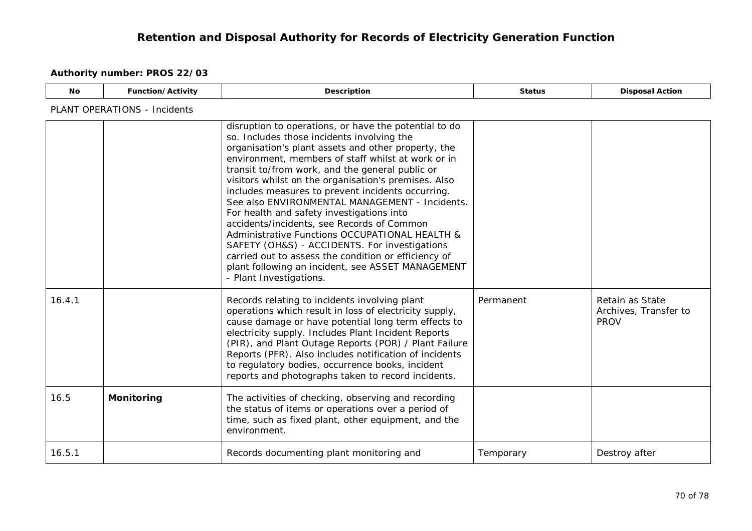# Retention and Disposal Authority for Records of Electricity Generation Function

**Authority number: PROS 22/03**

PLANT OPERATIONS - Incidents

| No | Function/Activity | Description | Status | Disposal Action |
|---|---|---|---|---|
| | | disruption to operations, or have the potential to do so. Includes those incidents involving the organisation's plant assets and other property, the environment, members of staff whilst at work or in transit to/from work, and the general public or visitors whilst on the organisation's premises. Also includes measures to prevent incidents occurring. See also ENVIRONMENTAL MANAGEMENT - Incidents. For health and safety investigations into accidents/incidents, see Records of Common Administrative Functions OCCUPATIONAL HEALTH & SAFETY (OH&S) - ACCIDENTS. For investigations carried out to assess the condition or efficiency of plant following an incident, see ASSET MANAGEMENT - Plant Investigations. | | |
| 16.4.1 | | Records relating to incidents involving plant operations which result in loss of electricity supply, cause damage or have potential long term effects to electricity supply. Includes Plant Incident Reports (PIR), and Plant Outage Reports (POR) / Plant Failure Reports (PFR). Also includes notification of incidents to regulatory bodies, occurrence books, incident reports and photographs taken to record incidents. | Permanent | Retain as State Archives, Transfer to PROV |
| 16.5 | **Monitoring** | The activities of checking, observing and recording the status of items or operations over a period of time, such as fixed plant, other equipment, and the environment. | | |
| 16.5.1 | | Records documenting plant monitoring and | Temporary | Destroy after |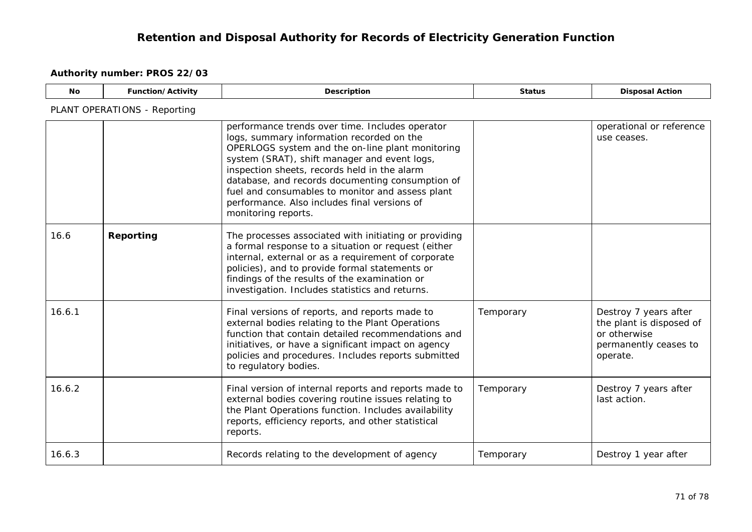**Authority number: PROS 22/03**

| No | Function/Activity | Description | Status | Disposal Action |
|---|---|---|---|---|
| PLANT OPERATIONS - Reporting | | | | |
| | | performance trends over time. Includes operator logs, summary information recorded on the OPERLOGS system and the on-line plant monitoring system (SRAT), shift manager and event logs, inspection sheets, records held in the alarm database, and records documenting consumption of fuel and consumables to monitor and assess plant performance. Also includes final versions of monitoring reports. | | operational or reference use ceases. |
| 16.6 | **Reporting** | The processes associated with initiating or providing a formal response to a situation or request (either internal, external or as a requirement of corporate policies), and to provide formal statements or findings of the results of the examination or investigation. Includes statistics and returns. | | |
| 16.6.1 | | Final versions of reports, and reports made to external bodies relating to the Plant Operations function that contain detailed recommendations and initiatives, or have a significant impact on agency policies and procedures. Includes reports submitted to regulatory bodies. | Temporary | Destroy 7 years after the plant is disposed of or otherwise permanently ceases to operate. |
| 16.6.2 | | Final version of internal reports and reports made to external bodies covering routine issues relating to the Plant Operations function. Includes availability reports, efficiency reports, and other statistical reports. | Temporary | Destroy 7 years after last action. |
| 16.6.3 | | Records relating to the development of agency | Temporary | Destroy 1 year after |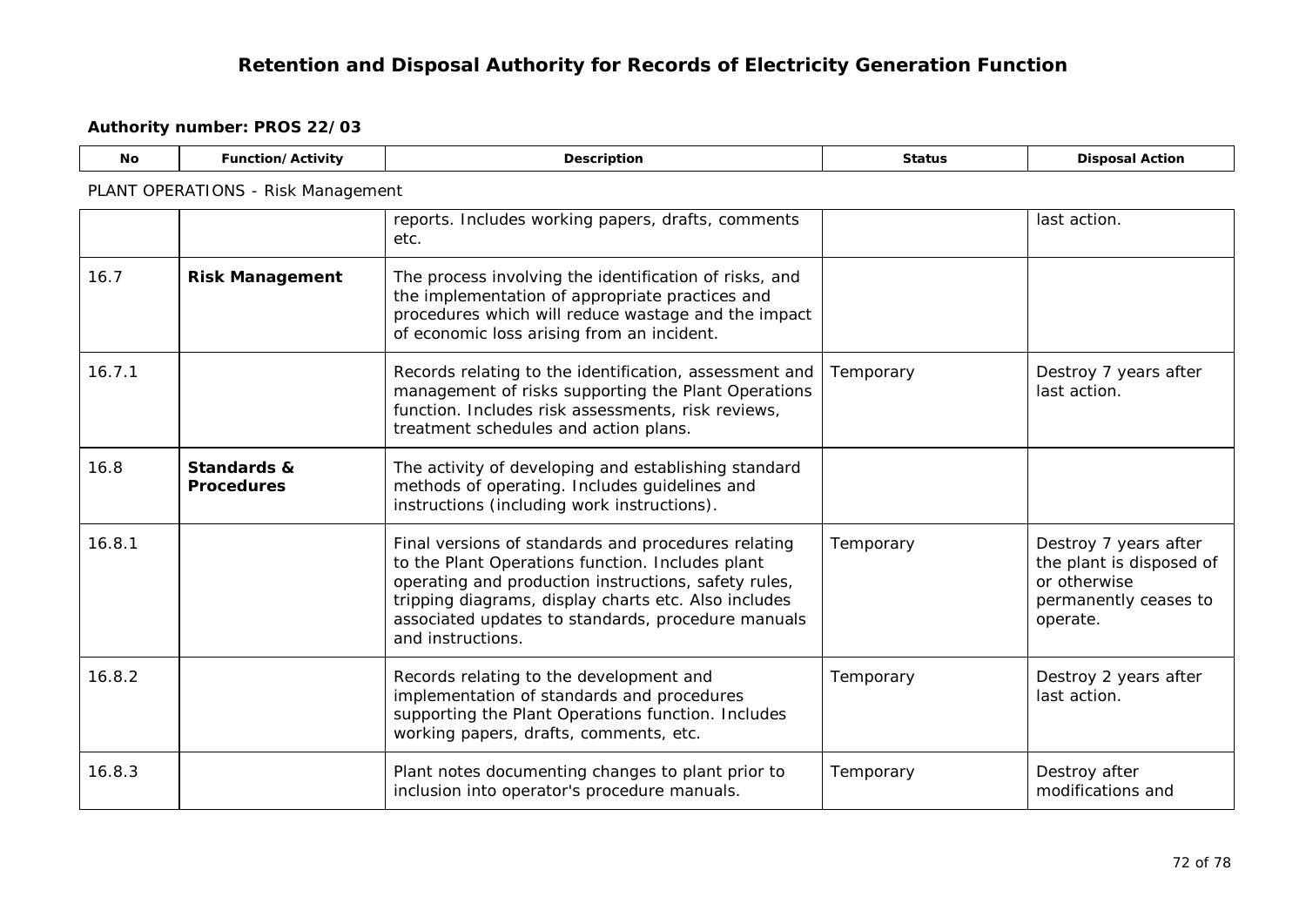# Retention and Disposal Authority for Records of Electricity Generation Function

**Authority number: PROS 22/03**

PLANT OPERATIONS - Risk Management

| No | Function/Activity | Description | Status | Disposal Action |
|---|---|---|---|---|
| | | reports. Includes working papers, drafts, comments etc. | | last action. |
| 16.7 | **Risk Management** | The process involving the identification of risks, and the implementation of appropriate practices and procedures which will reduce wastage and the impact of economic loss arising from an incident. | | |
| 16.7.1 | | Records relating to the identification, assessment and management of risks supporting the Plant Operations function. Includes risk assessments, risk reviews, treatment schedules and action plans. | Temporary | Destroy 7 years after last action. |
| 16.8 | **Standards & Procedures** | The activity of developing and establishing standard methods of operating. Includes guidelines and instructions (including work instructions). | | |
| 16.8.1 | | Final versions of standards and procedures relating to the Plant Operations function. Includes plant operating and production instructions, safety rules, tripping diagrams, display charts etc. Also includes associated updates to standards, procedure manuals and instructions. | Temporary | Destroy 7 years after the plant is disposed of or otherwise permanently ceases to operate. |
| 16.8.2 | | Records relating to the development and implementation of standards and procedures supporting the Plant Operations function. Includes working papers, drafts, comments, etc. | Temporary | Destroy 2 years after last action. |
| 16.8.3 | | Plant notes documenting changes to plant prior to inclusion into operator's procedure manuals. | Temporary | Destroy after modifications and |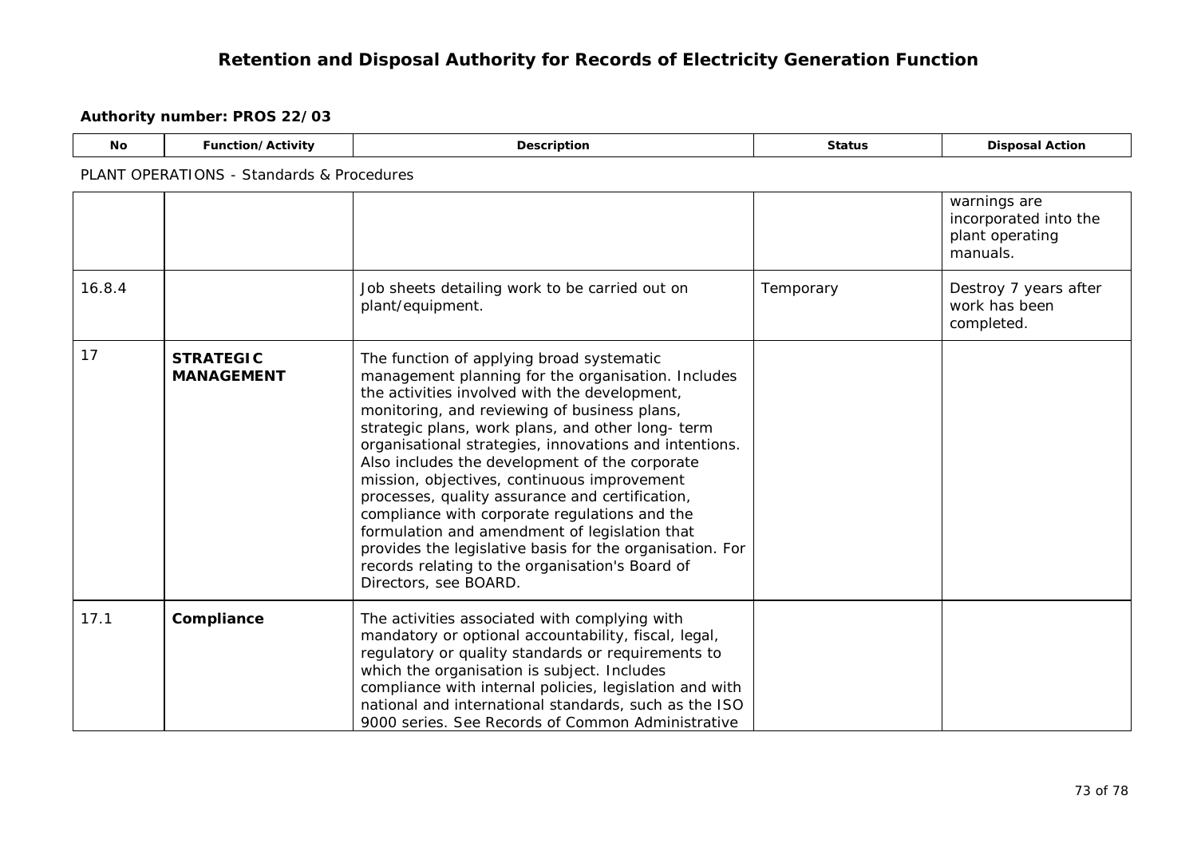# Retention and Disposal Authority for Records of Electricity Generation Function

**Authority number: PROS 22/03**

PLANT OPERATIONS - Standards & Procedures

| No | Function/Activity | Description | Status | Disposal Action |
|---|---|---|---|---|
| | | | | warnings are incorporated into the plant operating manuals. |
| 16.8.4 | | Job sheets detailing work to be carried out on plant/equipment. | Temporary | Destroy 7 years after work has been completed. |
| 17 | **STRATEGIC MANAGEMENT** | The function of applying broad systematic management planning for the organisation. Includes the activities involved with the development, monitoring, and reviewing of business plans, strategic plans, work plans, and other long- term organisational strategies, innovations and intentions. Also includes the development of the corporate mission, objectives, continuous improvement processes, quality assurance and certification, compliance with corporate regulations and the formulation and amendment of legislation that provides the legislative basis for the organisation. For records relating to the organisation's Board of Directors, see BOARD. | | |
| 17.1 | **Compliance** | The activities associated with complying with mandatory or optional accountability, fiscal, legal, regulatory or quality standards or requirements to which the organisation is subject. Includes compliance with internal policies, legislation and with national and international standards, such as the ISO 9000 series. See Records of Common Administrative | | |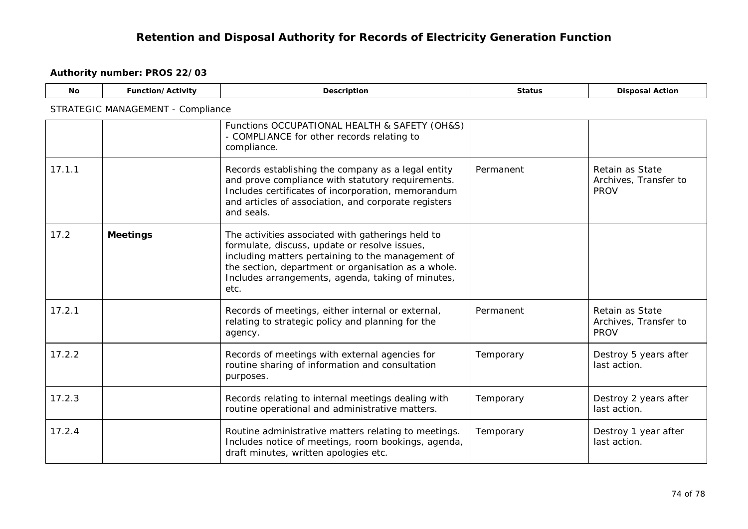# Retention and Disposal Authority for Records of Electricity Generation Function

**Authority number: PROS 22/03**

STRATEGIC MANAGEMENT - Compliance

| No | Function/Activity | Description | Status | Disposal Action |
|---|---|---|---|---|
| | | Functions OCCUPATIONAL HEALTH & SAFETY (OH&S) - COMPLIANCE for other records relating to compliance. | | |
| 17.1.1 | | Records establishing the company as a legal entity and prove compliance with statutory requirements. Includes certificates of incorporation, memorandum and articles of association, and corporate registers and seals. | Permanent | Retain as State Archives, Transfer to PROV |
| 17.2 | **Meetings** | The activities associated with gatherings held to formulate, discuss, update or resolve issues, including matters pertaining to the management of the section, department or organisation as a whole. Includes arrangements, agenda, taking of minutes, etc. | | |
| 17.2.1 | | Records of meetings, either internal or external, relating to strategic policy and planning for the agency. | Permanent | Retain as State Archives, Transfer to PROV |
| 17.2.2 | | Records of meetings with external agencies for routine sharing of information and consultation purposes. | Temporary | Destroy 5 years after last action. |
| 17.2.3 | | Records relating to internal meetings dealing with routine operational and administrative matters. | Temporary | Destroy 2 years after last action. |
| 17.2.4 | | Routine administrative matters relating to meetings. Includes notice of meetings, room bookings, agenda, draft minutes, written apologies etc. | Temporary | Destroy 1 year after last action. |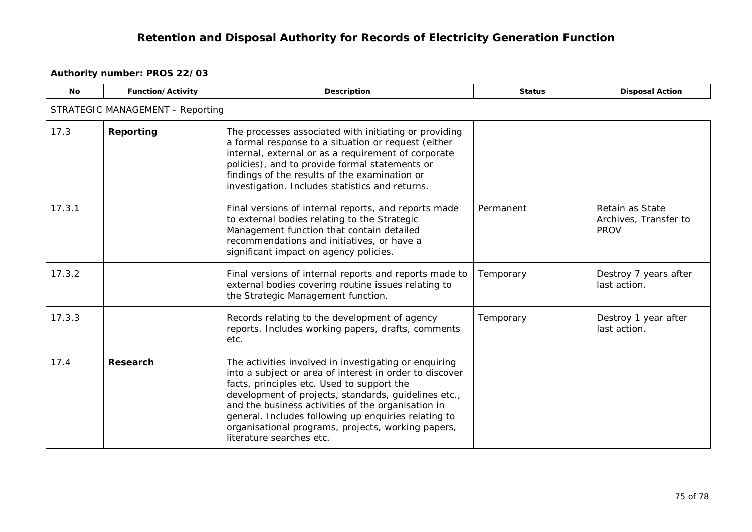# Retention and Disposal Authority for Records of Electricity Generation Function

**Authority number: PROS 22/03**

STRATEGIC MANAGEMENT - Reporting

| No | Function/Activity | Description | Status | Disposal Action |
|---|---|---|---|---|
| 17.3 | **Reporting** | The processes associated with initiating or providing a formal response to a situation or request (either internal, external or as a requirement of corporate policies), and to provide formal statements or findings of the results of the examination or investigation. Includes statistics and returns. | | |
| 17.3.1 | | Final versions of internal reports, and reports made to external bodies relating to the Strategic Management function that contain detailed recommendations and initiatives, or have a significant impact on agency policies. | Permanent | Retain as State Archives, Transfer to PROV |
| 17.3.2 | | Final versions of internal reports and reports made to external bodies covering routine issues relating to the Strategic Management function. | Temporary | Destroy 7 years after last action. |
| 17.3.3 | | Records relating to the development of agency reports. Includes working papers, drafts, comments etc. | Temporary | Destroy 1 year after last action. |
| 17.4 | **Research** | The activities involved in investigating or enquiring into a subject or area of interest in order to discover facts, principles etc. Used to support the development of projects, standards, guidelines etc., and the business activities of the organisation in general. Includes following up enquiries relating to organisational programs, projects, working papers, literature searches etc. | | |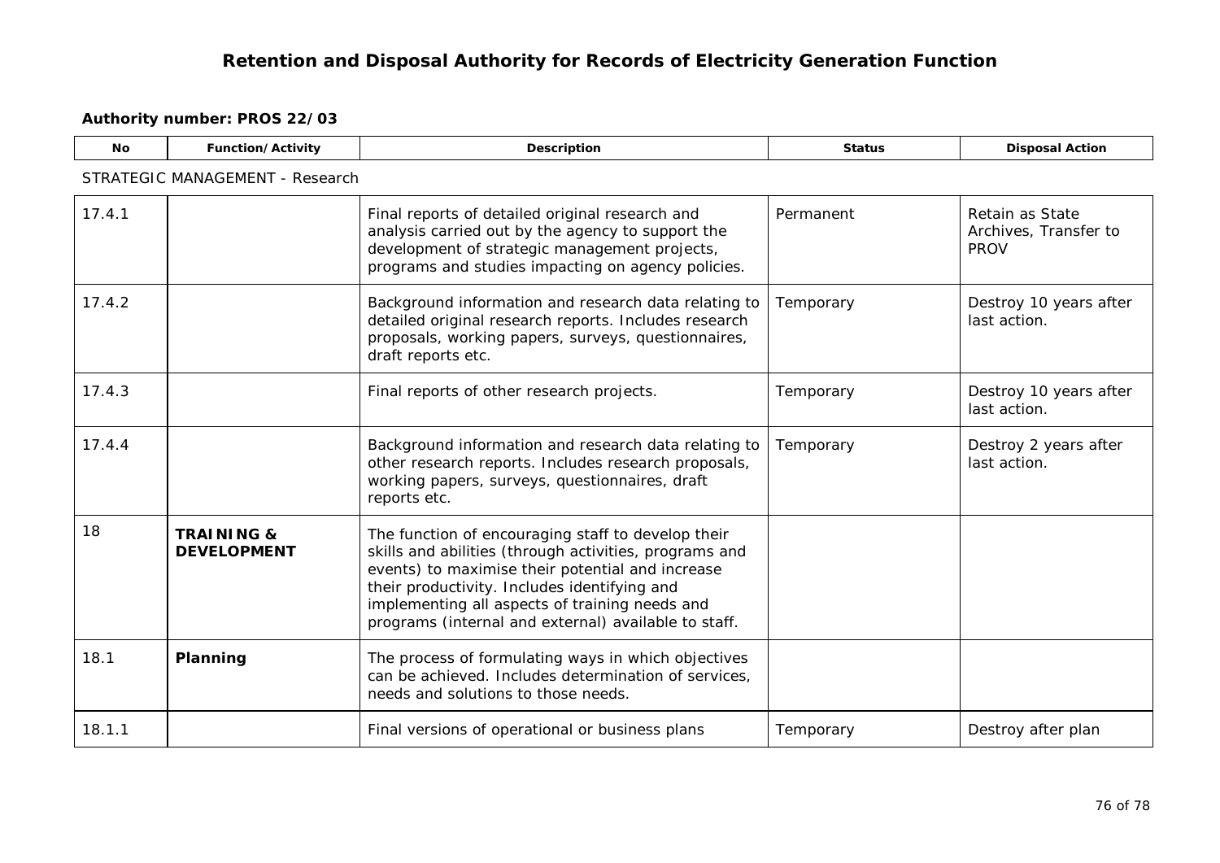# Retention and Disposal Authority for Records of Electricity Generation Function

**Authority number: PROS 22/03**

| No | Function/Activity | Description | Status | Disposal Action |
|---|---|---|---|---|
| STRATEGIC MANAGEMENT - Research | | | | |
| 17.4.1 | | Final reports of detailed original research and analysis carried out by the agency to support the development of strategic management projects, programs and studies impacting on agency policies. | Permanent | Retain as State Archives, Transfer to PROV |
| 17.4.2 | | Background information and research data relating to detailed original research reports. Includes research proposals, working papers, surveys, questionnaires, draft reports etc. | Temporary | Destroy 10 years after last action. |
| 17.4.3 | | Final reports of other research projects. | Temporary | Destroy 10 years after last action. |
| 17.4.4 | | Background information and research data relating to other research reports. Includes research proposals, working papers, surveys, questionnaires, draft reports etc. | Temporary | Destroy 2 years after last action. |
| 18 | **TRAINING & DEVELOPMENT** | The function of encouraging staff to develop their skills and abilities (through activities, programs and events) to maximise their potential and increase their productivity. Includes identifying and implementing all aspects of training needs and programs (internal and external) available to staff. | | |
| 18.1 | **Planning** | The process of formulating ways in which objectives can be achieved. Includes determination of services, needs and solutions to those needs. | | |
| 18.1.1 | | Final versions of operational or business plans | Temporary | Destroy after plan |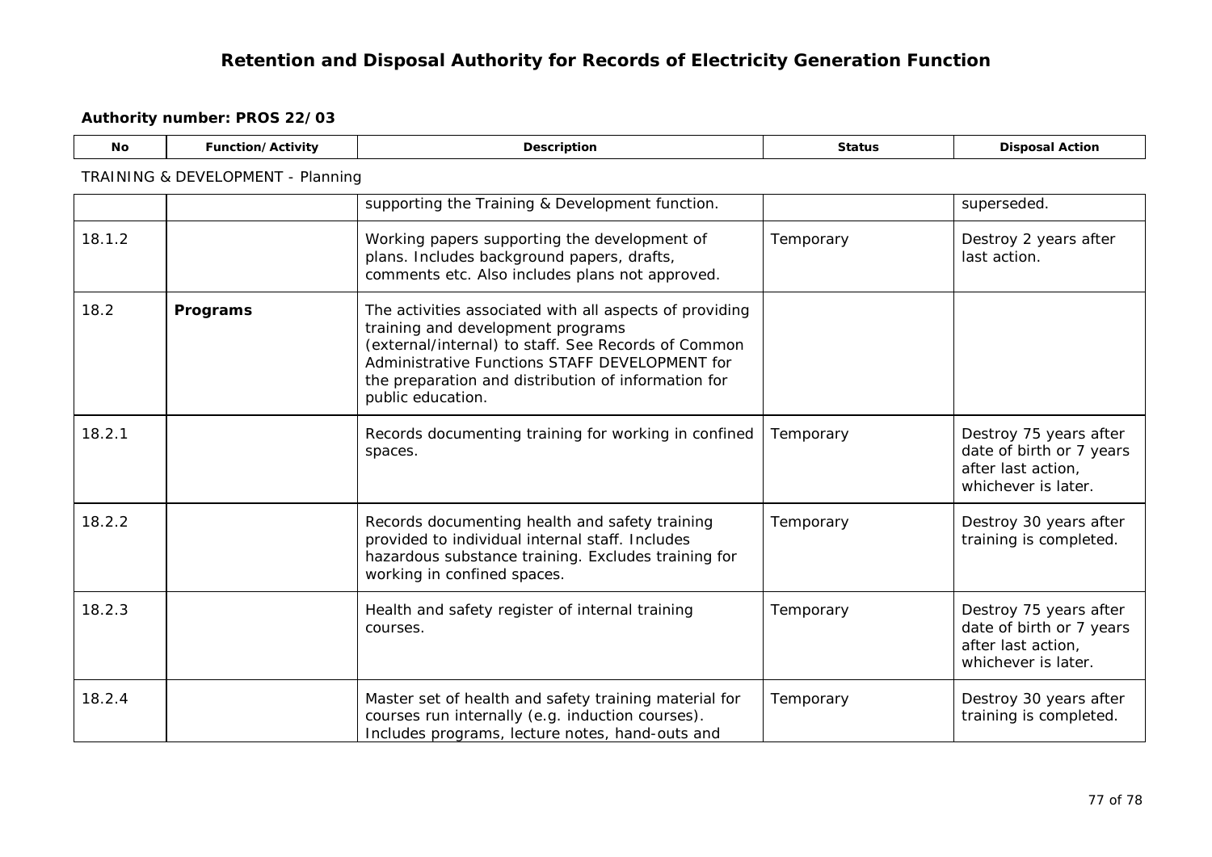# Retention and Disposal Authority for Records of Electricity Generation Function

**Authority number: PROS 22/03**

| No | Function/Activity | Description | Status | Disposal Action |
|---|---|---|---|---|
| TRAINING & DEVELOPMENT - Planning | | | | |
| | | supporting the Training & Development function. | | superseded. |
| 18.1.2 | | Working papers supporting the development of plans. Includes background papers, drafts, comments etc. Also includes plans not approved. | Temporary | Destroy 2 years after last action. |
| 18.2 | **Programs** | The activities associated with all aspects of providing training and development programs (external/internal) to staff. See Records of Common Administrative Functions STAFF DEVELOPMENT for the preparation and distribution of information for public education. | | |
| 18.2.1 | | Records documenting training for working in confined spaces. | Temporary | Destroy 75 years after date of birth or 7 years after last action, whichever is later. |
| 18.2.2 | | Records documenting health and safety training provided to individual internal staff. Includes hazardous substance training. Excludes training for working in confined spaces. | Temporary | Destroy 30 years after training is completed. |
| 18.2.3 | | Health and safety register of internal training courses. | Temporary | Destroy 75 years after date of birth or 7 years after last action, whichever is later. |
| 18.2.4 | | Master set of health and safety training material for courses run internally (e.g. induction courses). Includes programs, lecture notes, hand-outs and | Temporary | Destroy 30 years after training is completed. |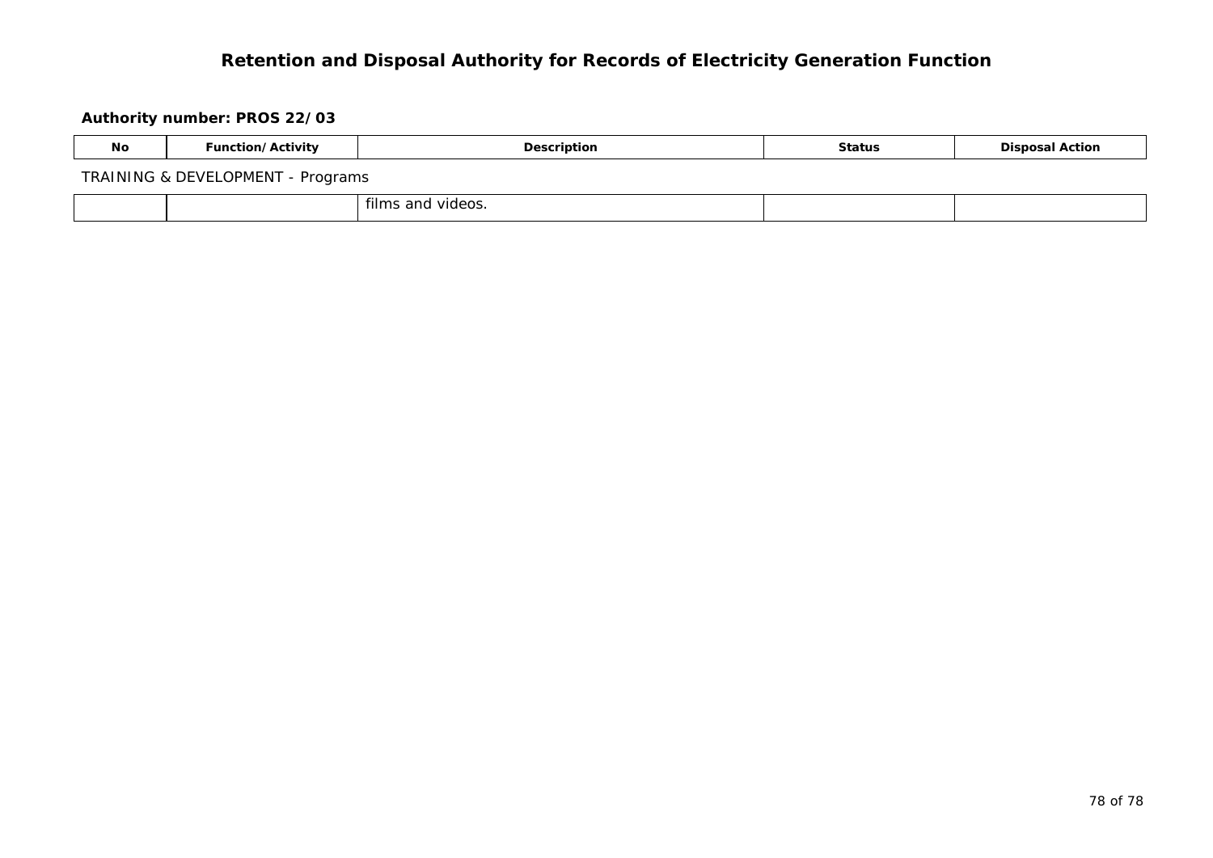# Retention and Disposal Authority for Records of Electricity Generation Function

**Authority number: PROS 22/03**

| No | Function/Activity | Description | Status | Disposal Action |
|---|---|---|---|---|
| TRAINING & DEVELOPMENT - Programs | | | | |
| | | films and videos. | | |